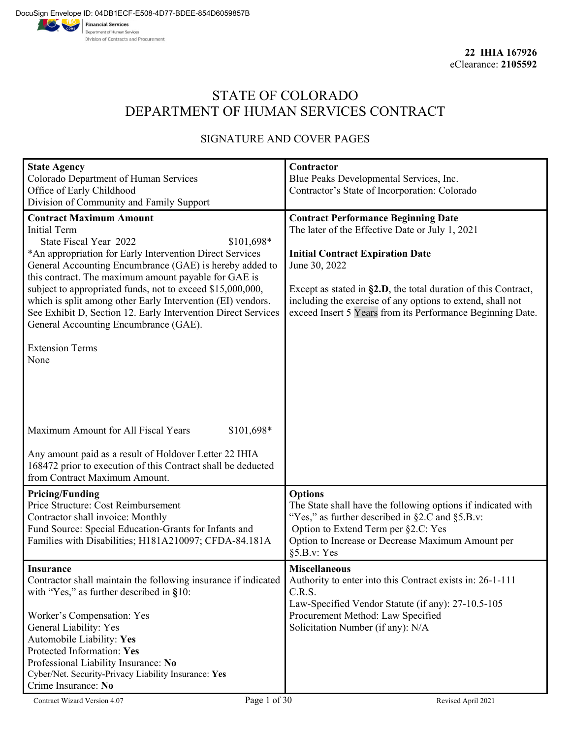DocuSign Envelope ID: 04DB1ECF-E508-4D77-BDEE-854D6059857B

Financial Services
Department of Human Services
Division of Contracts and Procurement

**22 IHIA 167926**
eClearance: **2105592**

# STATE OF COLORADO
# DEPARTMENT OF HUMAN SERVICES CONTRACT

## SIGNATURE AND COVER PAGES

| **State Agency**<br>Colorado Department of Human Services<br>Office of Early Childhood<br>Division of Community and Family Support | **Contractor**<br>Blue Peaks Developmental Services, Inc.<br>Contractor's State of Incorporation: Colorado |
|---|---|
| **Contract Maximum Amount**<br>Initial Term<br>State Fiscal Year 2022 $101,698*<br>*An appropriation for Early Intervention Direct Services General Accounting Encumbrance (GAE) is hereby added to this contract. The maximum amount payable for GAE is subject to appropriated funds, not to exceed $15,000,000, which is split among other Early Intervention (EI) vendors. See Exhibit D, Section 12. Early Intervention Direct Services General Accounting Encumbrance (GAE).<br><br>Extension Terms<br>None<br><br>Maximum Amount for All Fiscal Years $101,698*<br><br>Any amount paid as a result of Holdover Letter 22 IHIA 168472 prior to execution of this Contract shall be deducted from Contract Maximum Amount. | **Contract Performance Beginning Date**<br>The later of the Effective Date or July 1, 2021<br><br>**Initial Contract Expiration Date**<br>June 30, 2022<br><br>Except as stated in **§2.D**, the total duration of this Contract, including the exercise of any options to extend, shall not exceed Insert 5 Years from its Performance Beginning Date. |
| **Pricing/Funding**<br>Price Structure: Cost Reimbursement<br>Contractor shall invoice: Monthly<br>Fund Source: Special Education-Grants for Infants and Families with Disabilities; H181A210097; CFDA-84.181A | **Options**<br>The State shall have the following options if indicated with "Yes," as further described in §2.C and §5.B.v:<br>Option to Extend Term per §2.C: Yes<br>Option to Increase or Decrease Maximum Amount per §5.B.v: Yes |
| **Insurance**<br>Contractor shall maintain the following insurance if indicated with "Yes," as further described in **§**10:<br><br>Worker's Compensation: Yes<br>General Liability: Yes<br>Automobile Liability: **Yes**<br>Protected Information: **Yes**<br>Professional Liability Insurance: **No**<br>Cyber/Net. Security-Privacy Liability Insurance: **Yes**<br>Crime Insurance: **No** | **Miscellaneous**<br>Authority to enter into this Contract exists in: 26-1-111 C.R.S.<br>Law-Specified Vendor Statute (if any): 27-10.5-105<br>Procurement Method: Law Specified<br>Solicitation Number (if any): N/A |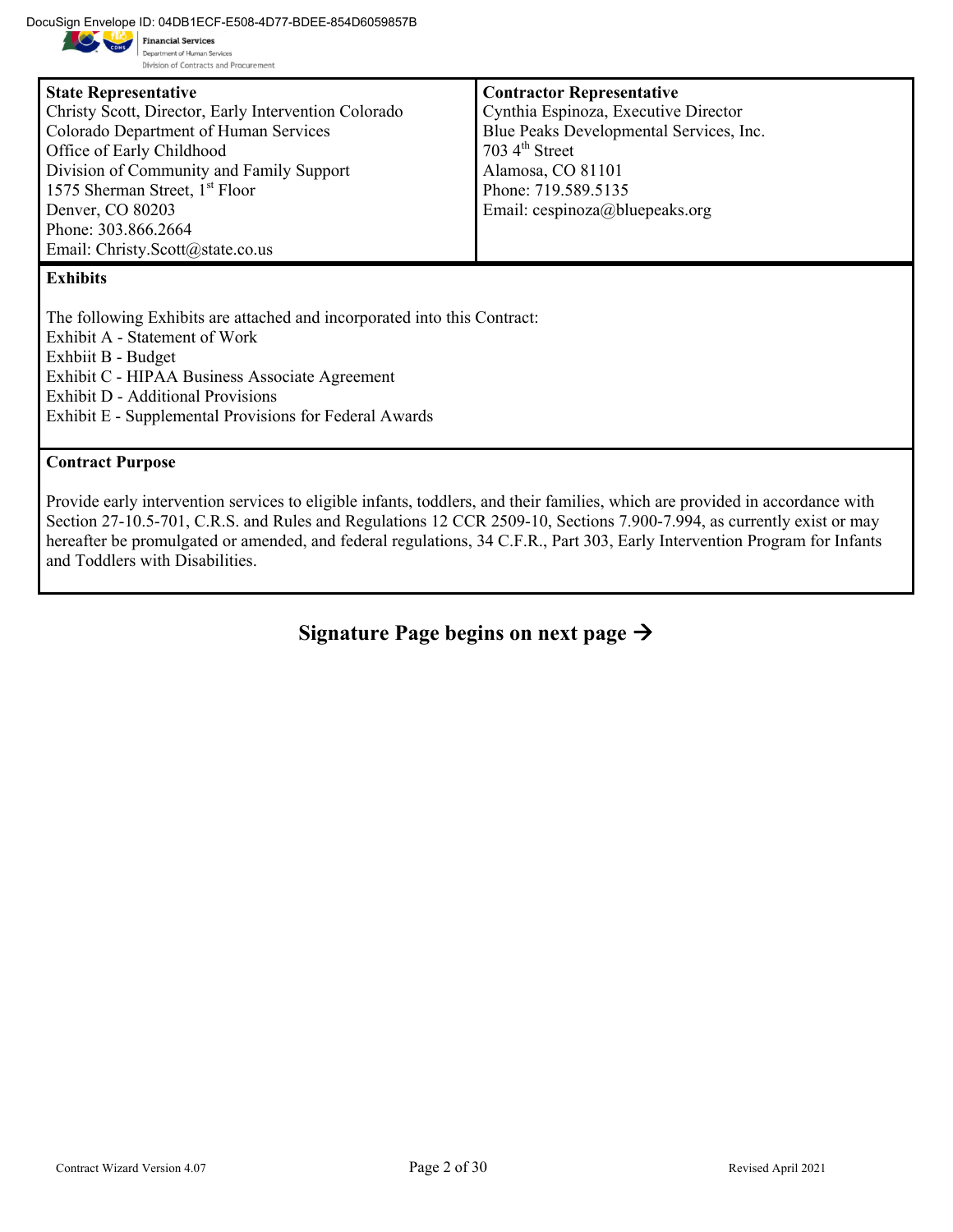| **State Representative** | **Contractor Representative** |
| --- | --- |
| Christy Scott, Director, Early Intervention Colorado<br>Colorado Department of Human Services<br>Office of Early Childhood<br>Division of Community and Family Support<br>1575 Sherman Street, 1st Floor<br>Denver, CO 80203<br>Phone: 303.866.2664<br>Email: Christy.Scott@state.co.us | Cynthia Espinoza, Executive Director<br>Blue Peaks Developmental Services, Inc.<br>703 4th Street<br>Alamosa, CO 81101<br>Phone: 719.589.5135<br>Email: cespinoza@bluepeaks.org |

**Exhibits**

The following Exhibits are attached and incorporated into this Contract:
Exhibit A - Statement of Work
Exhbiit B - Budget
Exhibit C - HIPAA Business Associate Agreement
Exhibit D - Additional Provisions
Exhibit E - Supplemental Provisions for Federal Awards

**Contract Purpose**

Provide early intervention services to eligible infants, toddlers, and their families, which are provided in accordance with Section 27-10.5-701, C.R.S. and Rules and Regulations 12 CCR 2509-10, Sections 7.900-7.994, as currently exist or may hereafter be promulgated or amended, and federal regulations, 34 C.F.R., Part 303, Early Intervention Program for Infants and Toddlers with Disabilities.

**Signature Page begins on next page →**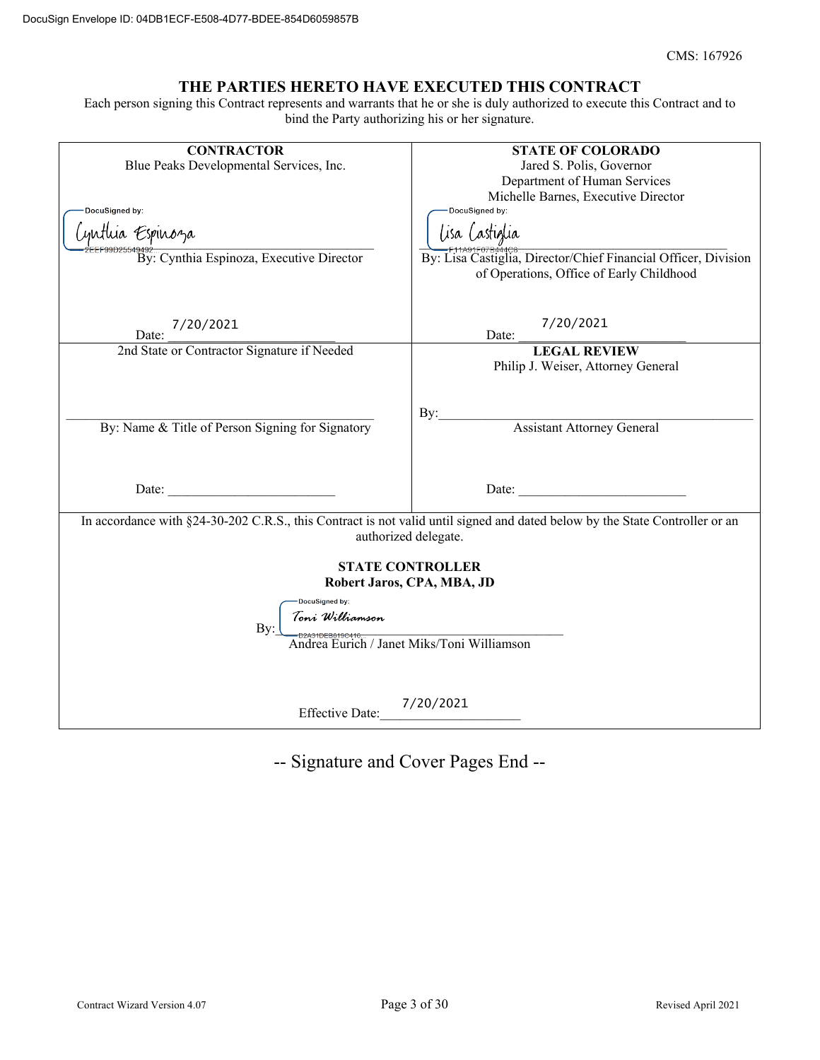CMS: 167926

## THE PARTIES HERETO HAVE EXECUTED THIS CONTRACT

Each person signing this Contract represents and warrants that he or she is duly authorized to execute this Contract and to bind the Party authorizing his or her signature.

| **CONTRACTOR** | **STATE OF COLORADO** |
|---|---|
| Blue Peaks Developmental Services, Inc. | Jared S. Polis, Governor<br>Department of Human Services<br>Michelle Barnes, Executive Director |
| DocuSigned by: Cynthia Espinoza<br>2EEF99D25549492<br>By: Cynthia Espinoza, Executive Director | DocuSigned by: Lisa Castiglia<br>F11A91F67B444C6<br>By: Lisa Castiglia, Director/Chief Financial Officer, Division of Operations, Office of Early Childhood |
| Date: 7/20/2021 | Date: 7/20/2021 |
| 2nd State or Contractor Signature if Needed | **LEGAL REVIEW**<br>Philip J. Weiser, Attorney General |
| By: Name & Title of Person Signing for Signatory | By: ____________________<br>Assistant Attorney General |
| Date: ____________________ | Date: ____________________ |

In accordance with §24-30-202 C.R.S., this Contract is not valid until signed and dated below by the State Controller or an authorized delegate.

**STATE CONTROLLER**
**Robert Jaros, CPA, MBA, JD**

By: DocuSigned by: Toni Williamson
B2A31DEB619C416
Andrea Eurich / Janet Miks/Toni Williamson

Effective Date: 7/20/2021

-- Signature and Cover Pages End --

Contract Wizard Version 4.07 | Revised April 2021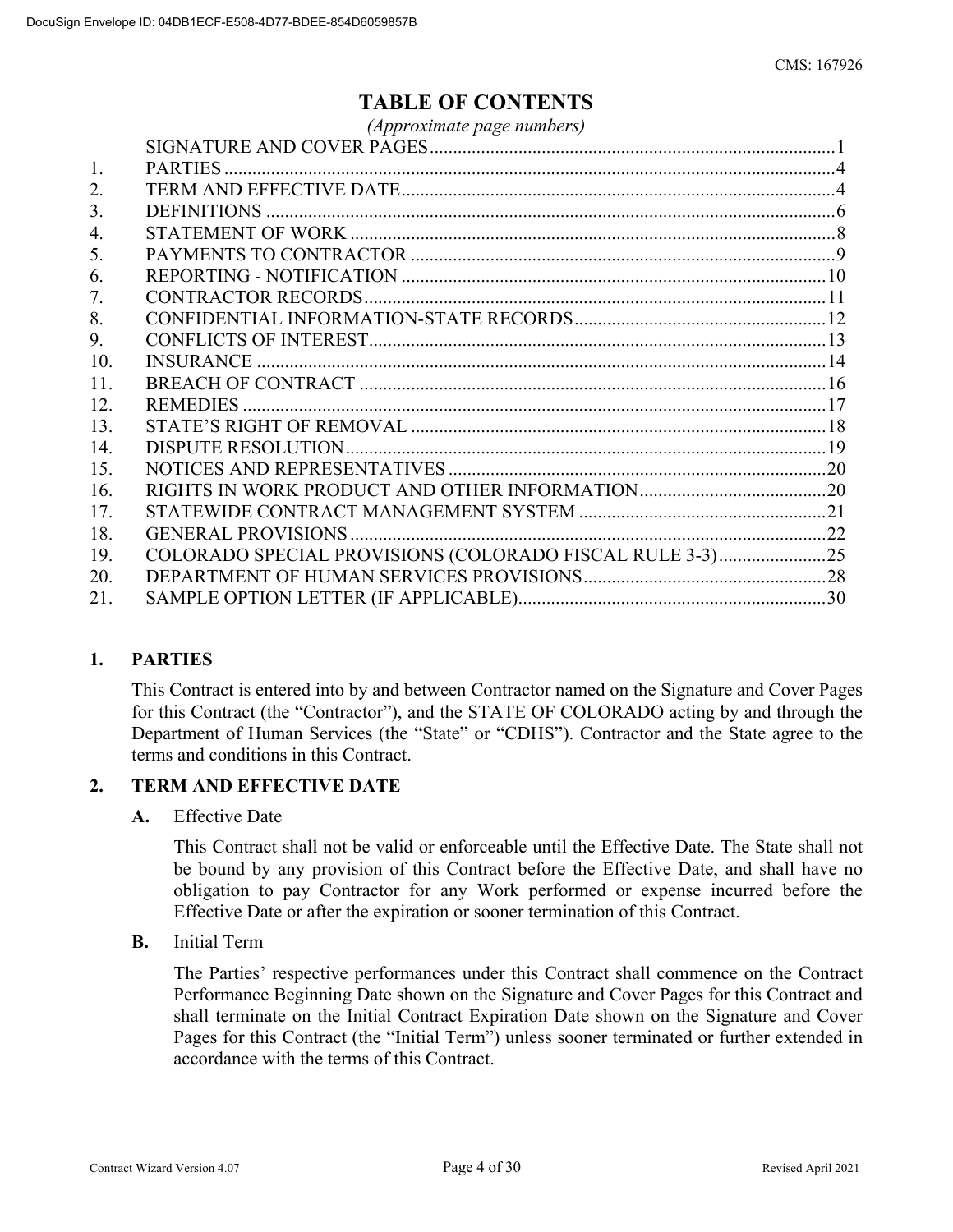# TABLE OF CONTENTS

*(Approximate page numbers)*

| | | |
|---|---|---|
| | SIGNATURE AND COVER PAGES | 1 |
| 1. | PARTIES | 4 |
| 2. | TERM AND EFFECTIVE DATE | 4 |
| 3. | DEFINITIONS | 6 |
| 4. | STATEMENT OF WORK | 8 |
| 5. | PAYMENTS TO CONTRACTOR | 9 |
| 6. | REPORTING - NOTIFICATION | 10 |
| 7. | CONTRACTOR RECORDS | 11 |
| 8. | CONFIDENTIAL INFORMATION-STATE RECORDS | 12 |
| 9. | CONFLICTS OF INTEREST | 13 |
| 10. | INSURANCE | 14 |
| 11. | BREACH OF CONTRACT | 16 |
| 12. | REMEDIES | 17 |
| 13. | STATE'S RIGHT OF REMOVAL | 18 |
| 14. | DISPUTE RESOLUTION | 19 |
| 15. | NOTICES AND REPRESENTATIVES | 20 |
| 16. | RIGHTS IN WORK PRODUCT AND OTHER INFORMATION | 20 |
| 17. | STATEWIDE CONTRACT MANAGEMENT SYSTEM | 21 |
| 18. | GENERAL PROVISIONS | 22 |
| 19. | COLORADO SPECIAL PROVISIONS (COLORADO FISCAL RULE 3-3) | 25 |
| 20. | DEPARTMENT OF HUMAN SERVICES PROVISIONS | 28 |
| 21. | SAMPLE OPTION LETTER (IF APPLICABLE) | 30 |

## 1. PARTIES

This Contract is entered into by and between Contractor named on the Signature and Cover Pages for this Contract (the "Contractor"), and the STATE OF COLORADO acting by and through the Department of Human Services (the "State" or "CDHS"). Contractor and the State agree to the terms and conditions in this Contract.

## 2. TERM AND EFFECTIVE DATE

**A.** Effective Date

This Contract shall not be valid or enforceable until the Effective Date. The State shall not be bound by any provision of this Contract before the Effective Date, and shall have no obligation to pay Contractor for any Work performed or expense incurred before the Effective Date or after the expiration or sooner termination of this Contract.

**B.** Initial Term

The Parties' respective performances under this Contract shall commence on the Contract Performance Beginning Date shown on the Signature and Cover Pages for this Contract and shall terminate on the Initial Contract Expiration Date shown on the Signature and Cover Pages for this Contract (the "Initial Term") unless sooner terminated or further extended in accordance with the terms of this Contract.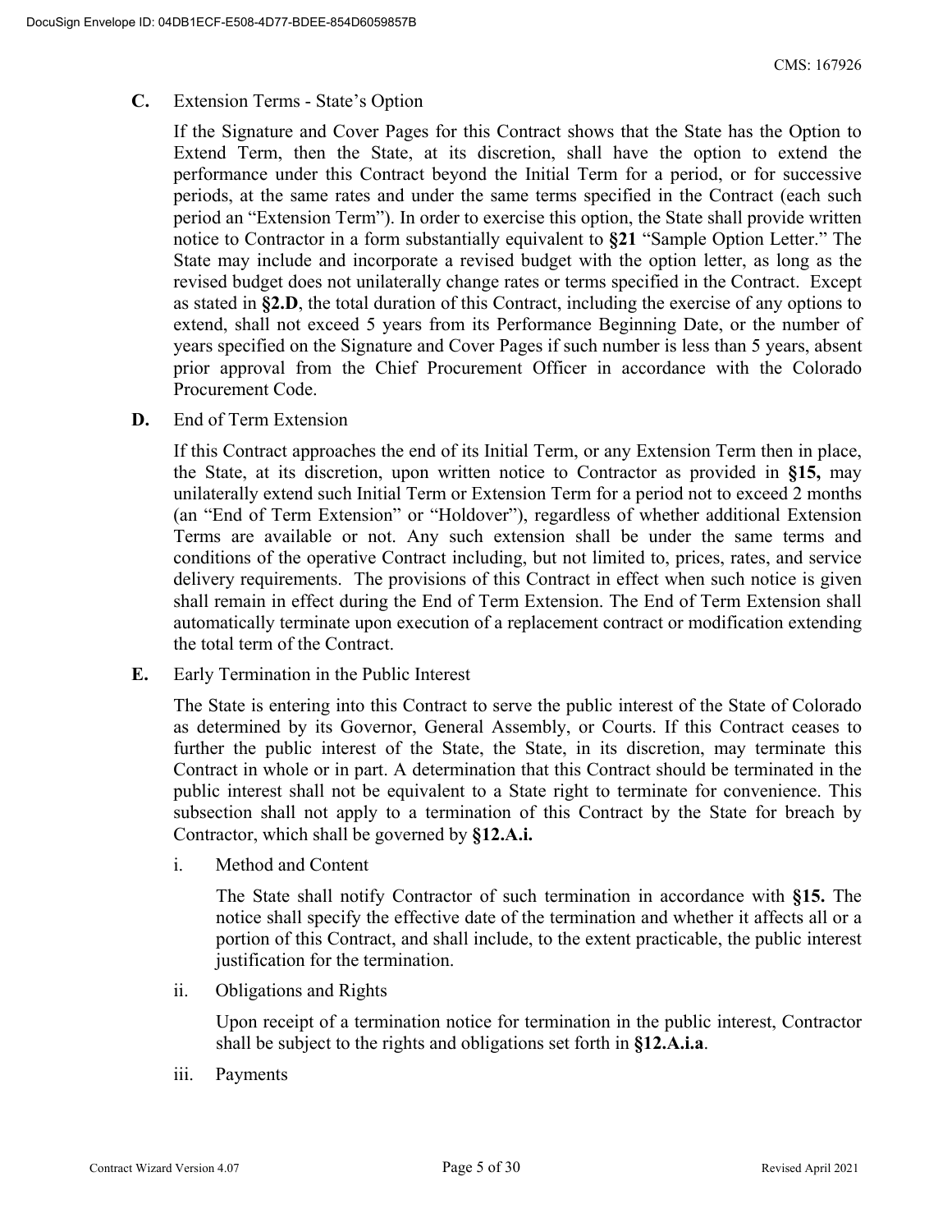**C.** Extension Terms - State's Option

If the Signature and Cover Pages for this Contract shows that the State has the Option to Extend Term, then the State, at its discretion, shall have the option to extend the performance under this Contract beyond the Initial Term for a period, or for successive periods, at the same rates and under the same terms specified in the Contract (each such period an "Extension Term"). In order to exercise this option, the State shall provide written notice to Contractor in a form substantially equivalent to **§21** "Sample Option Letter." The State may include and incorporate a revised budget with the option letter, as long as the revised budget does not unilaterally change rates or terms specified in the Contract. Except as stated in **§2.D**, the total duration of this Contract, including the exercise of any options to extend, shall not exceed 5 years from its Performance Beginning Date, or the number of years specified on the Signature and Cover Pages if such number is less than 5 years, absent prior approval from the Chief Procurement Officer in accordance with the Colorado Procurement Code.

**D.** End of Term Extension

If this Contract approaches the end of its Initial Term, or any Extension Term then in place, the State, at its discretion, upon written notice to Contractor as provided in **§15,** may unilaterally extend such Initial Term or Extension Term for a period not to exceed 2 months (an "End of Term Extension" or "Holdover"), regardless of whether additional Extension Terms are available or not. Any such extension shall be under the same terms and conditions of the operative Contract including, but not limited to, prices, rates, and service delivery requirements. The provisions of this Contract in effect when such notice is given shall remain in effect during the End of Term Extension. The End of Term Extension shall automatically terminate upon execution of a replacement contract or modification extending the total term of the Contract.

**E.** Early Termination in the Public Interest

The State is entering into this Contract to serve the public interest of the State of Colorado as determined by its Governor, General Assembly, or Courts. If this Contract ceases to further the public interest of the State, the State, in its discretion, may terminate this Contract in whole or in part. A determination that this Contract should be terminated in the public interest shall not be equivalent to a State right to terminate for convenience. This subsection shall not apply to a termination of this Contract by the State for breach by Contractor, which shall be governed by **§12.A.i.**

i. Method and Content

The State shall notify Contractor of such termination in accordance with **§15.** The notice shall specify the effective date of the termination and whether it affects all or a portion of this Contract, and shall include, to the extent practicable, the public interest justification for the termination.

ii. Obligations and Rights

Upon receipt of a termination notice for termination in the public interest, Contractor shall be subject to the rights and obligations set forth in **§12.A.i.a**.

iii. Payments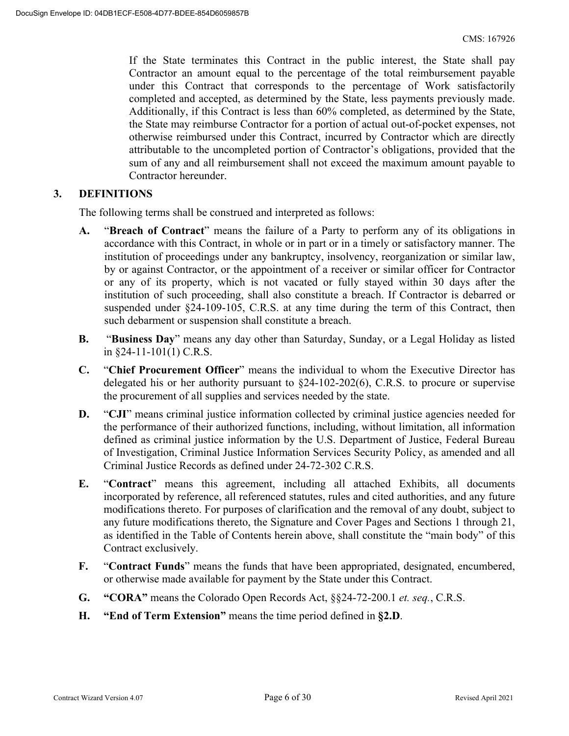If the State terminates this Contract in the public interest, the State shall pay Contractor an amount equal to the percentage of the total reimbursement payable under this Contract that corresponds to the percentage of Work satisfactorily completed and accepted, as determined by the State, less payments previously made. Additionally, if this Contract is less than 60% completed, as determined by the State, the State may reimburse Contractor for a portion of actual out-of-pocket expenses, not otherwise reimbursed under this Contract, incurred by Contractor which are directly attributable to the uncompleted portion of Contractor's obligations, provided that the sum of any and all reimbursement shall not exceed the maximum amount payable to Contractor hereunder.

## 3. DEFINITIONS

The following terms shall be construed and interpreted as follows:

**A.** "**Breach of Contract**" means the failure of a Party to perform any of its obligations in accordance with this Contract, in whole or in part or in a timely or satisfactory manner. The institution of proceedings under any bankruptcy, insolvency, reorganization or similar law, by or against Contractor, or the appointment of a receiver or similar officer for Contractor or any of its property, which is not vacated or fully stayed within 30 days after the institution of such proceeding, shall also constitute a breach. If Contractor is debarred or suspended under §24-109-105, C.R.S. at any time during the term of this Contract, then such debarment or suspension shall constitute a breach.

**B.** "**Business Day**" means any day other than Saturday, Sunday, or a Legal Holiday as listed in §24-11-101(1) C.R.S.

**C.** "**Chief Procurement Officer**" means the individual to whom the Executive Director has delegated his or her authority pursuant to §24-102-202(6), C.R.S. to procure or supervise the procurement of all supplies and services needed by the state.

**D.** "**CJI**" means criminal justice information collected by criminal justice agencies needed for the performance of their authorized functions, including, without limitation, all information defined as criminal justice information by the U.S. Department of Justice, Federal Bureau of Investigation, Criminal Justice Information Services Security Policy, as amended and all Criminal Justice Records as defined under 24-72-302 C.R.S.

**E.** "**Contract**" means this agreement, including all attached Exhibits, all documents incorporated by reference, all referenced statutes, rules and cited authorities, and any future modifications thereto. For purposes of clarification and the removal of any doubt, subject to any future modifications thereto, the Signature and Cover Pages and Sections 1 through 21, as identified in the Table of Contents herein above, shall constitute the "main body" of this Contract exclusively.

**F.** "**Contract Funds**" means the funds that have been appropriated, designated, encumbered, or otherwise made available for payment by the State under this Contract.

**G.** **"CORA"** means the Colorado Open Records Act, §§24-72-200.1 *et. seq.*, C.R.S.

**H.** **"End of Term Extension"** means the time period defined in **§2.D**.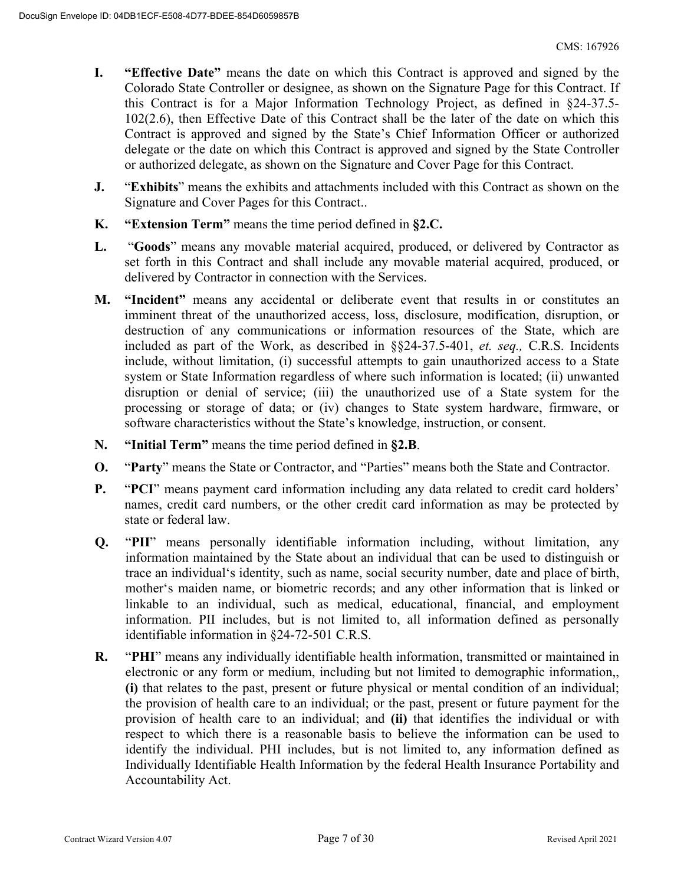**I.** **"Effective Date"** means the date on which this Contract is approved and signed by the Colorado State Controller or designee, as shown on the Signature Page for this Contract. If this Contract is for a Major Information Technology Project, as defined in §24-37.5-102(2.6), then Effective Date of this Contract shall be the later of the date on which this Contract is approved and signed by the State's Chief Information Officer or authorized delegate or the date on which this Contract is approved and signed by the State Controller or authorized delegate, as shown on the Signature and Cover Page for this Contract.

**J.** "**Exhibits**" means the exhibits and attachments included with this Contract as shown on the Signature and Cover Pages for this Contract..

**K.** **"Extension Term"** means the time period defined in **§2.C.**

**L.** "**Goods**" means any movable material acquired, produced, or delivered by Contractor as set forth in this Contract and shall include any movable material acquired, produced, or delivered by Contractor in connection with the Services.

**M.** **"Incident"** means any accidental or deliberate event that results in or constitutes an imminent threat of the unauthorized access, loss, disclosure, modification, disruption, or destruction of any communications or information resources of the State, which are included as part of the Work, as described in §§24-37.5-401, *et. seq.,* C.R.S. Incidents include, without limitation, (i) successful attempts to gain unauthorized access to a State system or State Information regardless of where such information is located; (ii) unwanted disruption or denial of service; (iii) the unauthorized use of a State system for the processing or storage of data; or (iv) changes to State system hardware, firmware, or software characteristics without the State's knowledge, instruction, or consent.

**N.** **"Initial Term"** means the time period defined in **§2.B**.

**O.** "**Party**" means the State or Contractor, and "Parties" means both the State and Contractor.

**P.** "**PCI**" means payment card information including any data related to credit card holders' names, credit card numbers, or the other credit card information as may be protected by state or federal law.

**Q.** "**PII**" means personally identifiable information including, without limitation, any information maintained by the State about an individual that can be used to distinguish or trace an individual's identity, such as name, social security number, date and place of birth, mother's maiden name, or biometric records; and any other information that is linked or linkable to an individual, such as medical, educational, financial, and employment information. PII includes, but is not limited to, all information defined as personally identifiable information in §24-72-501 C.R.S.

**R.** "**PHI**" means any individually identifiable health information, transmitted or maintained in electronic or any form or medium, including but not limited to demographic information,, **(i)** that relates to the past, present or future physical or mental condition of an individual; the provision of health care to an individual; or the past, present or future payment for the provision of health care to an individual; and **(ii)** that identifies the individual or with respect to which there is a reasonable basis to believe the information can be used to identify the individual. PHI includes, but is not limited to, any information defined as Individually Identifiable Health Information by the federal Health Insurance Portability and Accountability Act.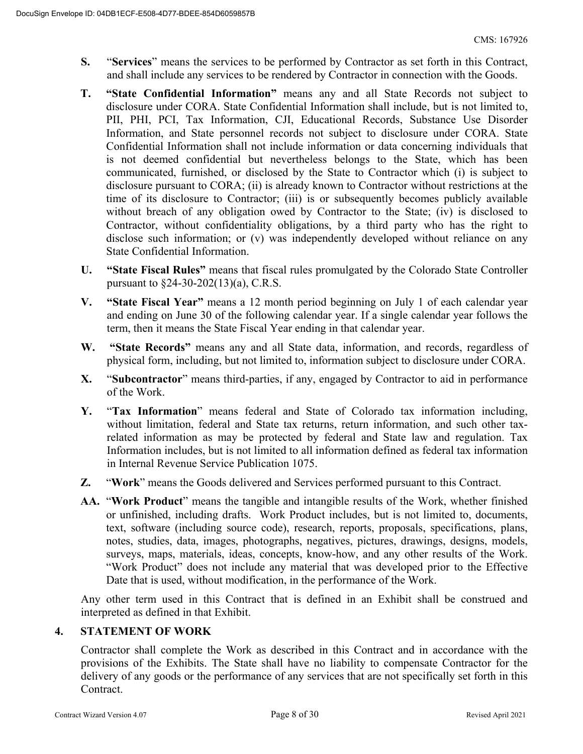**S.** "**Services**" means the services to be performed by Contractor as set forth in this Contract, and shall include any services to be rendered by Contractor in connection with the Goods.

**T.** **"State Confidential Information"** means any and all State Records not subject to disclosure under CORA. State Confidential Information shall include, but is not limited to, PII, PHI, PCI, Tax Information, CJI, Educational Records, Substance Use Disorder Information, and State personnel records not subject to disclosure under CORA. State Confidential Information shall not include information or data concerning individuals that is not deemed confidential but nevertheless belongs to the State, which has been communicated, furnished, or disclosed by the State to Contractor which (i) is subject to disclosure pursuant to CORA; (ii) is already known to Contractor without restrictions at the time of its disclosure to Contractor; (iii) is or subsequently becomes publicly available without breach of any obligation owed by Contractor to the State; (iv) is disclosed to Contractor, without confidentiality obligations, by a third party who has the right to disclose such information; or (v) was independently developed without reliance on any State Confidential Information.

**U.** **"State Fiscal Rules"** means that fiscal rules promulgated by the Colorado State Controller pursuant to §24-30-202(13)(a), C.R.S.

**V.** **"State Fiscal Year"** means a 12 month period beginning on July 1 of each calendar year and ending on June 30 of the following calendar year. If a single calendar year follows the term, then it means the State Fiscal Year ending in that calendar year.

**W.** **"State Records"** means any and all State data, information, and records, regardless of physical form, including, but not limited to, information subject to disclosure under CORA.

**X.** "**Subcontractor**" means third-parties, if any, engaged by Contractor to aid in performance of the Work.

**Y.** "**Tax Information**" means federal and State of Colorado tax information including, without limitation, federal and State tax returns, return information, and such other tax-related information as may be protected by federal and State law and regulation. Tax Information includes, but is not limited to all information defined as federal tax information in Internal Revenue Service Publication 1075.

**Z.** "**Work**" means the Goods delivered and Services performed pursuant to this Contract.

**AA.** "**Work Product**" means the tangible and intangible results of the Work, whether finished or unfinished, including drafts. Work Product includes, but is not limited to, documents, text, software (including source code), research, reports, proposals, specifications, plans, notes, studies, data, images, photographs, negatives, pictures, drawings, designs, models, surveys, maps, materials, ideas, concepts, know-how, and any other results of the Work. "Work Product" does not include any material that was developed prior to the Effective Date that is used, without modification, in the performance of the Work.

Any other term used in this Contract that is defined in an Exhibit shall be construed and interpreted as defined in that Exhibit.

## 4. STATEMENT OF WORK

Contractor shall complete the Work as described in this Contract and in accordance with the provisions of the Exhibits. The State shall have no liability to compensate Contractor for the delivery of any goods or the performance of any services that are not specifically set forth in this Contract.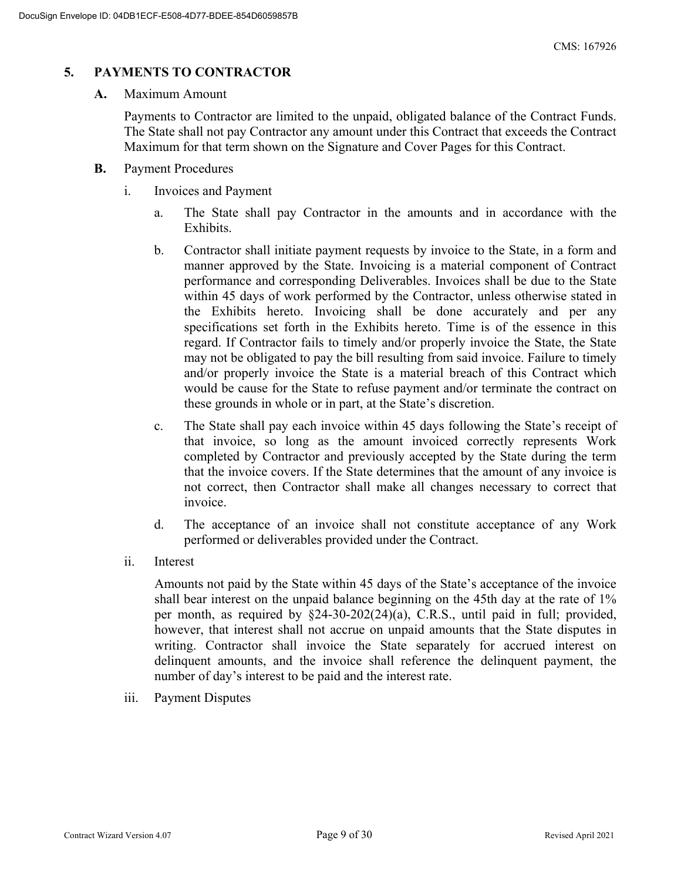## 5. PAYMENTS TO CONTRACTOR

**A.** Maximum Amount

Payments to Contractor are limited to the unpaid, obligated balance of the Contract Funds. The State shall not pay Contractor any amount under this Contract that exceeds the Contract Maximum for that term shown on the Signature and Cover Pages for this Contract.

**B.** Payment Procedures

i. Invoices and Payment

a. The State shall pay Contractor in the amounts and in accordance with the Exhibits.

b. Contractor shall initiate payment requests by invoice to the State, in a form and manner approved by the State. Invoicing is a material component of Contract performance and corresponding Deliverables. Invoices shall be due to the State within 45 days of work performed by the Contractor, unless otherwise stated in the Exhibits hereto. Invoicing shall be done accurately and per any specifications set forth in the Exhibits hereto. Time is of the essence in this regard. If Contractor fails to timely and/or properly invoice the State, the State may not be obligated to pay the bill resulting from said invoice. Failure to timely and/or properly invoice the State is a material breach of this Contract which would be cause for the State to refuse payment and/or terminate the contract on these grounds in whole or in part, at the State's discretion.

c. The State shall pay each invoice within 45 days following the State's receipt of that invoice, so long as the amount invoiced correctly represents Work completed by Contractor and previously accepted by the State during the term that the invoice covers. If the State determines that the amount of any invoice is not correct, then Contractor shall make all changes necessary to correct that invoice.

d. The acceptance of an invoice shall not constitute acceptance of any Work performed or deliverables provided under the Contract.

ii. Interest

Amounts not paid by the State within 45 days of the State's acceptance of the invoice shall bear interest on the unpaid balance beginning on the 45th day at the rate of 1% per month, as required by §24-30-202(24)(a), C.R.S., until paid in full; provided, however, that interest shall not accrue on unpaid amounts that the State disputes in writing. Contractor shall invoice the State separately for accrued interest on delinquent amounts, and the invoice shall reference the delinquent payment, the number of day's interest to be paid and the interest rate.

iii. Payment Disputes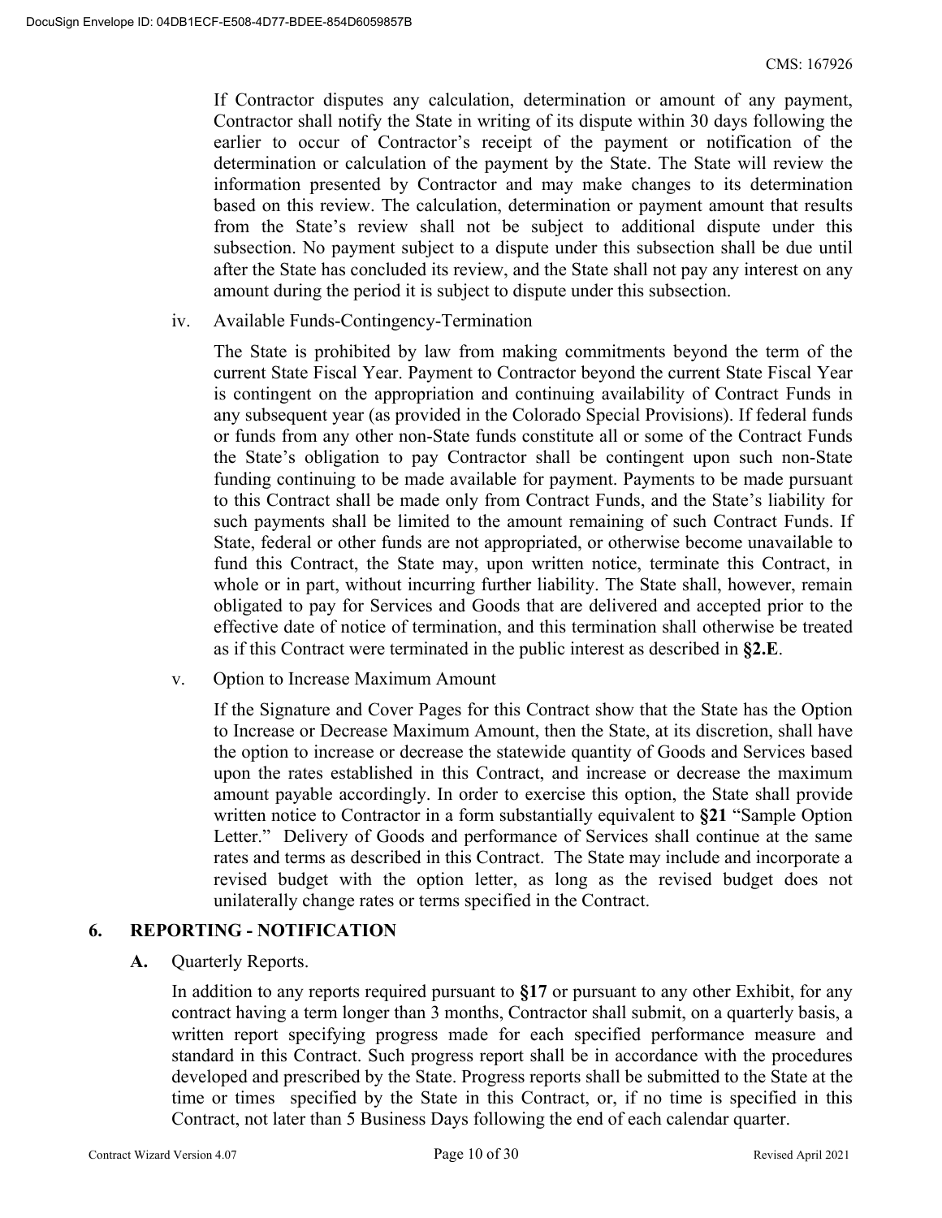If Contractor disputes any calculation, determination or amount of any payment, Contractor shall notify the State in writing of its dispute within 30 days following the earlier to occur of Contractor's receipt of the payment or notification of the determination or calculation of the payment by the State. The State will review the information presented by Contractor and may make changes to its determination based on this review. The calculation, determination or payment amount that results from the State's review shall not be subject to additional dispute under this subsection. No payment subject to a dispute under this subsection shall be due until after the State has concluded its review, and the State shall not pay any interest on any amount during the period it is subject to dispute under this subsection.

iv. Available Funds-Contingency-Termination

The State is prohibited by law from making commitments beyond the term of the current State Fiscal Year. Payment to Contractor beyond the current State Fiscal Year is contingent on the appropriation and continuing availability of Contract Funds in any subsequent year (as provided in the Colorado Special Provisions). If federal funds or funds from any other non-State funds constitute all or some of the Contract Funds the State's obligation to pay Contractor shall be contingent upon such non-State funding continuing to be made available for payment. Payments to be made pursuant to this Contract shall be made only from Contract Funds, and the State's liability for such payments shall be limited to the amount remaining of such Contract Funds. If State, federal or other funds are not appropriated, or otherwise become unavailable to fund this Contract, the State may, upon written notice, terminate this Contract, in whole or in part, without incurring further liability. The State shall, however, remain obligated to pay for Services and Goods that are delivered and accepted prior to the effective date of notice of termination, and this termination shall otherwise be treated as if this Contract were terminated in the public interest as described in **§2.E**.

v. Option to Increase Maximum Amount

If the Signature and Cover Pages for this Contract show that the State has the Option to Increase or Decrease Maximum Amount, then the State, at its discretion, shall have the option to increase or decrease the statewide quantity of Goods and Services based upon the rates established in this Contract, and increase or decrease the maximum amount payable accordingly. In order to exercise this option, the State shall provide written notice to Contractor in a form substantially equivalent to **§21** "Sample Option Letter." Delivery of Goods and performance of Services shall continue at the same rates and terms as described in this Contract. The State may include and incorporate a revised budget with the option letter, as long as the revised budget does not unilaterally change rates or terms specified in the Contract.

## 6. REPORTING - NOTIFICATION

**A.** Quarterly Reports.

In addition to any reports required pursuant to **§17** or pursuant to any other Exhibit, for any contract having a term longer than 3 months, Contractor shall submit, on a quarterly basis, a written report specifying progress made for each specified performance measure and standard in this Contract. Such progress report shall be in accordance with the procedures developed and prescribed by the State. Progress reports shall be submitted to the State at the time or times specified by the State in this Contract, or, if no time is specified in this Contract, not later than 5 Business Days following the end of each calendar quarter.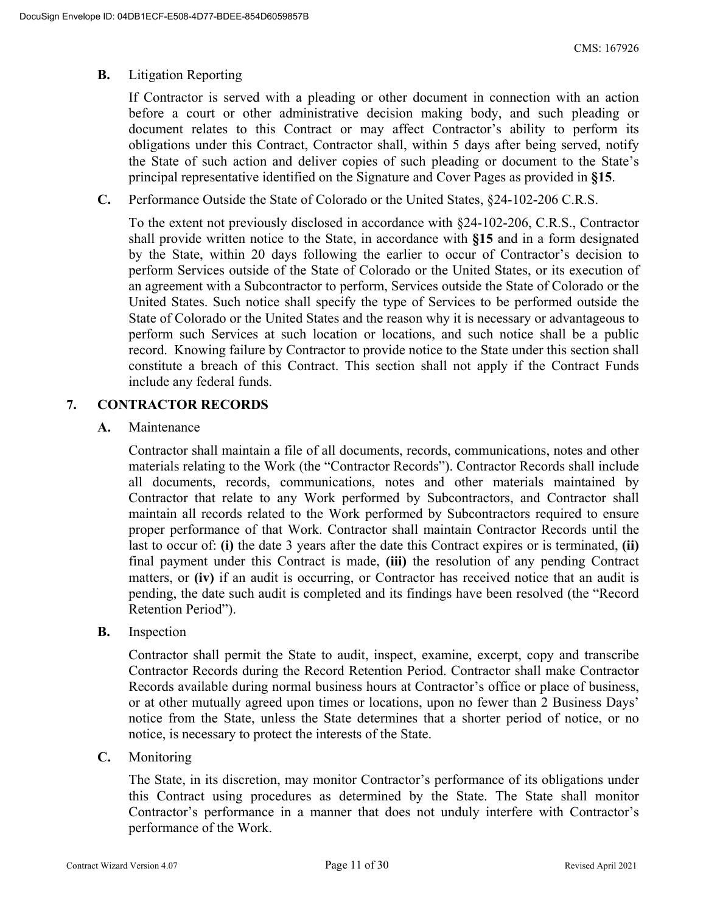**B.** Litigation Reporting

If Contractor is served with a pleading or other document in connection with an action before a court or other administrative decision making body, and such pleading or document relates to this Contract or may affect Contractor's ability to perform its obligations under this Contract, Contractor shall, within 5 days after being served, notify the State of such action and deliver copies of such pleading or document to the State's principal representative identified on the Signature and Cover Pages as provided in **§15**.

**C.** Performance Outside the State of Colorado or the United States, §24-102-206 C.R.S.

To the extent not previously disclosed in accordance with §24-102-206, C.R.S., Contractor shall provide written notice to the State, in accordance with **§15** and in a form designated by the State, within 20 days following the earlier to occur of Contractor's decision to perform Services outside of the State of Colorado or the United States, or its execution of an agreement with a Subcontractor to perform, Services outside the State of Colorado or the United States. Such notice shall specify the type of Services to be performed outside the State of Colorado or the United States and the reason why it is necessary or advantageous to perform such Services at such location or locations, and such notice shall be a public record. Knowing failure by Contractor to provide notice to the State under this section shall constitute a breach of this Contract. This section shall not apply if the Contract Funds include any federal funds.

## 7. CONTRACTOR RECORDS

**A.** Maintenance

Contractor shall maintain a file of all documents, records, communications, notes and other materials relating to the Work (the "Contractor Records"). Contractor Records shall include all documents, records, communications, notes and other materials maintained by Contractor that relate to any Work performed by Subcontractors, and Contractor shall maintain all records related to the Work performed by Subcontractors required to ensure proper performance of that Work. Contractor shall maintain Contractor Records until the last to occur of: **(i)** the date 3 years after the date this Contract expires or is terminated, **(ii)** final payment under this Contract is made, **(iii)** the resolution of any pending Contract matters, or **(iv)** if an audit is occurring, or Contractor has received notice that an audit is pending, the date such audit is completed and its findings have been resolved (the "Record Retention Period").

**B.** Inspection

Contractor shall permit the State to audit, inspect, examine, excerpt, copy and transcribe Contractor Records during the Record Retention Period. Contractor shall make Contractor Records available during normal business hours at Contractor's office or place of business, or at other mutually agreed upon times or locations, upon no fewer than 2 Business Days' notice from the State, unless the State determines that a shorter period of notice, or no notice, is necessary to protect the interests of the State.

**C.** Monitoring

The State, in its discretion, may monitor Contractor's performance of its obligations under this Contract using procedures as determined by the State. The State shall monitor Contractor's performance in a manner that does not unduly interfere with Contractor's performance of the Work.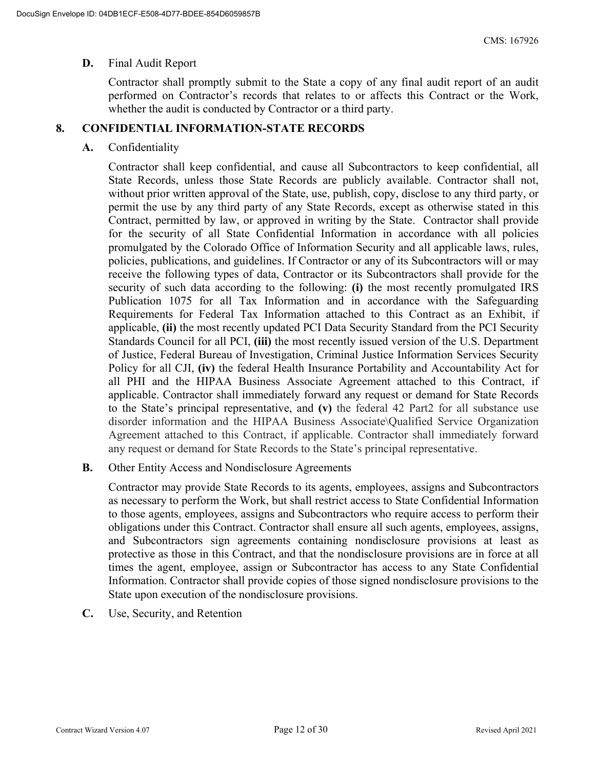**D.** Final Audit Report

Contractor shall promptly submit to the State a copy of any final audit report of an audit performed on Contractor's records that relates to or affects this Contract or the Work, whether the audit is conducted by Contractor or a third party.

## 8. CONFIDENTIAL INFORMATION-STATE RECORDS

**A.** Confidentiality

Contractor shall keep confidential, and cause all Subcontractors to keep confidential, all State Records, unless those State Records are publicly available. Contractor shall not, without prior written approval of the State, use, publish, copy, disclose to any third party, or permit the use by any third party of any State Records, except as otherwise stated in this Contract, permitted by law, or approved in writing by the State. Contractor shall provide for the security of all State Confidential Information in accordance with all policies promulgated by the Colorado Office of Information Security and all applicable laws, rules, policies, publications, and guidelines. If Contractor or any of its Subcontractors will or may receive the following types of data, Contractor or its Subcontractors shall provide for the security of such data according to the following: **(i)** the most recently promulgated IRS Publication 1075 for all Tax Information and in accordance with the Safeguarding Requirements for Federal Tax Information attached to this Contract as an Exhibit, if applicable, **(ii)** the most recently updated PCI Data Security Standard from the PCI Security Standards Council for all PCI, **(iii)** the most recently issued version of the U.S. Department of Justice, Federal Bureau of Investigation, Criminal Justice Information Services Security Policy for all CJI, **(iv)** the federal Health Insurance Portability and Accountability Act for all PHI and the HIPAA Business Associate Agreement attached to this Contract, if applicable. Contractor shall immediately forward any request or demand for State Records to the State's principal representative, and **(v)** the federal 42 Part2 for all substance use disorder information and the HIPAA Business Associate\Qualified Service Organization Agreement attached to this Contract, if applicable. Contractor shall immediately forward any request or demand for State Records to the State's principal representative.

**B.** Other Entity Access and Nondisclosure Agreements

Contractor may provide State Records to its agents, employees, assigns and Subcontractors as necessary to perform the Work, but shall restrict access to State Confidential Information to those agents, employees, assigns and Subcontractors who require access to perform their obligations under this Contract. Contractor shall ensure all such agents, employees, assigns, and Subcontractors sign agreements containing nondisclosure provisions at least as protective as those in this Contract, and that the nondisclosure provisions are in force at all times the agent, employee, assign or Subcontractor has access to any State Confidential Information. Contractor shall provide copies of those signed nondisclosure provisions to the State upon execution of the nondisclosure provisions.

**C.** Use, Security, and Retention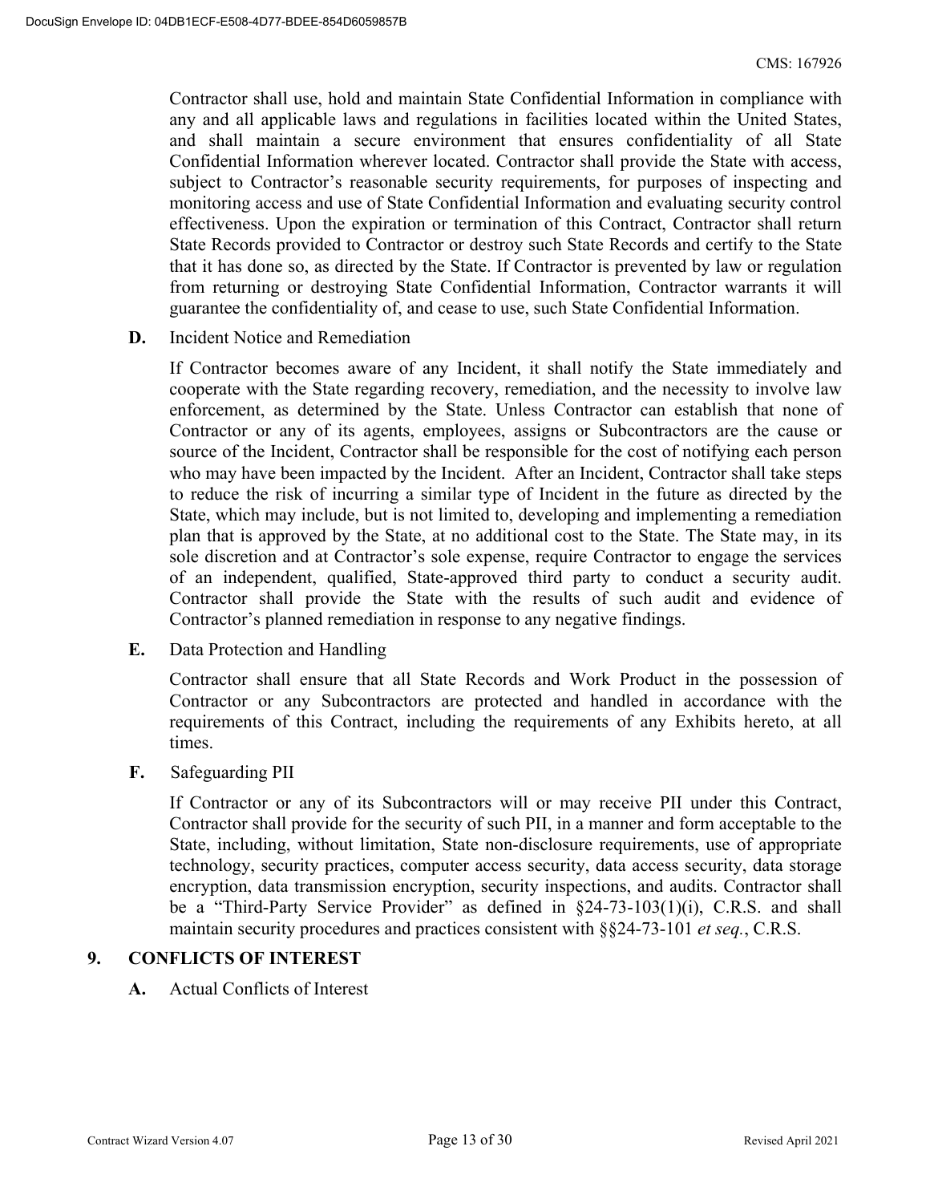Contractor shall use, hold and maintain State Confidential Information in compliance with any and all applicable laws and regulations in facilities located within the United States, and shall maintain a secure environment that ensures confidentiality of all State Confidential Information wherever located. Contractor shall provide the State with access, subject to Contractor's reasonable security requirements, for purposes of inspecting and monitoring access and use of State Confidential Information and evaluating security control effectiveness. Upon the expiration or termination of this Contract, Contractor shall return State Records provided to Contractor or destroy such State Records and certify to the State that it has done so, as directed by the State. If Contractor is prevented by law or regulation from returning or destroying State Confidential Information, Contractor warrants it will guarantee the confidentiality of, and cease to use, such State Confidential Information.

**D.** Incident Notice and Remediation

If Contractor becomes aware of any Incident, it shall notify the State immediately and cooperate with the State regarding recovery, remediation, and the necessity to involve law enforcement, as determined by the State. Unless Contractor can establish that none of Contractor or any of its agents, employees, assigns or Subcontractors are the cause or source of the Incident, Contractor shall be responsible for the cost of notifying each person who may have been impacted by the Incident. After an Incident, Contractor shall take steps to reduce the risk of incurring a similar type of Incident in the future as directed by the State, which may include, but is not limited to, developing and implementing a remediation plan that is approved by the State, at no additional cost to the State. The State may, in its sole discretion and at Contractor's sole expense, require Contractor to engage the services of an independent, qualified, State-approved third party to conduct a security audit. Contractor shall provide the State with the results of such audit and evidence of Contractor's planned remediation in response to any negative findings.

**E.** Data Protection and Handling

Contractor shall ensure that all State Records and Work Product in the possession of Contractor or any Subcontractors are protected and handled in accordance with the requirements of this Contract, including the requirements of any Exhibits hereto, at all times.

**F.** Safeguarding PII

If Contractor or any of its Subcontractors will or may receive PII under this Contract, Contractor shall provide for the security of such PII, in a manner and form acceptable to the State, including, without limitation, State non-disclosure requirements, use of appropriate technology, security practices, computer access security, data access security, data storage encryption, data transmission encryption, security inspections, and audits. Contractor shall be a "Third-Party Service Provider" as defined in §24-73-103(1)(i), C.R.S. and shall maintain security procedures and practices consistent with §§24-73-101 *et seq.*, C.R.S.

## 9. CONFLICTS OF INTEREST

**A.** Actual Conflicts of Interest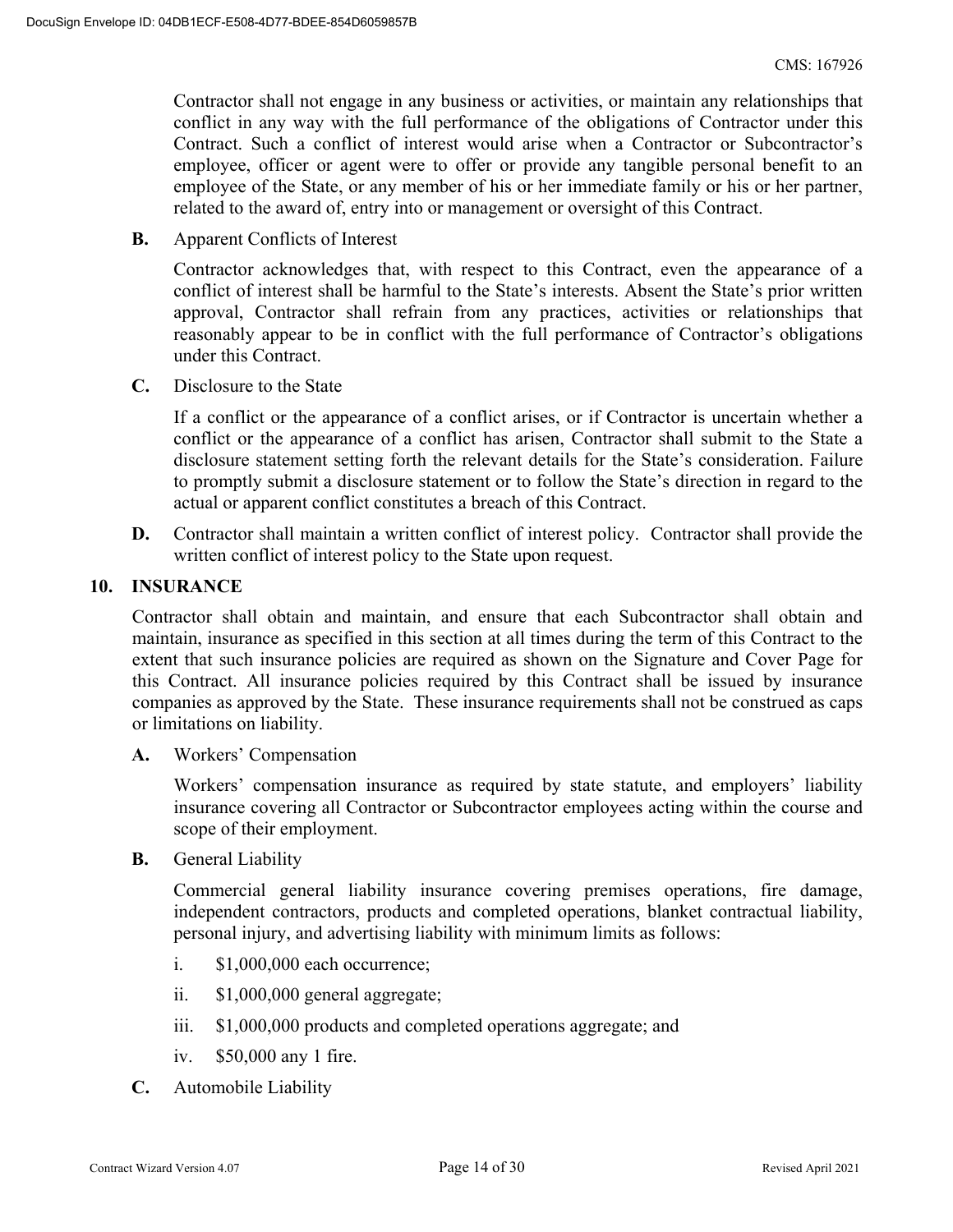Contractor shall not engage in any business or activities, or maintain any relationships that conflict in any way with the full performance of the obligations of Contractor under this Contract. Such a conflict of interest would arise when a Contractor or Subcontractor's employee, officer or agent were to offer or provide any tangible personal benefit to an employee of the State, or any member of his or her immediate family or his or her partner, related to the award of, entry into or management or oversight of this Contract.

**B.** Apparent Conflicts of Interest

Contractor acknowledges that, with respect to this Contract, even the appearance of a conflict of interest shall be harmful to the State's interests. Absent the State's prior written approval, Contractor shall refrain from any practices, activities or relationships that reasonably appear to be in conflict with the full performance of Contractor's obligations under this Contract.

**C.** Disclosure to the State

If a conflict or the appearance of a conflict arises, or if Contractor is uncertain whether a conflict or the appearance of a conflict has arisen, Contractor shall submit to the State a disclosure statement setting forth the relevant details for the State's consideration. Failure to promptly submit a disclosure statement or to follow the State's direction in regard to the actual or apparent conflict constitutes a breach of this Contract.

**D.** Contractor shall maintain a written conflict of interest policy. Contractor shall provide the written conflict of interest policy to the State upon request.

## 10. INSURANCE

Contractor shall obtain and maintain, and ensure that each Subcontractor shall obtain and maintain, insurance as specified in this section at all times during the term of this Contract to the extent that such insurance policies are required as shown on the Signature and Cover Page for this Contract. All insurance policies required by this Contract shall be issued by insurance companies as approved by the State. These insurance requirements shall not be construed as caps or limitations on liability.

**A.** Workers' Compensation

Workers' compensation insurance as required by state statute, and employers' liability insurance covering all Contractor or Subcontractor employees acting within the course and scope of their employment.

**B.** General Liability

Commercial general liability insurance covering premises operations, fire damage, independent contractors, products and completed operations, blanket contractual liability, personal injury, and advertising liability with minimum limits as follows:

i. $1,000,000 each occurrence;

ii. $1,000,000 general aggregate;

iii. $1,000,000 products and completed operations aggregate; and

iv. $50,000 any 1 fire.

**C.** Automobile Liability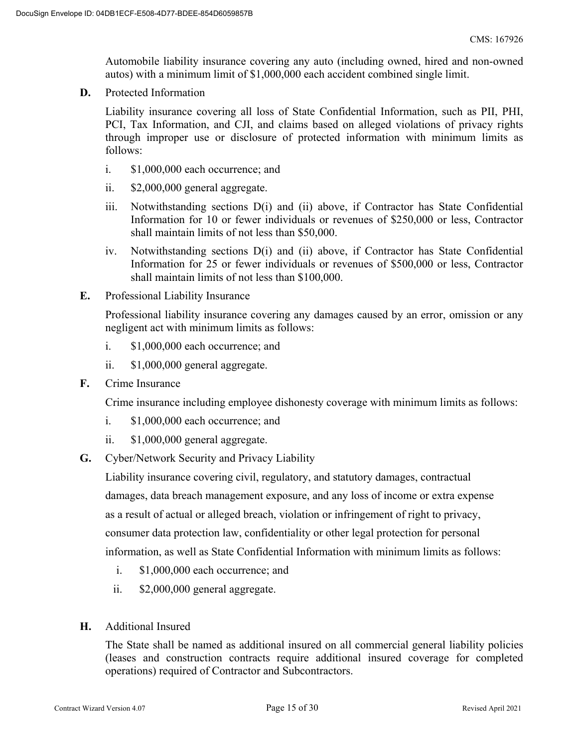Automobile liability insurance covering any auto (including owned, hired and non-owned autos) with a minimum limit of $1,000,000 each accident combined single limit.

**D.** Protected Information

Liability insurance covering all loss of State Confidential Information, such as PII, PHI, PCI, Tax Information, and CJI, and claims based on alleged violations of privacy rights through improper use or disclosure of protected information with minimum limits as follows:

i. $1,000,000 each occurrence; and

ii. $2,000,000 general aggregate.

iii. Notwithstanding sections D(i) and (ii) above, if Contractor has State Confidential Information for 10 or fewer individuals or revenues of $250,000 or less, Contractor shall maintain limits of not less than $50,000.

iv. Notwithstanding sections D(i) and (ii) above, if Contractor has State Confidential Information for 25 or fewer individuals or revenues of $500,000 or less, Contractor shall maintain limits of not less than $100,000.

**E.** Professional Liability Insurance

Professional liability insurance covering any damages caused by an error, omission or any negligent act with minimum limits as follows:

i. $1,000,000 each occurrence; and

ii. $1,000,000 general aggregate.

**F.** Crime Insurance

Crime insurance including employee dishonesty coverage with minimum limits as follows:

i. $1,000,000 each occurrence; and

ii. $1,000,000 general aggregate.

**G.** Cyber/Network Security and Privacy Liability

Liability insurance covering civil, regulatory, and statutory damages, contractual damages, data breach management exposure, and any loss of income or extra expense as a result of actual or alleged breach, violation or infringement of right to privacy, consumer data protection law, confidentiality or other legal protection for personal information, as well as State Confidential Information with minimum limits as follows:

i. $1,000,000 each occurrence; and

ii. $2,000,000 general aggregate.

**H.** Additional Insured

The State shall be named as additional insured on all commercial general liability policies (leases and construction contracts require additional insured coverage for completed operations) required of Contractor and Subcontractors.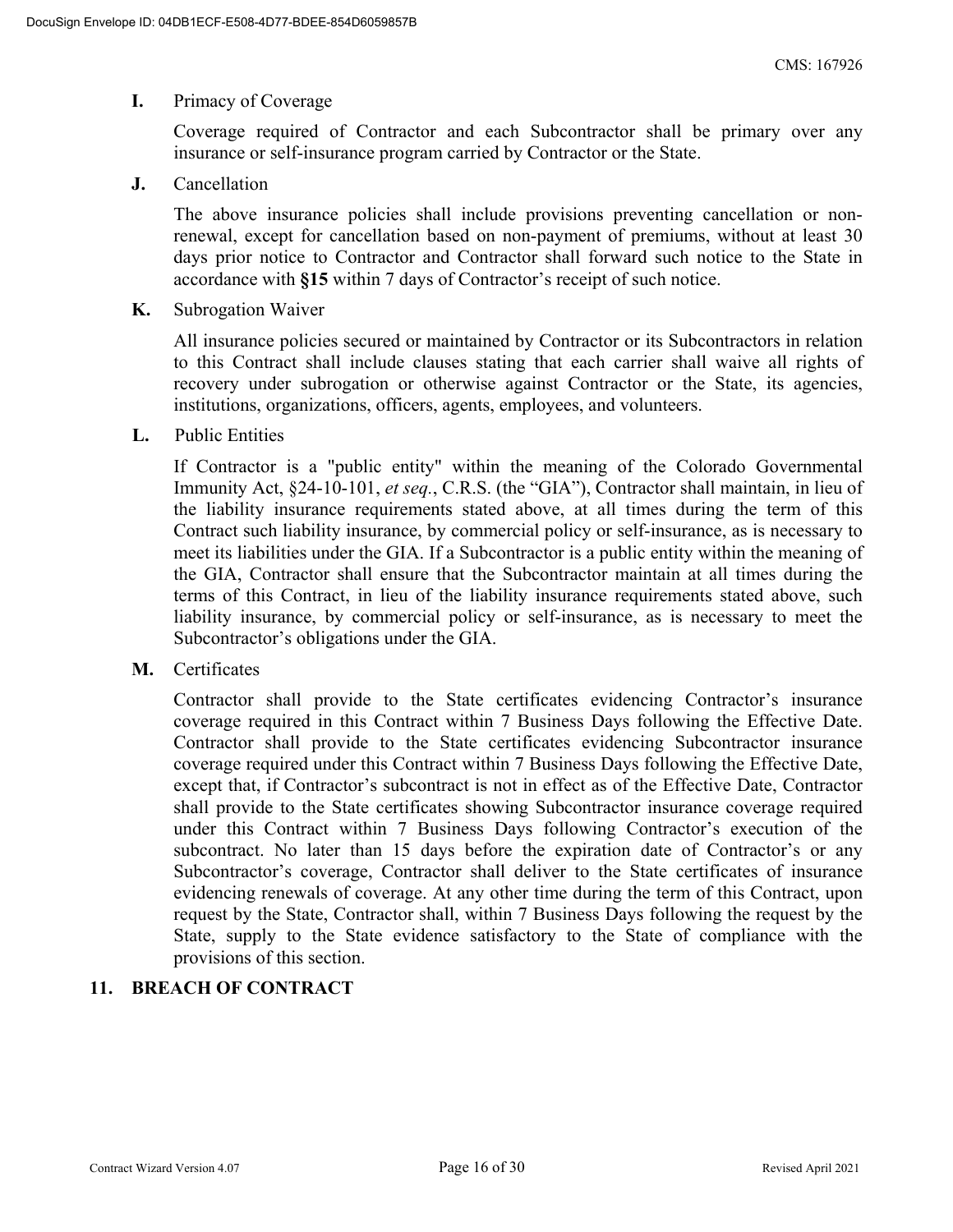**I.** Primacy of Coverage

Coverage required of Contractor and each Subcontractor shall be primary over any insurance or self-insurance program carried by Contractor or the State.

**J.** Cancellation

The above insurance policies shall include provisions preventing cancellation or non-renewal, except for cancellation based on non-payment of premiums, without at least 30 days prior notice to Contractor and Contractor shall forward such notice to the State in accordance with **§15** within 7 days of Contractor's receipt of such notice.

**K.** Subrogation Waiver

All insurance policies secured or maintained by Contractor or its Subcontractors in relation to this Contract shall include clauses stating that each carrier shall waive all rights of recovery under subrogation or otherwise against Contractor or the State, its agencies, institutions, organizations, officers, agents, employees, and volunteers.

**L.** Public Entities

If Contractor is a "public entity" within the meaning of the Colorado Governmental Immunity Act, §24-10-101, *et seq.*, C.R.S. (the "GIA"), Contractor shall maintain, in lieu of the liability insurance requirements stated above, at all times during the term of this Contract such liability insurance, by commercial policy or self-insurance, as is necessary to meet its liabilities under the GIA. If a Subcontractor is a public entity within the meaning of the GIA, Contractor shall ensure that the Subcontractor maintain at all times during the terms of this Contract, in lieu of the liability insurance requirements stated above, such liability insurance, by commercial policy or self-insurance, as is necessary to meet the Subcontractor's obligations under the GIA.

**M.** Certificates

Contractor shall provide to the State certificates evidencing Contractor's insurance coverage required in this Contract within 7 Business Days following the Effective Date. Contractor shall provide to the State certificates evidencing Subcontractor insurance coverage required under this Contract within 7 Business Days following the Effective Date, except that, if Contractor's subcontract is not in effect as of the Effective Date, Contractor shall provide to the State certificates showing Subcontractor insurance coverage required under this Contract within 7 Business Days following Contractor's execution of the subcontract. No later than 15 days before the expiration date of Contractor's or any Subcontractor's coverage, Contractor shall deliver to the State certificates of insurance evidencing renewals of coverage. At any other time during the term of this Contract, upon request by the State, Contractor shall, within 7 Business Days following the request by the State, supply to the State evidence satisfactory to the State of compliance with the provisions of this section.

## 11. BREACH OF CONTRACT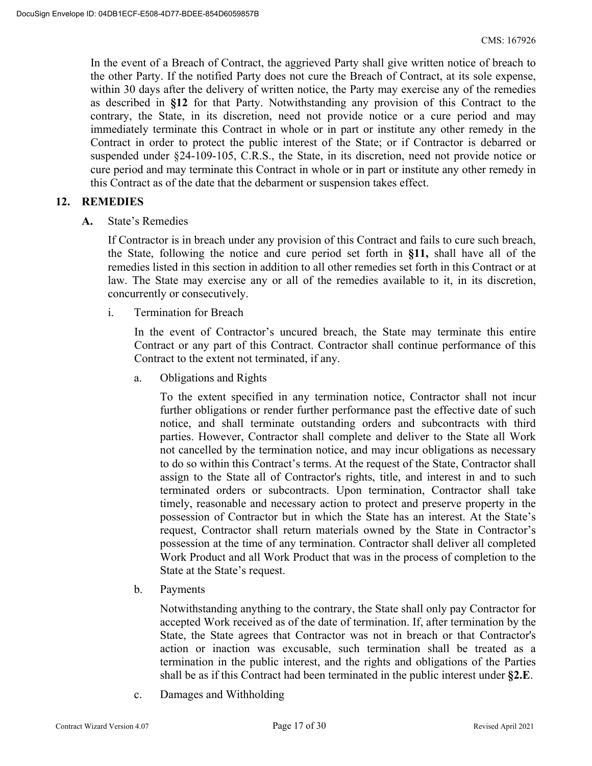In the event of a Breach of Contract, the aggrieved Party shall give written notice of breach to the other Party. If the notified Party does not cure the Breach of Contract, at its sole expense, within 30 days after the delivery of written notice, the Party may exercise any of the remedies as described in **§12** for that Party. Notwithstanding any provision of this Contract to the contrary, the State, in its discretion, need not provide notice or a cure period and may immediately terminate this Contract in whole or in part or institute any other remedy in the Contract in order to protect the public interest of the State; or if Contractor is debarred or suspended under §24-109-105, C.R.S., the State, in its discretion, need not provide notice or cure period and may terminate this Contract in whole or in part or institute any other remedy in this Contract as of the date that the debarment or suspension takes effect.

## 12. REMEDIES

**A.** State's Remedies

If Contractor is in breach under any provision of this Contract and fails to cure such breach, the State, following the notice and cure period set forth in **§11,** shall have all of the remedies listed in this section in addition to all other remedies set forth in this Contract or at law. The State may exercise any or all of the remedies available to it, in its discretion, concurrently or consecutively.

i. Termination for Breach

In the event of Contractor's uncured breach, the State may terminate this entire Contract or any part of this Contract. Contractor shall continue performance of this Contract to the extent not terminated, if any.

a. Obligations and Rights

To the extent specified in any termination notice, Contractor shall not incur further obligations or render further performance past the effective date of such notice, and shall terminate outstanding orders and subcontracts with third parties. However, Contractor shall complete and deliver to the State all Work not cancelled by the termination notice, and may incur obligations as necessary to do so within this Contract's terms. At the request of the State, Contractor shall assign to the State all of Contractor's rights, title, and interest in and to such terminated orders or subcontracts. Upon termination, Contractor shall take timely, reasonable and necessary action to protect and preserve property in the possession of Contractor but in which the State has an interest. At the State's request, Contractor shall return materials owned by the State in Contractor's possession at the time of any termination. Contractor shall deliver all completed Work Product and all Work Product that was in the process of completion to the State at the State's request.

b. Payments

Notwithstanding anything to the contrary, the State shall only pay Contractor for accepted Work received as of the date of termination. If, after termination by the State, the State agrees that Contractor was not in breach or that Contractor's action or inaction was excusable, such termination shall be treated as a termination in the public interest, and the rights and obligations of the Parties shall be as if this Contract had been terminated in the public interest under **§2.E**.

c. Damages and Withholding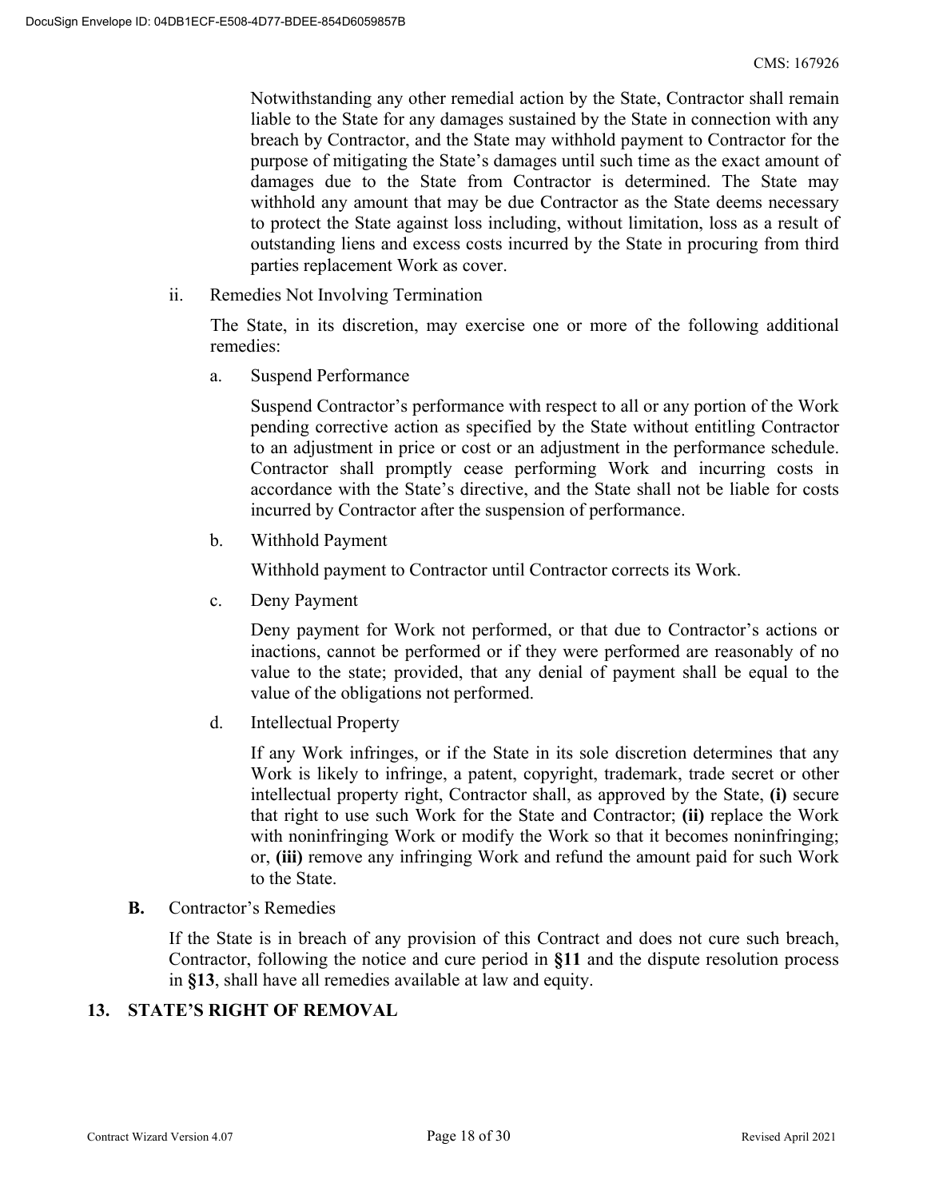Notwithstanding any other remedial action by the State, Contractor shall remain liable to the State for any damages sustained by the State in connection with any breach by Contractor, and the State may withhold payment to Contractor for the purpose of mitigating the State's damages until such time as the exact amount of damages due to the State from Contractor is determined. The State may withhold any amount that may be due Contractor as the State deems necessary to protect the State against loss including, without limitation, loss as a result of outstanding liens and excess costs incurred by the State in procuring from third parties replacement Work as cover.

ii. Remedies Not Involving Termination

The State, in its discretion, may exercise one or more of the following additional remedies:

a. Suspend Performance

Suspend Contractor's performance with respect to all or any portion of the Work pending corrective action as specified by the State without entitling Contractor to an adjustment in price or cost or an adjustment in the performance schedule. Contractor shall promptly cease performing Work and incurring costs in accordance with the State's directive, and the State shall not be liable for costs incurred by Contractor after the suspension of performance.

b. Withhold Payment

Withhold payment to Contractor until Contractor corrects its Work.

c. Deny Payment

Deny payment for Work not performed, or that due to Contractor's actions or inactions, cannot be performed or if they were performed are reasonably of no value to the state; provided, that any denial of payment shall be equal to the value of the obligations not performed.

d. Intellectual Property

If any Work infringes, or if the State in its sole discretion determines that any Work is likely to infringe, a patent, copyright, trademark, trade secret or other intellectual property right, Contractor shall, as approved by the State, **(i)** secure that right to use such Work for the State and Contractor; **(ii)** replace the Work with noninfringing Work or modify the Work so that it becomes noninfringing; or, **(iii)** remove any infringing Work and refund the amount paid for such Work to the State.

**B.** Contractor's Remedies

If the State is in breach of any provision of this Contract and does not cure such breach, Contractor, following the notice and cure period in **§11** and the dispute resolution process in **§13**, shall have all remedies available at law and equity.

## 13. STATE'S RIGHT OF REMOVAL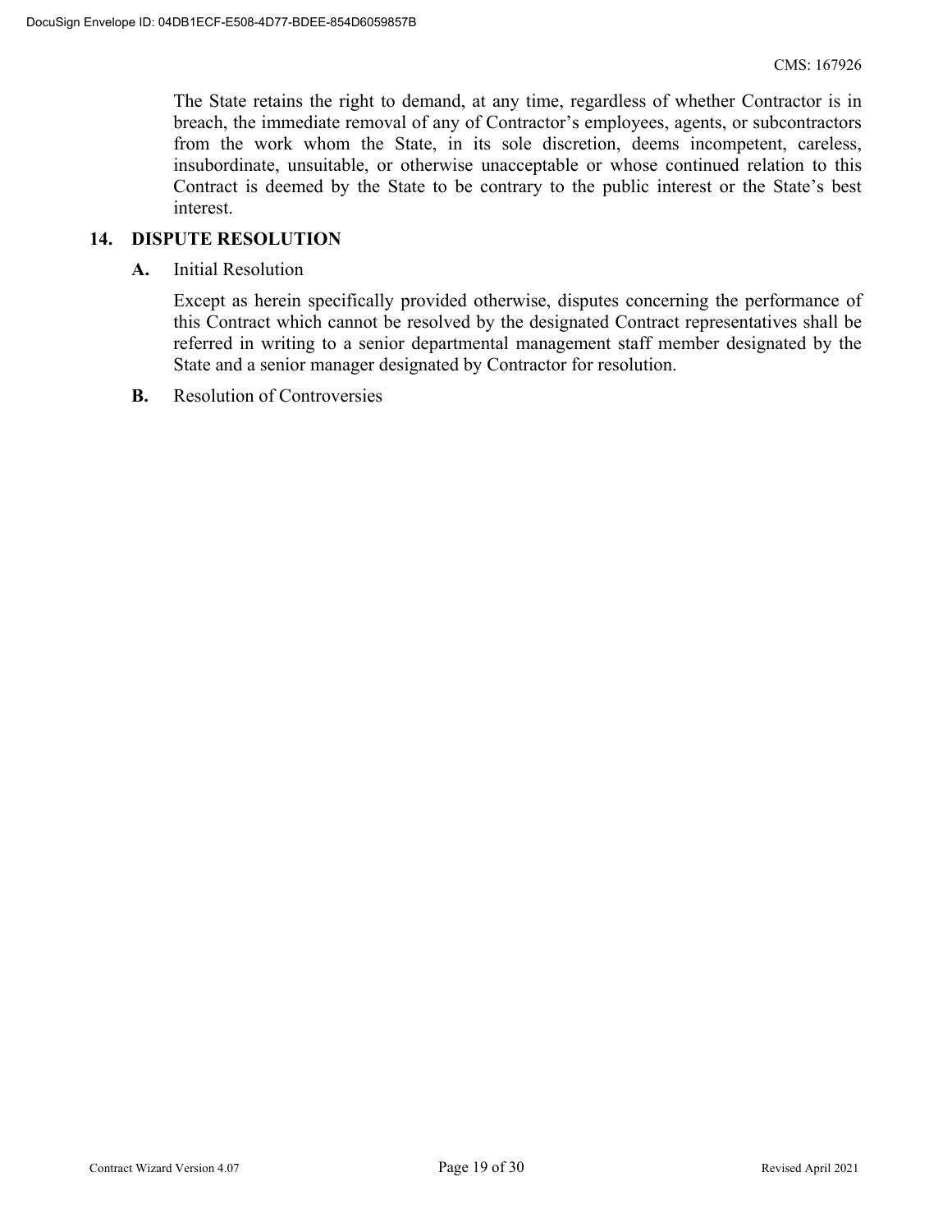The State retains the right to demand, at any time, regardless of whether Contractor is in breach, the immediate removal of any of Contractor's employees, agents, or subcontractors from the work whom the State, in its sole discretion, deems incompetent, careless, insubordinate, unsuitable, or otherwise unacceptable or whose continued relation to this Contract is deemed by the State to be contrary to the public interest or the State's best interest.

## 14. DISPUTE RESOLUTION

**A.** Initial Resolution

Except as herein specifically provided otherwise, disputes concerning the performance of this Contract which cannot be resolved by the designated Contract representatives shall be referred in writing to a senior departmental management staff member designated by the State and a senior manager designated by Contractor for resolution.

**B.** Resolution of Controversies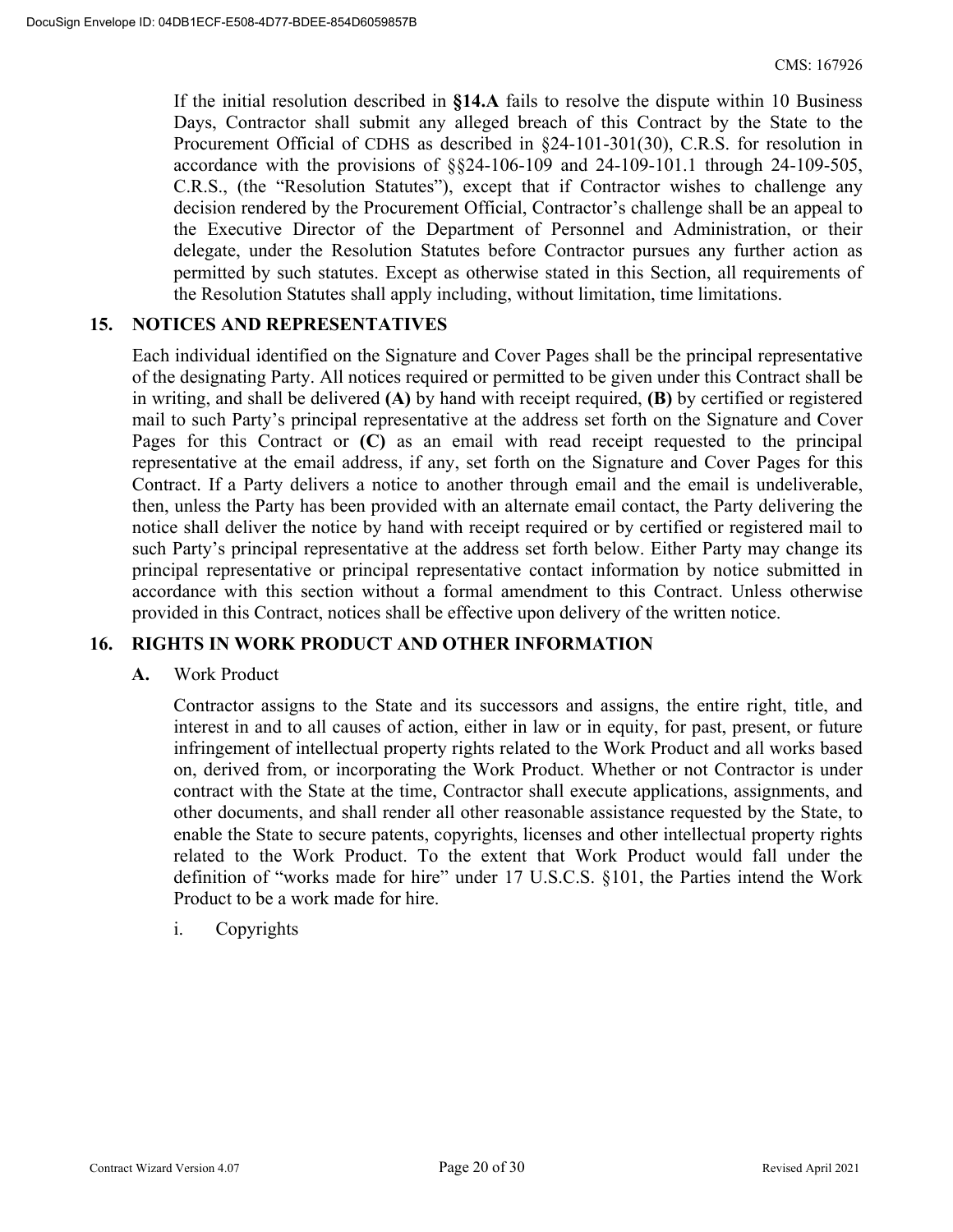If the initial resolution described in **§14.A** fails to resolve the dispute within 10 Business Days, Contractor shall submit any alleged breach of this Contract by the State to the Procurement Official of CDHS as described in §24-101-301(30), C.R.S. for resolution in accordance with the provisions of §§24-106-109 and 24-109-101.1 through 24-109-505, C.R.S., (the "Resolution Statutes"), except that if Contractor wishes to challenge any decision rendered by the Procurement Official, Contractor's challenge shall be an appeal to the Executive Director of the Department of Personnel and Administration, or their delegate, under the Resolution Statutes before Contractor pursues any further action as permitted by such statutes. Except as otherwise stated in this Section, all requirements of the Resolution Statutes shall apply including, without limitation, time limitations.

## 15. NOTICES AND REPRESENTATIVES

Each individual identified on the Signature and Cover Pages shall be the principal representative of the designating Party. All notices required or permitted to be given under this Contract shall be in writing, and shall be delivered **(A)** by hand with receipt required, **(B)** by certified or registered mail to such Party's principal representative at the address set forth on the Signature and Cover Pages for this Contract or **(C)** as an email with read receipt requested to the principal representative at the email address, if any, set forth on the Signature and Cover Pages for this Contract. If a Party delivers a notice to another through email and the email is undeliverable, then, unless the Party has been provided with an alternate email contact, the Party delivering the notice shall deliver the notice by hand with receipt required or by certified or registered mail to such Party's principal representative at the address set forth below. Either Party may change its principal representative or principal representative contact information by notice submitted in accordance with this section without a formal amendment to this Contract. Unless otherwise provided in this Contract, notices shall be effective upon delivery of the written notice.

## 16. RIGHTS IN WORK PRODUCT AND OTHER INFORMATION

**A.** Work Product

Contractor assigns to the State and its successors and assigns, the entire right, title, and interest in and to all causes of action, either in law or in equity, for past, present, or future infringement of intellectual property rights related to the Work Product and all works based on, derived from, or incorporating the Work Product. Whether or not Contractor is under contract with the State at the time, Contractor shall execute applications, assignments, and other documents, and shall render all other reasonable assistance requested by the State, to enable the State to secure patents, copyrights, licenses and other intellectual property rights related to the Work Product. To the extent that Work Product would fall under the definition of "works made for hire" under 17 U.S.C.S. §101, the Parties intend the Work Product to be a work made for hire.

i. Copyrights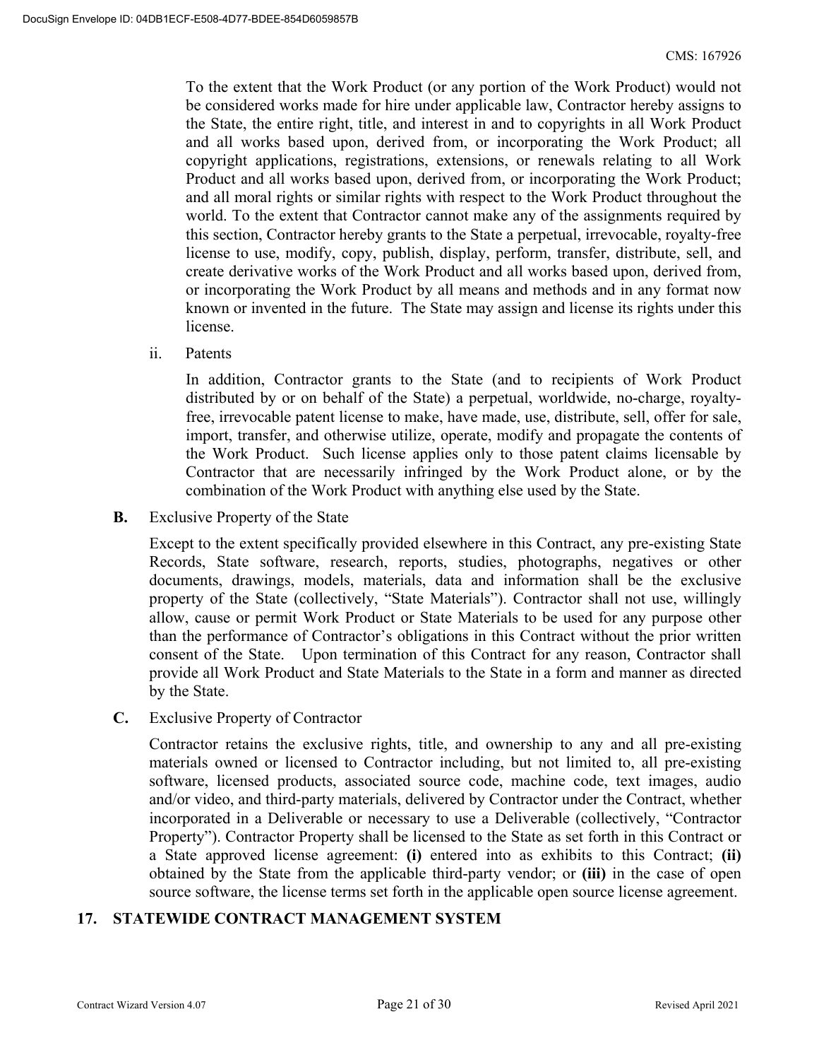To the extent that the Work Product (or any portion of the Work Product) would not be considered works made for hire under applicable law, Contractor hereby assigns to the State, the entire right, title, and interest in and to copyrights in all Work Product and all works based upon, derived from, or incorporating the Work Product; all copyright applications, registrations, extensions, or renewals relating to all Work Product and all works based upon, derived from, or incorporating the Work Product; and all moral rights or similar rights with respect to the Work Product throughout the world. To the extent that Contractor cannot make any of the assignments required by this section, Contractor hereby grants to the State a perpetual, irrevocable, royalty-free license to use, modify, copy, publish, display, perform, transfer, distribute, sell, and create derivative works of the Work Product and all works based upon, derived from, or incorporating the Work Product by all means and methods and in any format now known or invented in the future. The State may assign and license its rights under this license.

ii. Patents

In addition, Contractor grants to the State (and to recipients of Work Product distributed by or on behalf of the State) a perpetual, worldwide, no-charge, royalty-free, irrevocable patent license to make, have made, use, distribute, sell, offer for sale, import, transfer, and otherwise utilize, operate, modify and propagate the contents of the Work Product. Such license applies only to those patent claims licensable by Contractor that are necessarily infringed by the Work Product alone, or by the combination of the Work Product with anything else used by the State.

**B.** Exclusive Property of the State

Except to the extent specifically provided elsewhere in this Contract, any pre-existing State Records, State software, research, reports, studies, photographs, negatives or other documents, drawings, models, materials, data and information shall be the exclusive property of the State (collectively, "State Materials"). Contractor shall not use, willingly allow, cause or permit Work Product or State Materials to be used for any purpose other than the performance of Contractor's obligations in this Contract without the prior written consent of the State. Upon termination of this Contract for any reason, Contractor shall provide all Work Product and State Materials to the State in a form and manner as directed by the State.

**C.** Exclusive Property of Contractor

Contractor retains the exclusive rights, title, and ownership to any and all pre-existing materials owned or licensed to Contractor including, but not limited to, all pre-existing software, licensed products, associated source code, machine code, text images, audio and/or video, and third-party materials, delivered by Contractor under the Contract, whether incorporated in a Deliverable or necessary to use a Deliverable (collectively, "Contractor Property"). Contractor Property shall be licensed to the State as set forth in this Contract or a State approved license agreement: **(i)** entered into as exhibits to this Contract; **(ii)** obtained by the State from the applicable third-party vendor; or **(iii)** in the case of open source software, the license terms set forth in the applicable open source license agreement.

## 17. STATEWIDE CONTRACT MANAGEMENT SYSTEM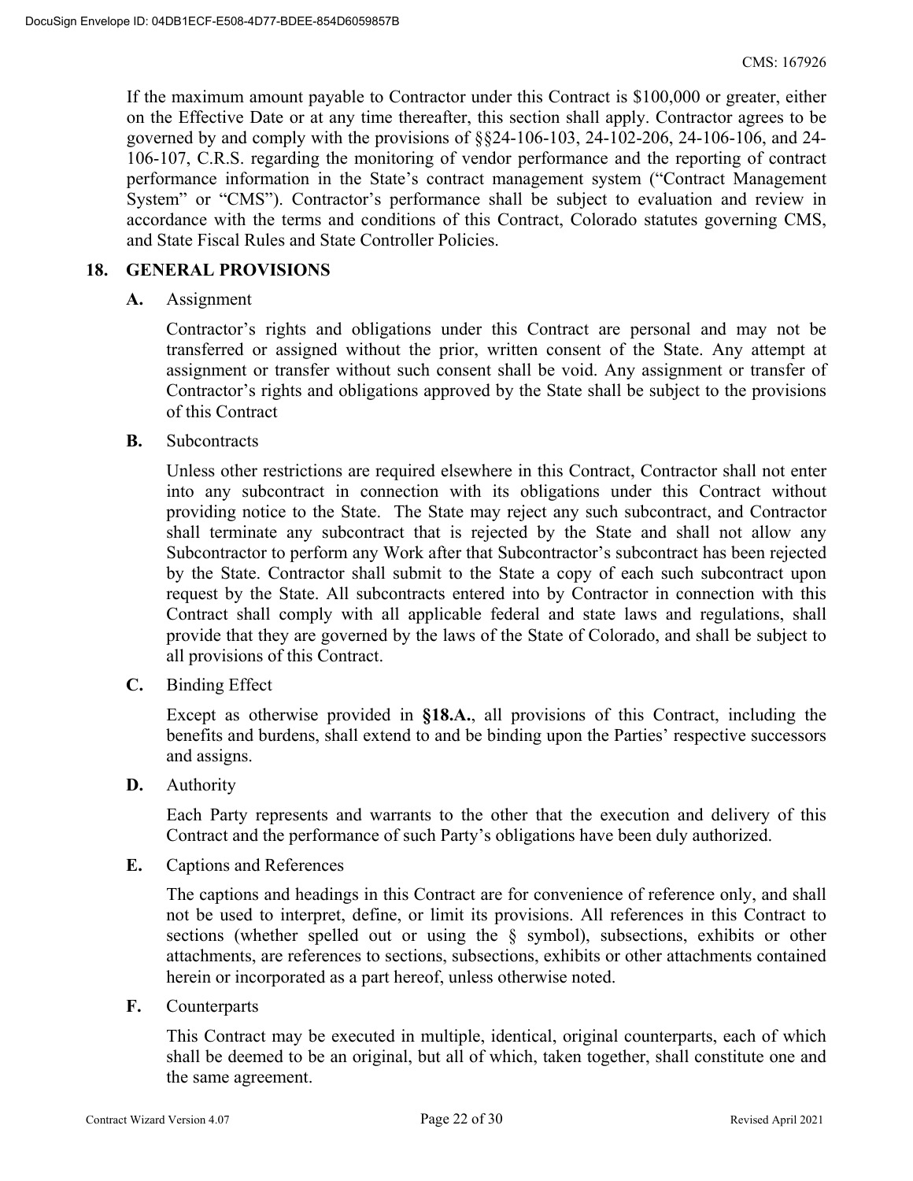If the maximum amount payable to Contractor under this Contract is $100,000 or greater, either on the Effective Date or at any time thereafter, this section shall apply. Contractor agrees to be governed by and comply with the provisions of §§24-106-103, 24-102-206, 24-106-106, and 24-106-107, C.R.S. regarding the monitoring of vendor performance and the reporting of contract performance information in the State's contract management system ("Contract Management System" or "CMS"). Contractor's performance shall be subject to evaluation and review in accordance with the terms and conditions of this Contract, Colorado statutes governing CMS, and State Fiscal Rules and State Controller Policies.

## 18. GENERAL PROVISIONS

**A.** Assignment

Contractor's rights and obligations under this Contract are personal and may not be transferred or assigned without the prior, written consent of the State. Any attempt at assignment or transfer without such consent shall be void. Any assignment or transfer of Contractor's rights and obligations approved by the State shall be subject to the provisions of this Contract

**B.** Subcontracts

Unless other restrictions are required elsewhere in this Contract, Contractor shall not enter into any subcontract in connection with its obligations under this Contract without providing notice to the State. The State may reject any such subcontract, and Contractor shall terminate any subcontract that is rejected by the State and shall not allow any Subcontractor to perform any Work after that Subcontractor's subcontract has been rejected by the State. Contractor shall submit to the State a copy of each such subcontract upon request by the State. All subcontracts entered into by Contractor in connection with this Contract shall comply with all applicable federal and state laws and regulations, shall provide that they are governed by the laws of the State of Colorado, and shall be subject to all provisions of this Contract.

**C.** Binding Effect

Except as otherwise provided in **§18.A.**, all provisions of this Contract, including the benefits and burdens, shall extend to and be binding upon the Parties' respective successors and assigns.

**D.** Authority

Each Party represents and warrants to the other that the execution and delivery of this Contract and the performance of such Party's obligations have been duly authorized.

**E.** Captions and References

The captions and headings in this Contract are for convenience of reference only, and shall not be used to interpret, define, or limit its provisions. All references in this Contract to sections (whether spelled out or using the § symbol), subsections, exhibits or other attachments, are references to sections, subsections, exhibits or other attachments contained herein or incorporated as a part hereof, unless otherwise noted.

**F.** Counterparts

This Contract may be executed in multiple, identical, original counterparts, each of which shall be deemed to be an original, but all of which, taken together, shall constitute one and the same agreement.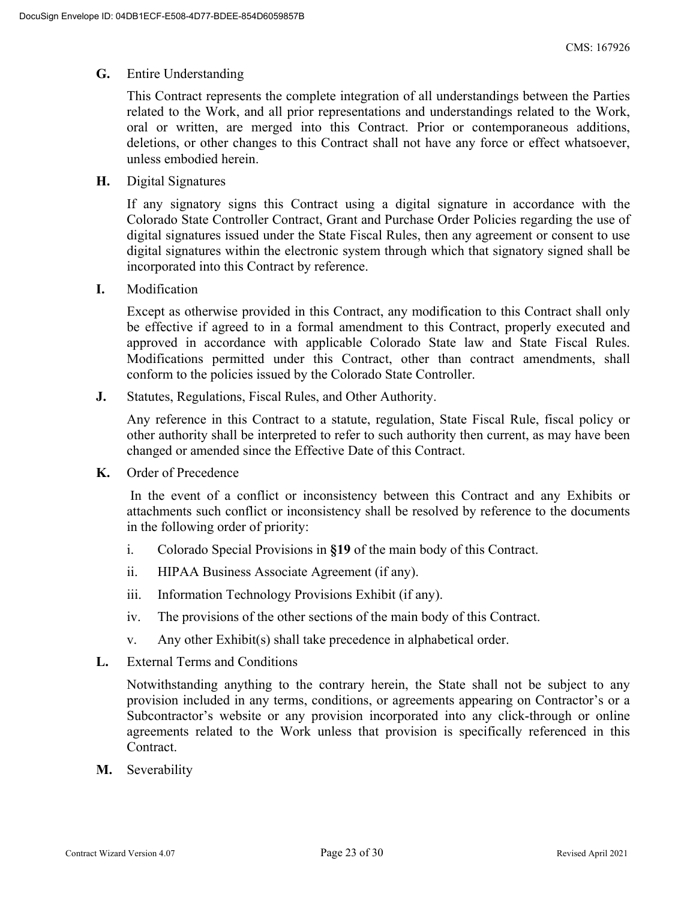**G.** Entire Understanding

This Contract represents the complete integration of all understandings between the Parties related to the Work, and all prior representations and understandings related to the Work, oral or written, are merged into this Contract. Prior or contemporaneous additions, deletions, or other changes to this Contract shall not have any force or effect whatsoever, unless embodied herein.

**H.** Digital Signatures

If any signatory signs this Contract using a digital signature in accordance with the Colorado State Controller Contract, Grant and Purchase Order Policies regarding the use of digital signatures issued under the State Fiscal Rules, then any agreement or consent to use digital signatures within the electronic system through which that signatory signed shall be incorporated into this Contract by reference.

**I.** Modification

Except as otherwise provided in this Contract, any modification to this Contract shall only be effective if agreed to in a formal amendment to this Contract, properly executed and approved in accordance with applicable Colorado State law and State Fiscal Rules. Modifications permitted under this Contract, other than contract amendments, shall conform to the policies issued by the Colorado State Controller.

**J.** Statutes, Regulations, Fiscal Rules, and Other Authority.

Any reference in this Contract to a statute, regulation, State Fiscal Rule, fiscal policy or other authority shall be interpreted to refer to such authority then current, as may have been changed or amended since the Effective Date of this Contract.

**K.** Order of Precedence

In the event of a conflict or inconsistency between this Contract and any Exhibits or attachments such conflict or inconsistency shall be resolved by reference to the documents in the following order of priority:

i. Colorado Special Provisions in **§19** of the main body of this Contract.

ii. HIPAA Business Associate Agreement (if any).

iii. Information Technology Provisions Exhibit (if any).

iv. The provisions of the other sections of the main body of this Contract.

v. Any other Exhibit(s) shall take precedence in alphabetical order.

**L.** External Terms and Conditions

Notwithstanding anything to the contrary herein, the State shall not be subject to any provision included in any terms, conditions, or agreements appearing on Contractor's or a Subcontractor's website or any provision incorporated into any click-through or online agreements related to the Work unless that provision is specifically referenced in this Contract.

**M.** Severability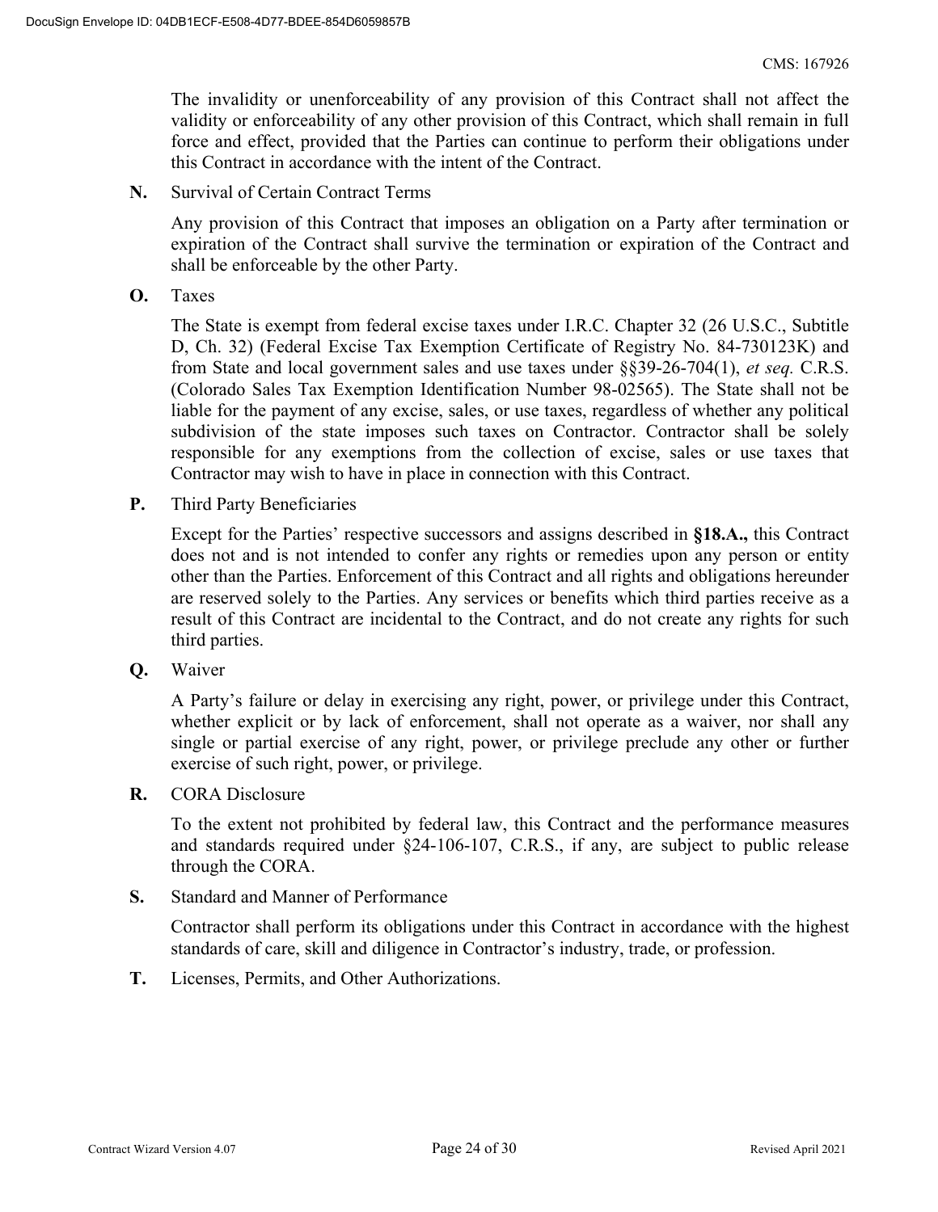The invalidity or unenforceability of any provision of this Contract shall not affect the validity or enforceability of any other provision of this Contract, which shall remain in full force and effect, provided that the Parties can continue to perform their obligations under this Contract in accordance with the intent of the Contract.

**N.** Survival of Certain Contract Terms

Any provision of this Contract that imposes an obligation on a Party after termination or expiration of the Contract shall survive the termination or expiration of the Contract and shall be enforceable by the other Party.

**O.** Taxes

The State is exempt from federal excise taxes under I.R.C. Chapter 32 (26 U.S.C., Subtitle D, Ch. 32) (Federal Excise Tax Exemption Certificate of Registry No. 84-730123K) and from State and local government sales and use taxes under §§39-26-704(1), *et seq.* C.R.S. (Colorado Sales Tax Exemption Identification Number 98-02565). The State shall not be liable for the payment of any excise, sales, or use taxes, regardless of whether any political subdivision of the state imposes such taxes on Contractor. Contractor shall be solely responsible for any exemptions from the collection of excise, sales or use taxes that Contractor may wish to have in place in connection with this Contract.

**P.** Third Party Beneficiaries

Except for the Parties' respective successors and assigns described in **§18.A.,** this Contract does not and is not intended to confer any rights or remedies upon any person or entity other than the Parties. Enforcement of this Contract and all rights and obligations hereunder are reserved solely to the Parties. Any services or benefits which third parties receive as a result of this Contract are incidental to the Contract, and do not create any rights for such third parties.

**Q.** Waiver

A Party's failure or delay in exercising any right, power, or privilege under this Contract, whether explicit or by lack of enforcement, shall not operate as a waiver, nor shall any single or partial exercise of any right, power, or privilege preclude any other or further exercise of such right, power, or privilege.

**R.** CORA Disclosure

To the extent not prohibited by federal law, this Contract and the performance measures and standards required under §24-106-107, C.R.S., if any, are subject to public release through the CORA.

**S.** Standard and Manner of Performance

Contractor shall perform its obligations under this Contract in accordance with the highest standards of care, skill and diligence in Contractor's industry, trade, or profession.

**T.** Licenses, Permits, and Other Authorizations.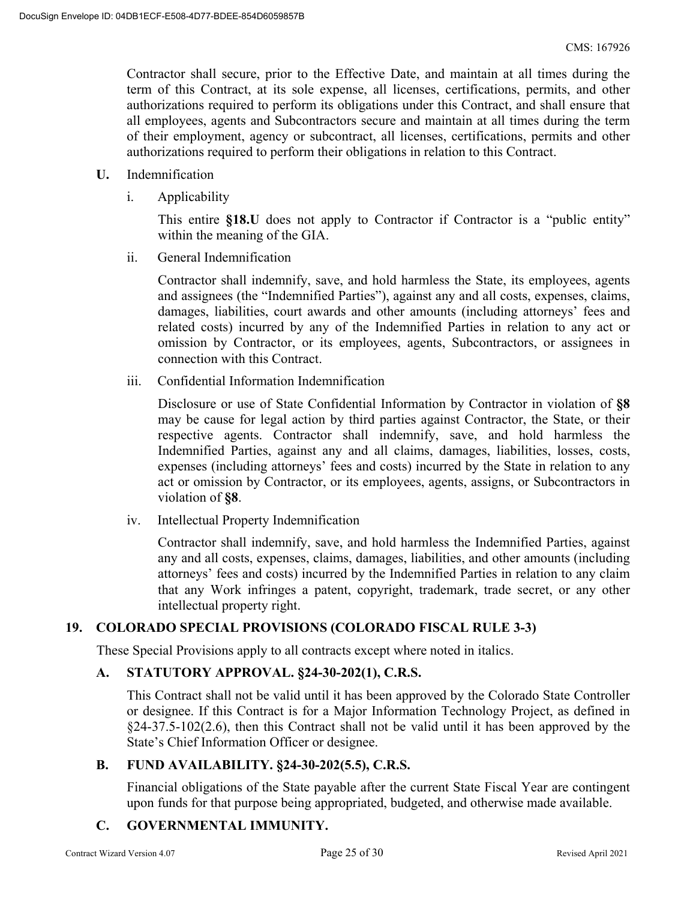Contractor shall secure, prior to the Effective Date, and maintain at all times during the term of this Contract, at its sole expense, all licenses, certifications, permits, and other authorizations required to perform its obligations under this Contract, and shall ensure that all employees, agents and Subcontractors secure and maintain at all times during the term of their employment, agency or subcontract, all licenses, certifications, permits and other authorizations required to perform their obligations in relation to this Contract.

**U.** Indemnification

i. Applicability

This entire **§18.U** does not apply to Contractor if Contractor is a "public entity" within the meaning of the GIA.

ii. General Indemnification

Contractor shall indemnify, save, and hold harmless the State, its employees, agents and assignees (the "Indemnified Parties"), against any and all costs, expenses, claims, damages, liabilities, court awards and other amounts (including attorneys' fees and related costs) incurred by any of the Indemnified Parties in relation to any act or omission by Contractor, or its employees, agents, Subcontractors, or assignees in connection with this Contract.

iii. Confidential Information Indemnification

Disclosure or use of State Confidential Information by Contractor in violation of **§8** may be cause for legal action by third parties against Contractor, the State, or their respective agents. Contractor shall indemnify, save, and hold harmless the Indemnified Parties, against any and all claims, damages, liabilities, losses, costs, expenses (including attorneys' fees and costs) incurred by the State in relation to any act or omission by Contractor, or its employees, agents, assigns, or Subcontractors in violation of **§8**.

iv. Intellectual Property Indemnification

Contractor shall indemnify, save, and hold harmless the Indemnified Parties, against any and all costs, expenses, claims, damages, liabilities, and other amounts (including attorneys' fees and costs) incurred by the Indemnified Parties in relation to any claim that any Work infringes a patent, copyright, trademark, trade secret, or any other intellectual property right.

## 19. COLORADO SPECIAL PROVISIONS (COLORADO FISCAL RULE 3-3)

These Special Provisions apply to all contracts except where noted in italics.

### A. STATUTORY APPROVAL. §24-30-202(1), C.R.S.

This Contract shall not be valid until it has been approved by the Colorado State Controller or designee. If this Contract is for a Major Information Technology Project, as defined in §24-37.5-102(2.6), then this Contract shall not be valid until it has been approved by the State's Chief Information Officer or designee.

### B. FUND AVAILABILITY. §24-30-202(5.5), C.R.S.

Financial obligations of the State payable after the current State Fiscal Year are contingent upon funds for that purpose being appropriated, budgeted, and otherwise made available.

### C. GOVERNMENTAL IMMUNITY.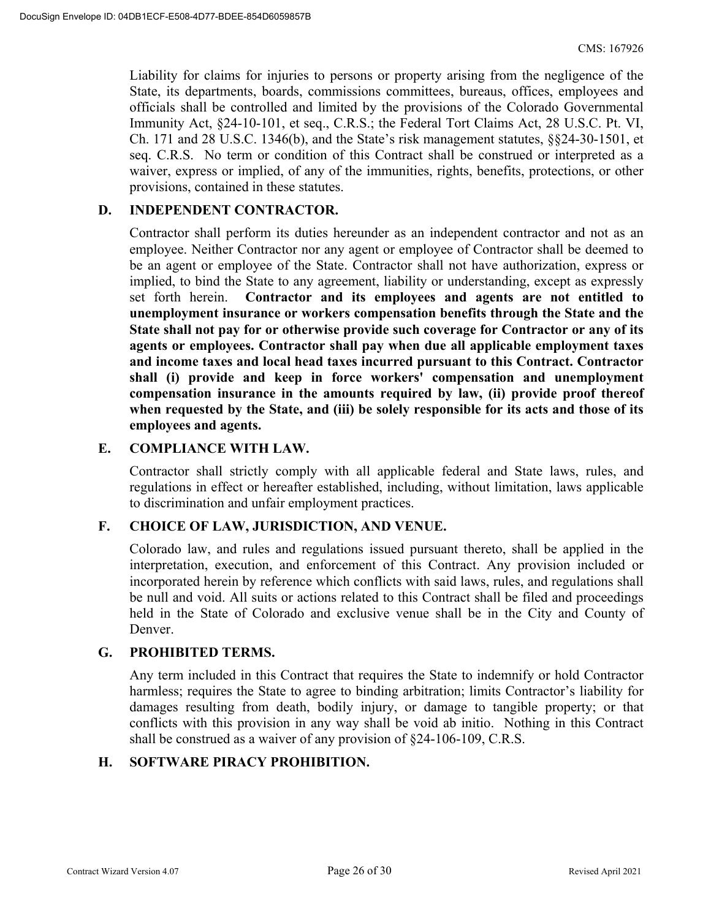Liability for claims for injuries to persons or property arising from the negligence of the State, its departments, boards, commissions committees, bureaus, offices, employees and officials shall be controlled and limited by the provisions of the Colorado Governmental Immunity Act, §24-10-101, et seq., C.R.S.; the Federal Tort Claims Act, 28 U.S.C. Pt. VI, Ch. 171 and 28 U.S.C. 1346(b), and the State's risk management statutes, §§24-30-1501, et seq. C.R.S. No term or condition of this Contract shall be construed or interpreted as a waiver, express or implied, of any of the immunities, rights, benefits, protections, or other provisions, contained in these statutes.

### D. INDEPENDENT CONTRACTOR.

Contractor shall perform its duties hereunder as an independent contractor and not as an employee. Neither Contractor nor any agent or employee of Contractor shall be deemed to be an agent or employee of the State. Contractor shall not have authorization, express or implied, to bind the State to any agreement, liability or understanding, except as expressly set forth herein. **Contractor and its employees and agents are not entitled to unemployment insurance or workers compensation benefits through the State and the State shall not pay for or otherwise provide such coverage for Contractor or any of its agents or employees. Contractor shall pay when due all applicable employment taxes and income taxes and local head taxes incurred pursuant to this Contract. Contractor shall (i) provide and keep in force workers' compensation and unemployment compensation insurance in the amounts required by law, (ii) provide proof thereof when requested by the State, and (iii) be solely responsible for its acts and those of its employees and agents.**

### E. COMPLIANCE WITH LAW.

Contractor shall strictly comply with all applicable federal and State laws, rules, and regulations in effect or hereafter established, including, without limitation, laws applicable to discrimination and unfair employment practices.

### F. CHOICE OF LAW, JURISDICTION, AND VENUE.

Colorado law, and rules and regulations issued pursuant thereto, shall be applied in the interpretation, execution, and enforcement of this Contract. Any provision included or incorporated herein by reference which conflicts with said laws, rules, and regulations shall be null and void. All suits or actions related to this Contract shall be filed and proceedings held in the State of Colorado and exclusive venue shall be in the City and County of Denver.

### G. PROHIBITED TERMS.

Any term included in this Contract that requires the State to indemnify or hold Contractor harmless; requires the State to agree to binding arbitration; limits Contractor's liability for damages resulting from death, bodily injury, or damage to tangible property; or that conflicts with this provision in any way shall be void ab initio. Nothing in this Contract shall be construed as a waiver of any provision of §24-106-109, C.R.S.

### H. SOFTWARE PIRACY PROHIBITION.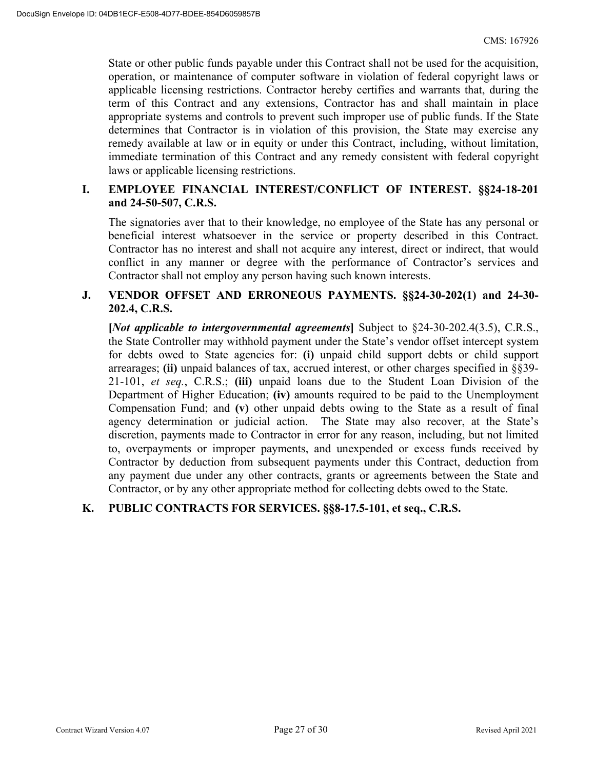State or other public funds payable under this Contract shall not be used for the acquisition, operation, or maintenance of computer software in violation of federal copyright laws or applicable licensing restrictions. Contractor hereby certifies and warrants that, during the term of this Contract and any extensions, Contractor has and shall maintain in place appropriate systems and controls to prevent such improper use of public funds. If the State determines that Contractor is in violation of this provision, the State may exercise any remedy available at law or in equity or under this Contract, including, without limitation, immediate termination of this Contract and any remedy consistent with federal copyright laws or applicable licensing restrictions.

**I. EMPLOYEE FINANCIAL INTEREST/CONFLICT OF INTEREST. §§24-18-201 and 24-50-507, C.R.S.**

The signatories aver that to their knowledge, no employee of the State has any personal or beneficial interest whatsoever in the service or property described in this Contract. Contractor has no interest and shall not acquire any interest, direct or indirect, that would conflict in any manner or degree with the performance of Contractor's services and Contractor shall not employ any person having such known interests.

**J. VENDOR OFFSET AND ERRONEOUS PAYMENTS. §§24-30-202(1) and 24-30-202.4, C.R.S.**

**[*Not applicable to intergovernmental agreements*]** Subject to §24-30-202.4(3.5), C.R.S., the State Controller may withhold payment under the State's vendor offset intercept system for debts owed to State agencies for: **(i)** unpaid child support debts or child support arrearages; **(ii)** unpaid balances of tax, accrued interest, or other charges specified in §§39-21-101, *et seq.*, C.R.S.; **(iii)** unpaid loans due to the Student Loan Division of the Department of Higher Education; **(iv)** amounts required to be paid to the Unemployment Compensation Fund; and **(v)** other unpaid debts owing to the State as a result of final agency determination or judicial action. The State may also recover, at the State's discretion, payments made to Contractor in error for any reason, including, but not limited to, overpayments or improper payments, and unexpended or excess funds received by Contractor by deduction from subsequent payments under this Contract, deduction from any payment due under any other contracts, grants or agreements between the State and Contractor, or by any other appropriate method for collecting debts owed to the State.

**K. PUBLIC CONTRACTS FOR SERVICES. §§8-17.5-101, et seq., C.R.S.**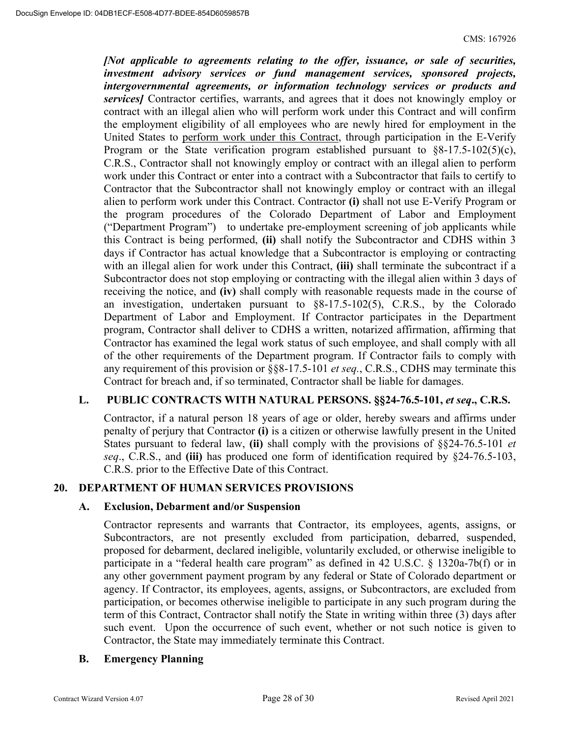***[Not applicable to agreements relating to the offer, issuance, or sale of securities, investment advisory services or fund management services, sponsored projects, intergovernmental agreements, or information technology services or products and services]*** Contractor certifies, warrants, and agrees that it does not knowingly employ or contract with an illegal alien who will perform work under this Contract and will confirm the employment eligibility of all employees who are newly hired for employment in the United States to <u>perform work under this Contract</u>, through participation in the E-Verify Program or the State verification program established pursuant to §8-17.5-102(5)(c), C.R.S., Contractor shall not knowingly employ or contract with an illegal alien to perform work under this Contract or enter into a contract with a Subcontractor that fails to certify to Contractor that the Subcontractor shall not knowingly employ or contract with an illegal alien to perform work under this Contract. Contractor **(i)** shall not use E-Verify Program or the program procedures of the Colorado Department of Labor and Employment ("Department Program") to undertake pre-employment screening of job applicants while this Contract is being performed, **(ii)** shall notify the Subcontractor and CDHS within 3 days if Contractor has actual knowledge that a Subcontractor is employing or contracting with an illegal alien for work under this Contract, **(iii)** shall terminate the subcontract if a Subcontractor does not stop employing or contracting with the illegal alien within 3 days of receiving the notice, and **(iv)** shall comply with reasonable requests made in the course of an investigation, undertaken pursuant to §8-17.5-102(5), C.R.S., by the Colorado Department of Labor and Employment. If Contractor participates in the Department program, Contractor shall deliver to CDHS a written, notarized affirmation, affirming that Contractor has examined the legal work status of such employee, and shall comply with all of the other requirements of the Department program. If Contractor fails to comply with any requirement of this provision or §§8-17.5-101 *et seq.*, C.R.S., CDHS may terminate this Contract for breach and, if so terminated, Contractor shall be liable for damages.

### L. PUBLIC CONTRACTS WITH NATURAL PERSONS. §§24-76.5-101, *et seq*., C.R.S.

Contractor, if a natural person 18 years of age or older, hereby swears and affirms under penalty of perjury that Contractor **(i)** is a citizen or otherwise lawfully present in the United States pursuant to federal law, **(ii)** shall comply with the provisions of §§24-76.5-101 *et seq*., C.R.S., and **(iii)** has produced one form of identification required by §24-76.5-103, C.R.S. prior to the Effective Date of this Contract.

## 20. DEPARTMENT OF HUMAN SERVICES PROVISIONS

### A. Exclusion, Debarment and/or Suspension

Contractor represents and warrants that Contractor, its employees, agents, assigns, or Subcontractors, are not presently excluded from participation, debarred, suspended, proposed for debarment, declared ineligible, voluntarily excluded, or otherwise ineligible to participate in a "federal health care program" as defined in 42 U.S.C. § 1320a-7b(f) or in any other government payment program by any federal or State of Colorado department or agency. If Contractor, its employees, agents, assigns, or Subcontractors, are excluded from participation, or becomes otherwise ineligible to participate in any such program during the term of this Contract, Contractor shall notify the State in writing within three (3) days after such event. Upon the occurrence of such event, whether or not such notice is given to Contractor, the State may immediately terminate this Contract.

### B. Emergency Planning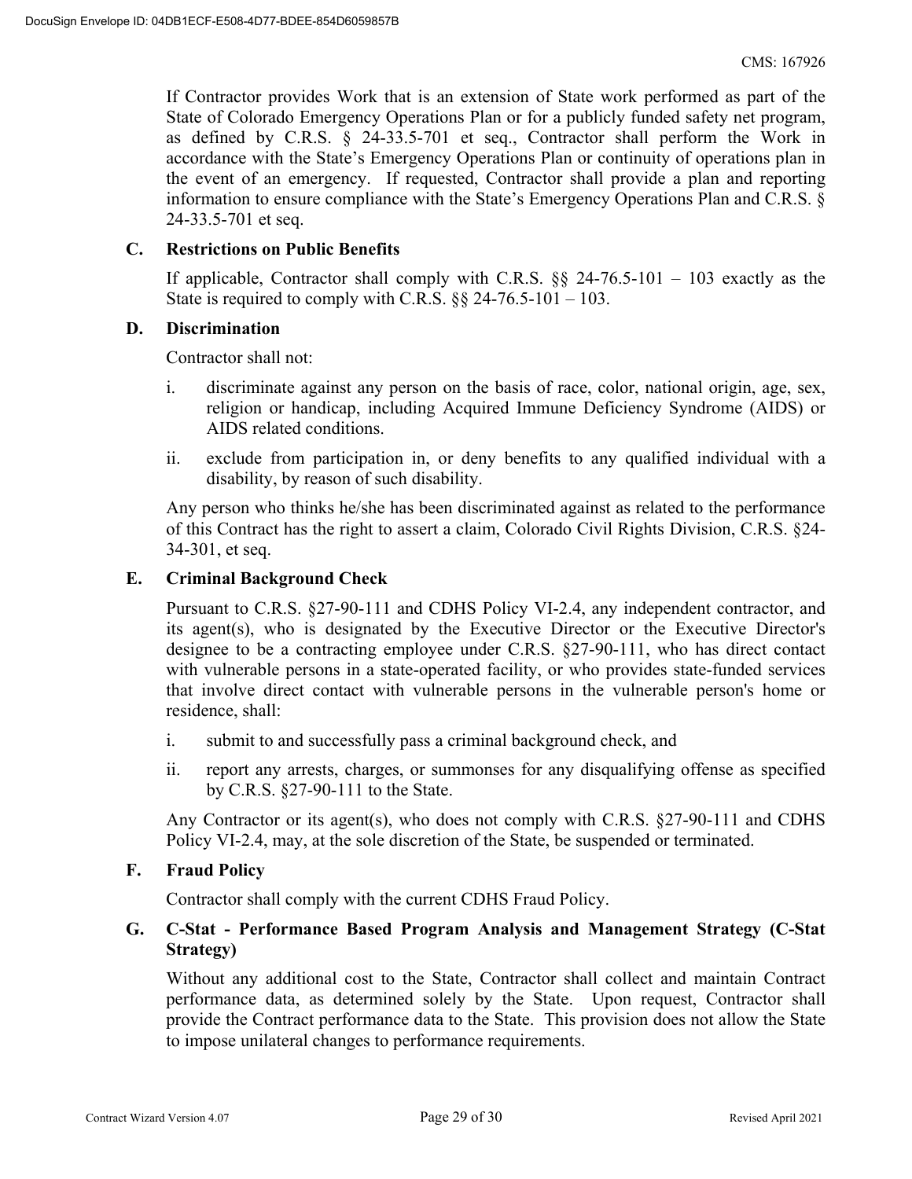If Contractor provides Work that is an extension of State work performed as part of the State of Colorado Emergency Operations Plan or for a publicly funded safety net program, as defined by C.R.S. § 24-33.5-701 et seq., Contractor shall perform the Work in accordance with the State's Emergency Operations Plan or continuity of operations plan in the event of an emergency. If requested, Contractor shall provide a plan and reporting information to ensure compliance with the State's Emergency Operations Plan and C.R.S. § 24-33.5-701 et seq.

**C. Restrictions on Public Benefits**

If applicable, Contractor shall comply with C.R.S. §§ 24-76.5-101 – 103 exactly as the State is required to comply with C.R.S. §§ 24-76.5-101 – 103.

**D. Discrimination**

Contractor shall not:

i. discriminate against any person on the basis of race, color, national origin, age, sex, religion or handicap, including Acquired Immune Deficiency Syndrome (AIDS) or AIDS related conditions.

ii. exclude from participation in, or deny benefits to any qualified individual with a disability, by reason of such disability.

Any person who thinks he/she has been discriminated against as related to the performance of this Contract has the right to assert a claim, Colorado Civil Rights Division, C.R.S. §24-34-301, et seq.

**E. Criminal Background Check**

Pursuant to C.R.S. §27-90-111 and CDHS Policy VI-2.4, any independent contractor, and its agent(s), who is designated by the Executive Director or the Executive Director's designee to be a contracting employee under C.R.S. §27-90-111, who has direct contact with vulnerable persons in a state-operated facility, or who provides state-funded services that involve direct contact with vulnerable persons in the vulnerable person's home or residence, shall:

i. submit to and successfully pass a criminal background check, and

ii. report any arrests, charges, or summonses for any disqualifying offense as specified by C.R.S. §27-90-111 to the State.

Any Contractor or its agent(s), who does not comply with C.R.S. §27-90-111 and CDHS Policy VI-2.4, may, at the sole discretion of the State, be suspended or terminated.

**F. Fraud Policy**

Contractor shall comply with the current CDHS Fraud Policy.

**G. C-Stat - Performance Based Program Analysis and Management Strategy (C-Stat Strategy)**

Without any additional cost to the State, Contractor shall collect and maintain Contract performance data, as determined solely by the State. Upon request, Contractor shall provide the Contract performance data to the State. This provision does not allow the State to impose unilateral changes to performance requirements.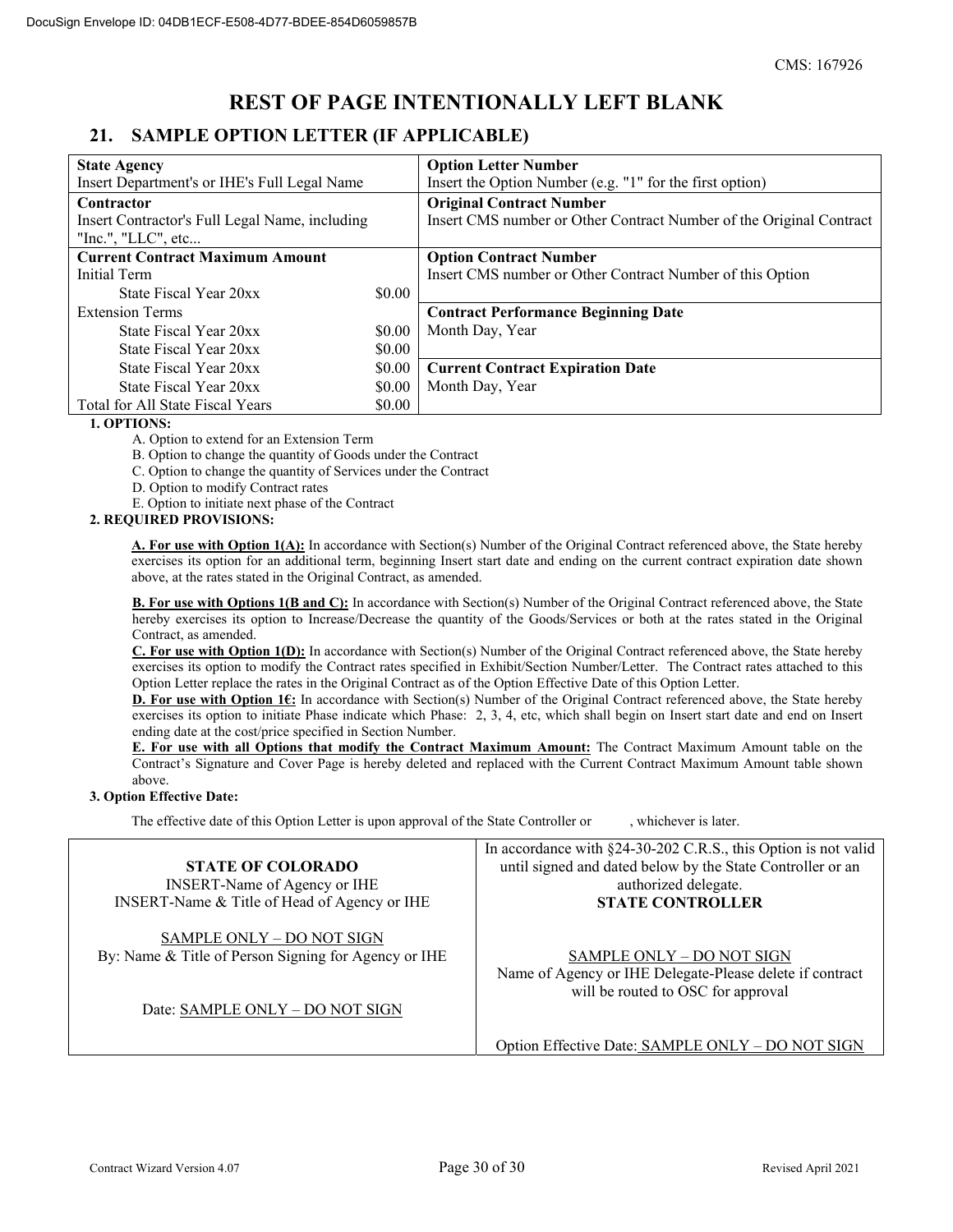## REST OF PAGE INTENTIONALLY LEFT BLANK

## 21. SAMPLE OPTION LETTER (IF APPLICABLE)

| **State Agency**<br>Insert Department's or IHE's Full Legal Name | | **Option Letter Number**<br>Insert the Option Number (e.g. "1" for the first option) |
|---|---|---|
| **Contractor**<br>Insert Contractor's Full Legal Name, including "Inc.", "LLC", etc... | | **Original Contract Number**<br>Insert CMS number or Other Contract Number of the Original Contract |
| **Current Contract Maximum Amount** | | **Option Contract Number**<br>Insert CMS number or Other Contract Number of this Option |
| Initial Term | | |
| State Fiscal Year 20xx | $0.00 | |
| Extension Terms | | **Contract Performance Beginning Date**<br>Month Day, Year |
| State Fiscal Year 20xx | $0.00 | |
| State Fiscal Year 20xx | $0.00 | |
| State Fiscal Year 20xx | $0.00 | **Current Contract Expiration Date**<br>Month Day, Year |
| State Fiscal Year 20xx | $0.00 | |
| Total for All State Fiscal Years | $0.00 | |

**1. OPTIONS:**

A. Option to extend for an Extension Term
B. Option to change the quantity of Goods under the Contract
C. Option to change the quantity of Services under the Contract
D. Option to modify Contract rates
E. Option to initiate next phase of the Contract

**2. REQUIRED PROVISIONS:**

**A. For use with Option 1(A):** In accordance with Section(s) Number of the Original Contract referenced above, the State hereby exercises its option for an additional term, beginning Insert start date and ending on the current contract expiration date shown above, at the rates stated in the Original Contract, as amended.

**B. For use with Options 1(B and C):** In accordance with Section(s) Number of the Original Contract referenced above, the State hereby exercises its option to Increase/Decrease the quantity of the Goods/Services or both at the rates stated in the Original Contract, as amended.

**C. For use with Option 1(D):** In accordance with Section(s) Number of the Original Contract referenced above, the State hereby exercises its option to modify the Contract rates specified in Exhibit/Section Number/Letter. The Contract rates attached to this Option Letter replace the rates in the Original Contract as of the Option Effective Date of this Option Letter.

**D. For use with Option 1€:** In accordance with Section(s) Number of the Original Contract referenced above, the State hereby exercises its option to initiate Phase indicate which Phase: 2, 3, 4, etc, which shall begin on Insert start date and end on Insert ending date at the cost/price specified in Section Number.

**E. For use with all Options that modify the Contract Maximum Amount:** The Contract Maximum Amount table on the Contract's Signature and Cover Page is hereby deleted and replaced with the Current Contract Maximum Amount table shown above.

**3. Option Effective Date:**

The effective date of this Option Letter is upon approval of the State Controller or , whichever is later.

| **STATE OF COLORADO**<br>INSERT-Name of Agency or IHE<br>INSERT-Name & Title of Head of Agency or IHE<br><br>SAMPLE ONLY – DO NOT SIGN<br>By: Name & Title of Person Signing for Agency or IHE<br><br>Date: SAMPLE ONLY – DO NOT SIGN | In accordance with §24-30-202 C.R.S., this Option is not valid until signed and dated below by the State Controller or an authorized delegate.<br>**STATE CONTROLLER**<br><br>SAMPLE ONLY – DO NOT SIGN<br>Name of Agency or IHE Delegate-Please delete if contract will be routed to OSC for approval<br><br>Option Effective Date: SAMPLE ONLY – DO NOT SIGN |
|---|---|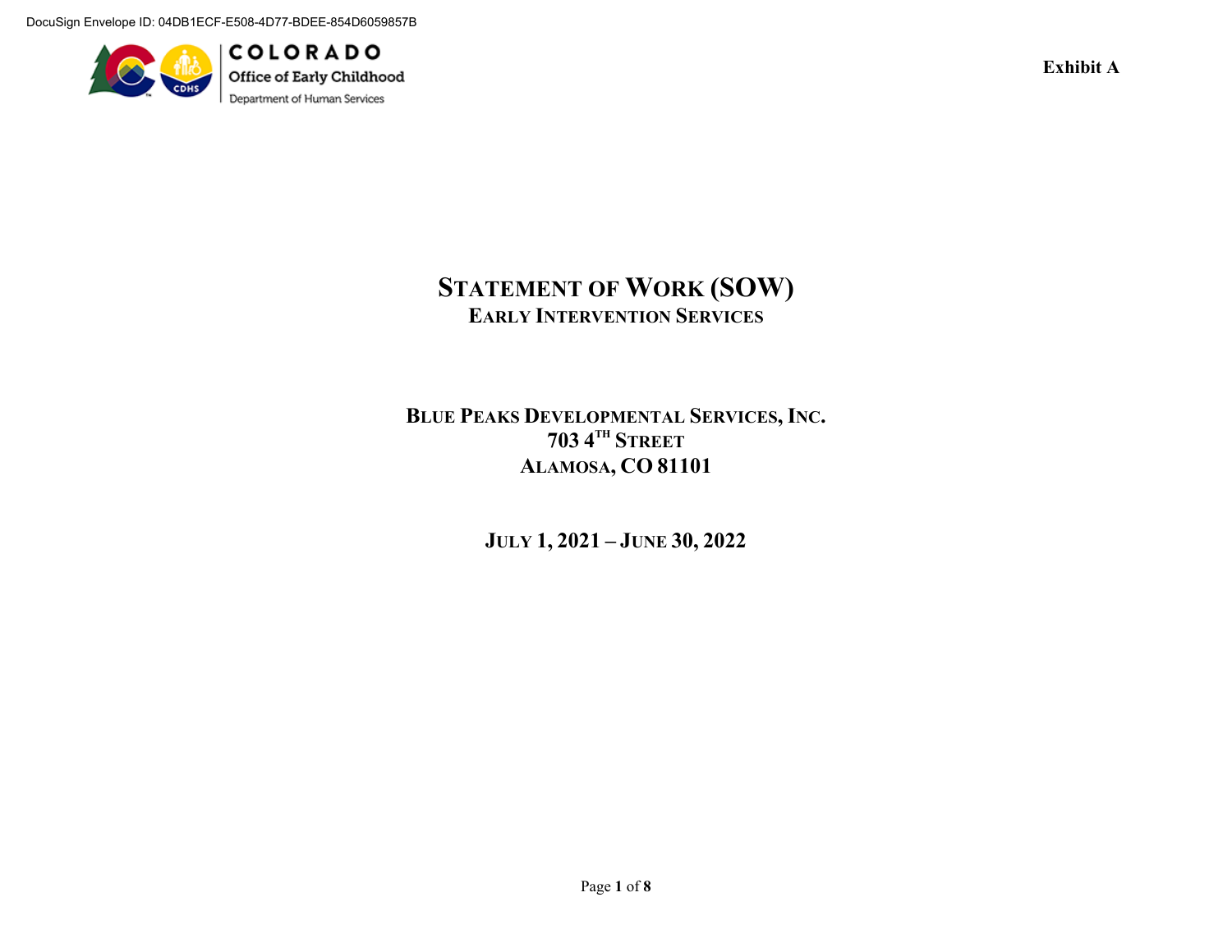Exhibit A

# Statement of Work (SOW)

## Early Intervention Services

**Blue Peaks Developmental Services, Inc.**
**703 4th Street**
**Alamosa, CO 81101**

**July 1, 2021 – June 30, 2022**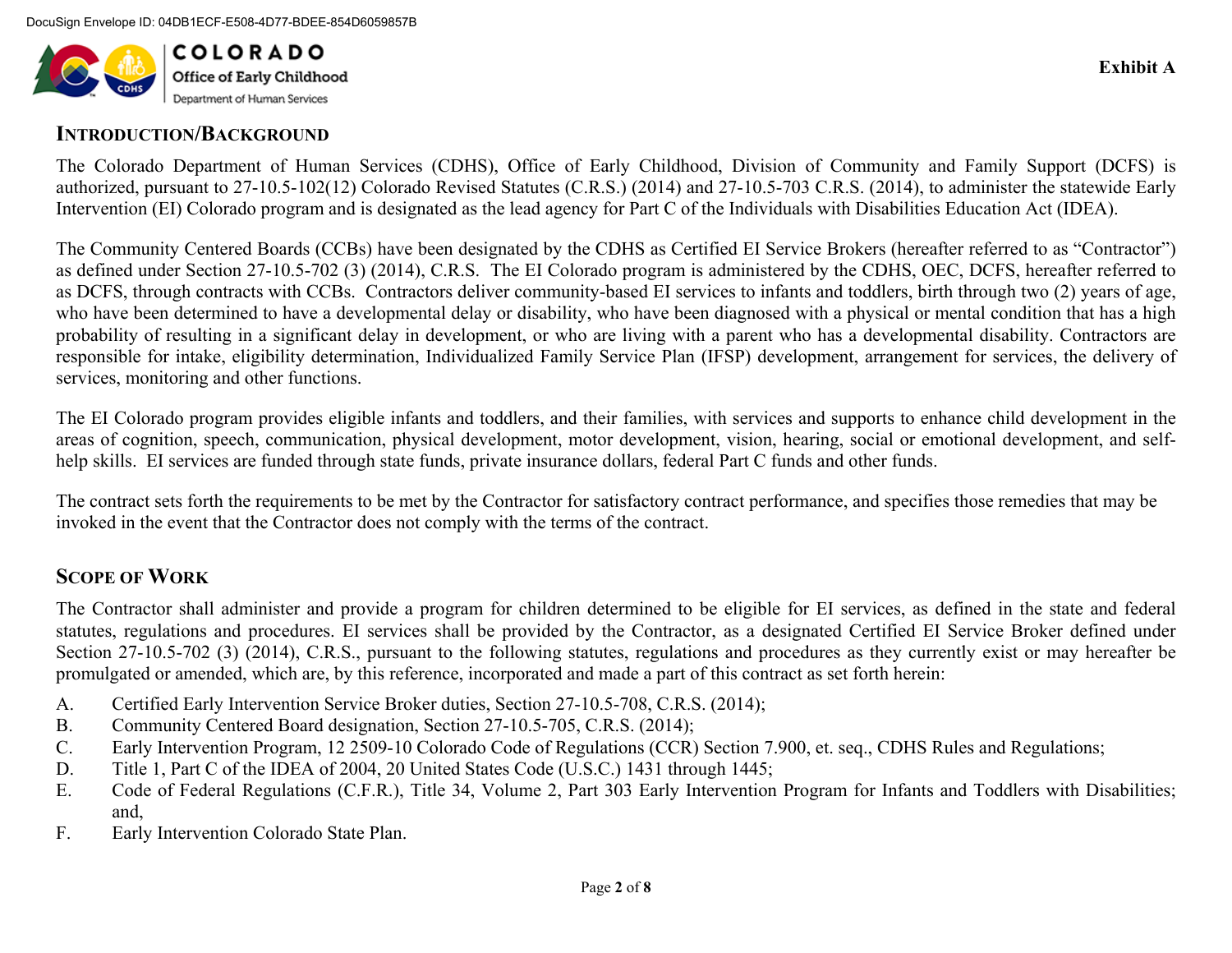Exhibit A

## Introduction/Background

The Colorado Department of Human Services (CDHS), Office of Early Childhood, Division of Community and Family Support (DCFS) is authorized, pursuant to 27-10.5-102(12) Colorado Revised Statutes (C.R.S.) (2014) and 27-10.5-703 C.R.S. (2014), to administer the statewide Early Intervention (EI) Colorado program and is designated as the lead agency for Part C of the Individuals with Disabilities Education Act (IDEA).

The Community Centered Boards (CCBs) have been designated by the CDHS as Certified EI Service Brokers (hereafter referred to as "Contractor") as defined under Section 27-10.5-702 (3) (2014), C.R.S. The EI Colorado program is administered by the CDHS, OEC, DCFS, hereafter referred to as DCFS, through contracts with CCBs. Contractors deliver community-based EI services to infants and toddlers, birth through two (2) years of age, who have been determined to have a developmental delay or disability, who have been diagnosed with a physical or mental condition that has a high probability of resulting in a significant delay in development, or who are living with a parent who has a developmental disability. Contractors are responsible for intake, eligibility determination, Individualized Family Service Plan (IFSP) development, arrangement for services, the delivery of services, monitoring and other functions.

The EI Colorado program provides eligible infants and toddlers, and their families, with services and supports to enhance child development in the areas of cognition, speech, communication, physical development, motor development, vision, hearing, social or emotional development, and self-help skills. EI services are funded through state funds, private insurance dollars, federal Part C funds and other funds.

The contract sets forth the requirements to be met by the Contractor for satisfactory contract performance, and specifies those remedies that may be invoked in the event that the Contractor does not comply with the terms of the contract.

## Scope of Work

The Contractor shall administer and provide a program for children determined to be eligible for EI services, as defined in the state and federal statutes, regulations and procedures. EI services shall be provided by the Contractor, as a designated Certified EI Service Broker defined under Section 27-10.5-702 (3) (2014), C.R.S., pursuant to the following statutes, regulations and procedures as they currently exist or may hereafter be promulgated or amended, which are, by this reference, incorporated and made a part of this contract as set forth herein:

A. Certified Early Intervention Service Broker duties, Section 27-10.5-708, C.R.S. (2014);
B. Community Centered Board designation, Section 27-10.5-705, C.R.S. (2014);
C. Early Intervention Program, 12 2509-10 Colorado Code of Regulations (CCR) Section 7.900, et. seq., CDHS Rules and Regulations;
D. Title 1, Part C of the IDEA of 2004, 20 United States Code (U.S.C.) 1431 through 1445;
E. Code of Federal Regulations (C.F.R.), Title 34, Volume 2, Part 303 Early Intervention Program for Infants and Toddlers with Disabilities; and,
F. Early Intervention Colorado State Plan.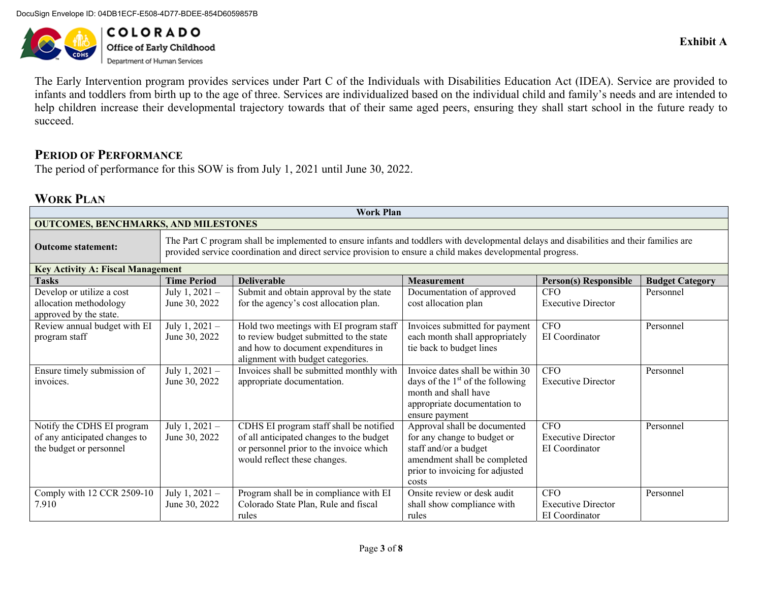**Exhibit A**

The Early Intervention program provides services under Part C of the Individuals with Disabilities Education Act (IDEA). Service are provided to infants and toddlers from birth up to the age of three. Services are individualized based on the individual child and family's needs and are intended to help children increase their developmental trajectory towards that of their same aged peers, ensuring they shall start school in the future ready to succeed.

## Period of Performance

The period of performance for this SOW is from July 1, 2021 until June 30, 2022.

## Work Plan

| Work Plan | | | | | |
|---|---|---|---|---|---|
| **OUTCOMES, BENCHMARKS, AND MILESTONES** | | | | | |
| **Outcome statement:** | The Part C program shall be implemented to ensure infants and toddlers with developmental delays and disabilities and their families are provided service coordination and direct service provision to ensure a child makes developmental progress. | | | | |
| **Key Activity A: Fiscal Management** | | | | | |
| **Tasks** | **Time Period** | **Deliverable** | **Measurement** | **Person(s) Responsible** | **Budget Category** |
| Develop or utilize a cost allocation methodology approved by the state. | July 1, 2021 – June 30, 2022 | Submit and obtain approval by the state for the agency's cost allocation plan. | Documentation of approved cost allocation plan | CFO<br>Executive Director | Personnel |
| Review annual budget with EI program staff | July 1, 2021 – June 30, 2022 | Hold two meetings with EI program staff to review budget submitted to the state and how to document expenditures in alignment with budget categories. | Invoices submitted for payment each month shall appropriately tie back to budget lines | CFO<br>EI Coordinator | Personnel |
| Ensure timely submission of invoices. | July 1, 2021 – June 30, 2022 | Invoices shall be submitted monthly with appropriate documentation. | Invoice dates shall be within 30 days of the 1st of the following month and shall have appropriate documentation to ensure payment | CFO<br>Executive Director | Personnel |
| Notify the CDHS EI program of any anticipated changes to the budget or personnel | July 1, 2021 – June 30, 2022 | CDHS EI program staff shall be notified of all anticipated changes to the budget or personnel prior to the invoice which would reflect these changes. | Approval shall be documented for any change to budget or staff and/or a budget amendment shall be completed prior to invoicing for adjusted costs | CFO<br>Executive Director<br>EI Coordinator | Personnel |
| Comply with 12 CCR 2509-10 7.910 | July 1, 2021 – June 30, 2022 | Program shall be in compliance with EI Colorado State Plan, Rule and fiscal rules | Onsite review or desk audit shall show compliance with rules | CFO<br>Executive Director<br>EI Coordinator | Personnel |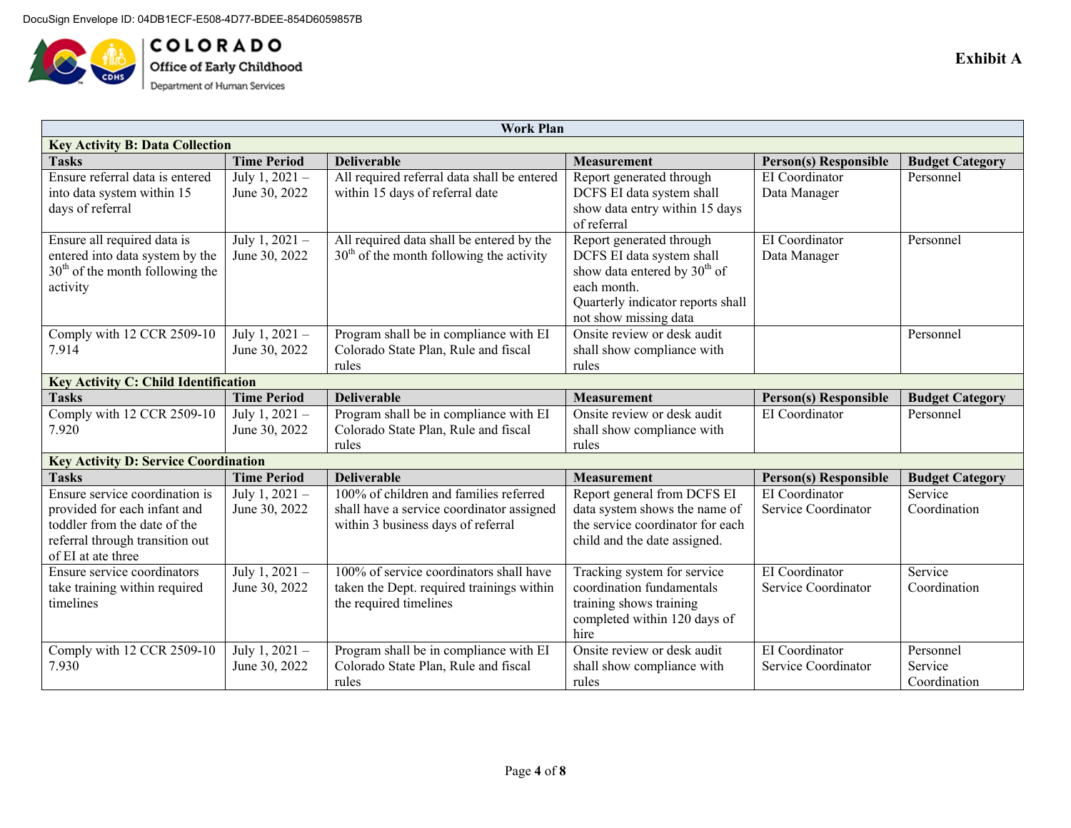DocuSign Envelope ID: 04DB1ECF-E508-4D77-BDEE-854D6059857B

COLORADO
Office of Early Childhood
Department of Human Services

**Exhibit A**

| Work Plan | | | | | |
|---|---|---|---|---|---|
| **Key Activity B: Data Collection** | | | | | |
| **Tasks** | **Time Period** | **Deliverable** | **Measurement** | **Person(s) Responsible** | **Budget Category** |
| Ensure referral data is entered into data system within 15 days of referral | July 1, 2021 – June 30, 2022 | All required referral data shall be entered within 15 days of referral date | Report generated through DCFS EI data system shall show data entry within 15 days of referral | EI Coordinator<br>Data Manager | Personnel |
| Ensure all required data is entered into data system by the 30th of the month following the activity | July 1, 2021 – June 30, 2022 | All required data shall be entered by the 30th of the month following the activity | Report generated through DCFS EI data system shall show data entered by 30th of each month.<br>Quarterly indicator reports shall not show missing data | EI Coordinator<br>Data Manager | Personnel |
| Comply with 12 CCR 2509-10 7.914 | July 1, 2021 – June 30, 2022 | Program shall be in compliance with EI Colorado State Plan, Rule and fiscal rules | Onsite review or desk audit shall show compliance with rules | | Personnel |
| **Key Activity C: Child Identification** | | | | | |
| **Tasks** | **Time Period** | **Deliverable** | **Measurement** | **Person(s) Responsible** | **Budget Category** |
| Comply with 12 CCR 2509-10 7.920 | July 1, 2021 – June 30, 2022 | Program shall be in compliance with EI Colorado State Plan, Rule and fiscal rules | Onsite review or desk audit shall show compliance with rules | EI Coordinator | Personnel |
| **Key Activity D: Service Coordination** | | | | | |
| **Tasks** | **Time Period** | **Deliverable** | **Measurement** | **Person(s) Responsible** | **Budget Category** |
| Ensure service coordination is provided for each infant and toddler from the date of the referral through transition out of EI at ate three | July 1, 2021 – June 30, 2022 | 100% of children and families referred shall have a service coordinator assigned within 3 business days of referral | Report general from DCFS EI data system shows the name of the service coordinator for each child and the date assigned. | EI Coordinator<br>Service Coordinator | Service Coordination |
| Ensure service coordinators take training within required timelines | July 1, 2021 – June 30, 2022 | 100% of service coordinators shall have taken the Dept. required trainings within the required timelines | Tracking system for service coordination fundamentals training shows training completed within 120 days of hire | EI Coordinator<br>Service Coordinator | Service Coordination |
| Comply with 12 CCR 2509-10 7.930 | July 1, 2021 – June 30, 2022 | Program shall be in compliance with EI Colorado State Plan, Rule and fiscal rules | Onsite review or desk audit shall show compliance with rules | EI Coordinator<br>Service Coordinator | Personnel<br>Service Coordination |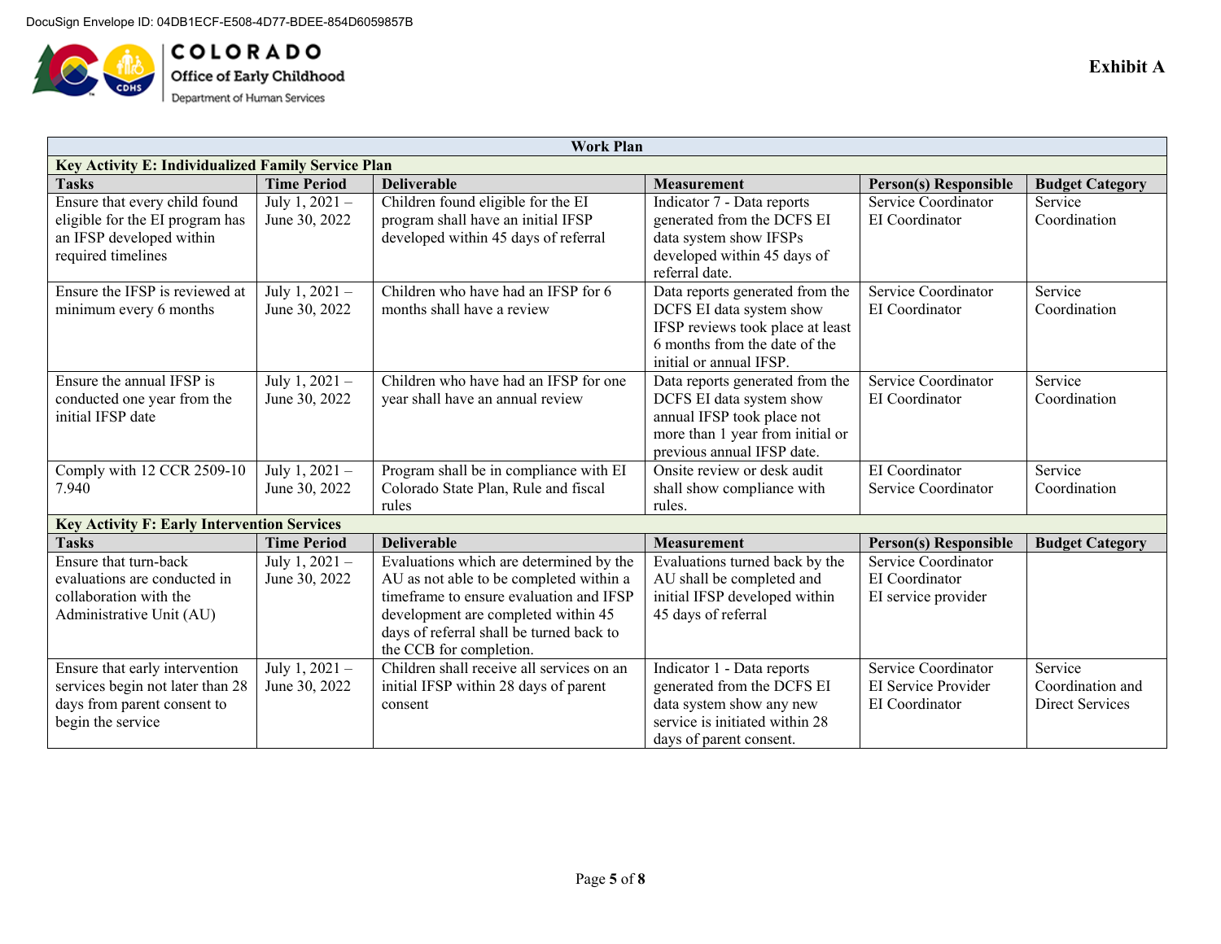Exhibit A

| Work Plan | | | | | |
|---|---|---|---|---|---|
| **Key Activity E: Individualized Family Service Plan** | | | | | |
| **Tasks** | **Time Period** | **Deliverable** | **Measurement** | **Person(s) Responsible** | **Budget Category** |
| Ensure that every child found eligible for the EI program has an IFSP developed within required timelines | July 1, 2021 – June 30, 2022 | Children found eligible for the EI program shall have an initial IFSP developed within 45 days of referral | Indicator 7 - Data reports generated from the DCFS EI data system show IFSPs developed within 45 days of referral date. | Service Coordinator<br>EI Coordinator | Service Coordination |
| Ensure the IFSP is reviewed at minimum every 6 months | July 1, 2021 – June 30, 2022 | Children who have had an IFSP for 6 months shall have a review | Data reports generated from the DCFS EI data system show IFSP reviews took place at least 6 months from the date of the initial or annual IFSP. | Service Coordinator<br>EI Coordinator | Service Coordination |
| Ensure the annual IFSP is conducted one year from the initial IFSP date | July 1, 2021 – June 30, 2022 | Children who have had an IFSP for one year shall have an annual review | Data reports generated from the DCFS EI data system show annual IFSP took place not more than 1 year from initial or previous annual IFSP date. | Service Coordinator<br>EI Coordinator | Service Coordination |
| Comply with 12 CCR 2509-10 7.940 | July 1, 2021 – June 30, 2022 | Program shall be in compliance with EI Colorado State Plan, Rule and fiscal rules | Onsite review or desk audit shall show compliance with rules. | EI Coordinator<br>Service Coordinator | Service Coordination |
| **Key Activity F: Early Intervention Services** | | | | | |
| **Tasks** | **Time Period** | **Deliverable** | **Measurement** | **Person(s) Responsible** | **Budget Category** |
| Ensure that turn-back evaluations are conducted in collaboration with the Administrative Unit (AU) | July 1, 2021 – June 30, 2022 | Evaluations which are determined by the AU as not able to be completed within a timeframe to ensure evaluation and IFSP development are completed within 45 days of referral shall be turned back to the CCB for completion. | Evaluations turned back by the AU shall be completed and initial IFSP developed within 45 days of referral | Service Coordinator<br>EI Coordinator<br>EI service provider | |
| Ensure that early intervention services begin not later than 28 days from parent consent to begin the service | July 1, 2021 – June 30, 2022 | Children shall receive all services on an initial IFSP within 28 days of parent consent | Indicator 1 - Data reports generated from the DCFS EI data system show any new service is initiated within 28 days of parent consent. | Service Coordinator<br>EI Service Provider<br>EI Coordinator | Service Coordination and Direct Services |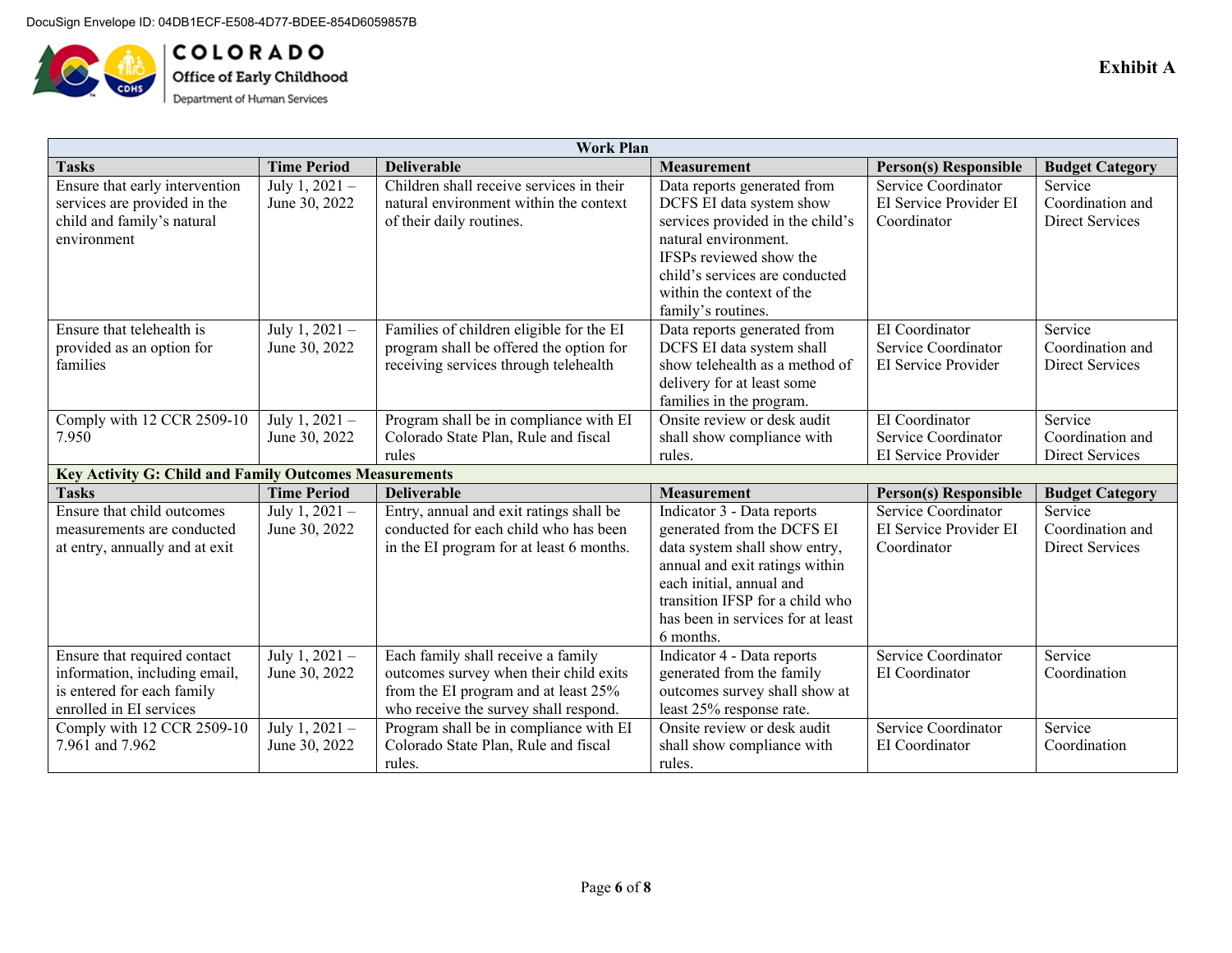DocuSign Envelope ID: 04DB1ECF-E508-4D77-BDEE-854D6059857B

COLORADO
Office of Early Childhood
Department of Human Services

**Exhibit A**

| Work Plan | | | | | |
|---|---|---|---|---|---|
| **Tasks** | **Time Period** | **Deliverable** | **Measurement** | **Person(s) Responsible** | **Budget Category** |
| Ensure that early intervention services are provided in the child and family's natural environment | July 1, 2021 – June 30, 2022 | Children shall receive services in their natural environment within the context of their daily routines. | Data reports generated from DCFS EI data system show services provided in the child's natural environment. IFSPs reviewed show the child's services are conducted within the context of the family's routines. | Service Coordinator EI Service Provider EI Coordinator | Service Coordination and Direct Services |
| Ensure that telehealth is provided as an option for families | July 1, 2021 – June 30, 2022 | Families of children eligible for the EI program shall be offered the option for receiving services through telehealth | Data reports generated from DCFS EI data system shall show telehealth as a method of delivery for at least some families in the program. | EI Coordinator Service Coordinator EI Service Provider | Service Coordination and Direct Services |
| Comply with 12 CCR 2509-10 7.950 | July 1, 2021 – June 30, 2022 | Program shall be in compliance with EI Colorado State Plan, Rule and fiscal rules | Onsite review or desk audit shall show compliance with rules. | EI Coordinator Service Coordinator EI Service Provider | Service Coordination and Direct Services |
| **Key Activity G: Child and Family Outcomes Measurements** | | | | | |
| **Tasks** | **Time Period** | **Deliverable** | **Measurement** | **Person(s) Responsible** | **Budget Category** |
| Ensure that child outcomes measurements are conducted at entry, annually and at exit | July 1, 2021 – June 30, 2022 | Entry, annual and exit ratings shall be conducted for each child who has been in the EI program for at least 6 months. | Indicator 3 - Data reports generated from the DCFS EI data system shall show entry, annual and exit ratings within each initial, annual and transition IFSP for a child who has been in services for at least 6 months. | Service Coordinator EI Service Provider EI Coordinator | Service Coordination and Direct Services |
| Ensure that required contact information, including email, is entered for each family enrolled in EI services | July 1, 2021 – June 30, 2022 | Each family shall receive a family outcomes survey when their child exits from the EI program and at least 25% who receive the survey shall respond. | Indicator 4 - Data reports generated from the family outcomes survey shall show at least 25% response rate. | Service Coordinator EI Coordinator | Service Coordination |
| Comply with 12 CCR 2509-10 7.961 and 7.962 | July 1, 2021 – June 30, 2022 | Program shall be in compliance with EI Colorado State Plan, Rule and fiscal rules. | Onsite review or desk audit shall show compliance with rules. | Service Coordinator EI Coordinator | Service Coordination |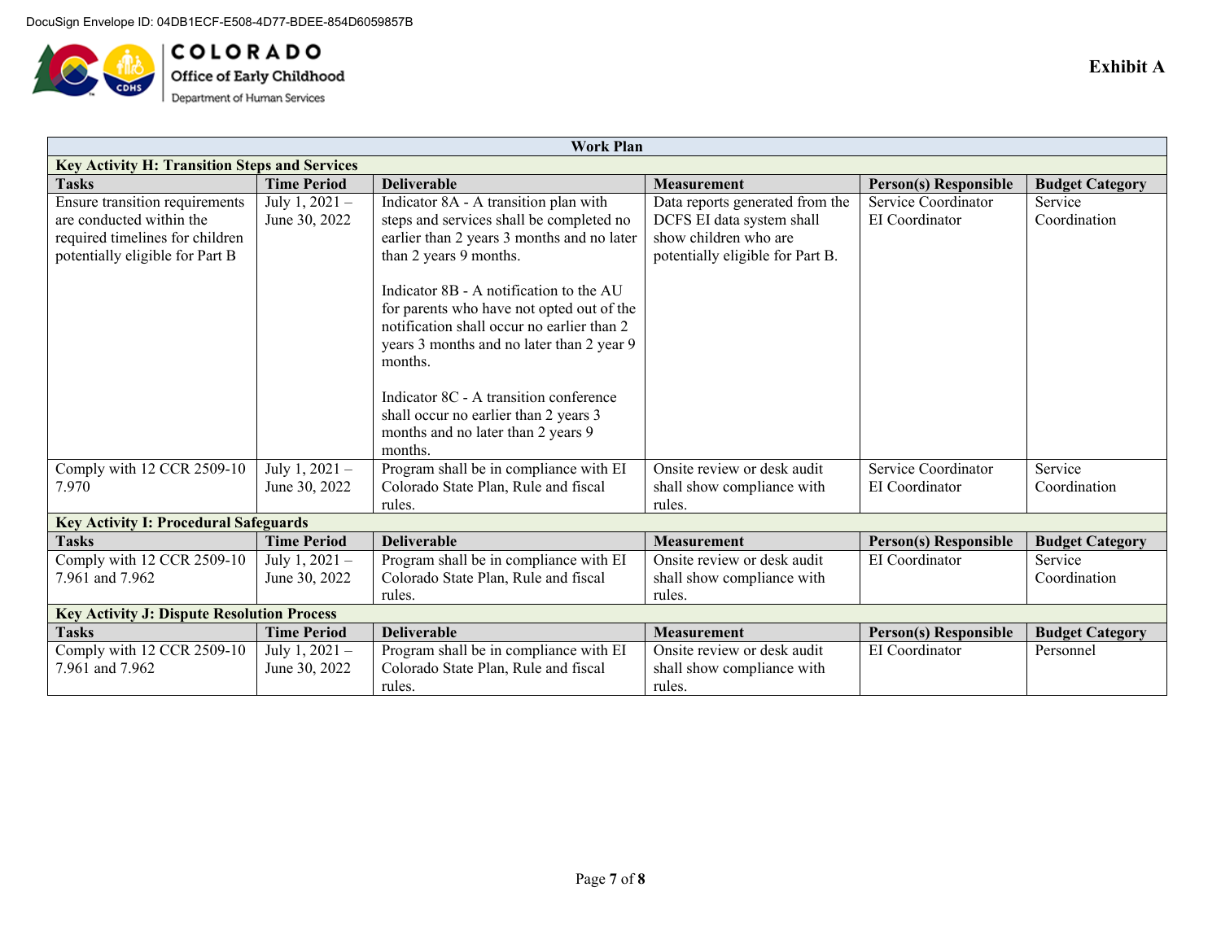DocuSign Envelope ID: 04DB1ECF-E508-4D77-BDEE-854D6059857B

COLORADO
Office of Early Childhood
Department of Human Services

**Exhibit A**

| Work Plan | | | | | |
|---|---|---|---|---|---|
| **Key Activity H: Transition Steps and Services** | | | | | |
| **Tasks** | **Time Period** | **Deliverable** | **Measurement** | **Person(s) Responsible** | **Budget Category** |
| Ensure transition requirements are conducted within the required timelines for children potentially eligible for Part B | July 1, 2021 – June 30, 2022 | Indicator 8A - A transition plan with steps and services shall be completed no earlier than 2 years 3 months and no later than 2 years 9 months.<br><br>Indicator 8B - A notification to the AU for parents who have not opted out of the notification shall occur no earlier than 2 years 3 months and no later than 2 year 9 months.<br><br>Indicator 8C - A transition conference shall occur no earlier than 2 years 3 months and no later than 2 years 9 months. | Data reports generated from the DCFS EI data system shall show children who are potentially eligible for Part B. | Service Coordinator<br>EI Coordinator | Service Coordination |
| Comply with 12 CCR 2509-10 7.970 | July 1, 2021 – June 30, 2022 | Program shall be in compliance with EI Colorado State Plan, Rule and fiscal rules. | Onsite review or desk audit shall show compliance with rules. | Service Coordinator<br>EI Coordinator | Service Coordination |
| **Key Activity I: Procedural Safeguards** | | | | | |
| **Tasks** | **Time Period** | **Deliverable** | **Measurement** | **Person(s) Responsible** | **Budget Category** |
| Comply with 12 CCR 2509-10 7.961 and 7.962 | July 1, 2021 – June 30, 2022 | Program shall be in compliance with EI Colorado State Plan, Rule and fiscal rules. | Onsite review or desk audit shall show compliance with rules. | EI Coordinator | Service Coordination |
| **Key Activity J: Dispute Resolution Process** | | | | | |
| **Tasks** | **Time Period** | **Deliverable** | **Measurement** | **Person(s) Responsible** | **Budget Category** |
| Comply with 12 CCR 2509-10 7.961 and 7.962 | July 1, 2021 – June 30, 2022 | Program shall be in compliance with EI Colorado State Plan, Rule and fiscal rules. | Onsite review or desk audit shall show compliance with rules. | EI Coordinator | Personnel |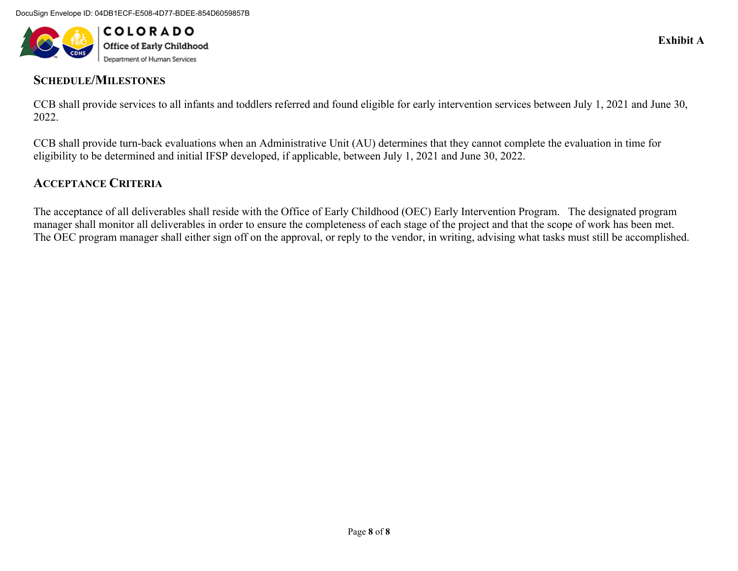**Exhibit A**

## Schedule/Milestones

CCB shall provide services to all infants and toddlers referred and found eligible for early intervention services between July 1, 2021 and June 30, 2022.

CCB shall provide turn-back evaluations when an Administrative Unit (AU) determines that they cannot complete the evaluation in time for eligibility to be determined and initial IFSP developed, if applicable, between July 1, 2021 and June 30, 2022.

## Acceptance Criteria

The acceptance of all deliverables shall reside with the Office of Early Childhood (OEC) Early Intervention Program. The designated program manager shall monitor all deliverables in order to ensure the completeness of each stage of the project and that the scope of work has been met. The OEC program manager shall either sign off on the approval, or reply to the vendor, in writing, advising what tasks must still be accomplished.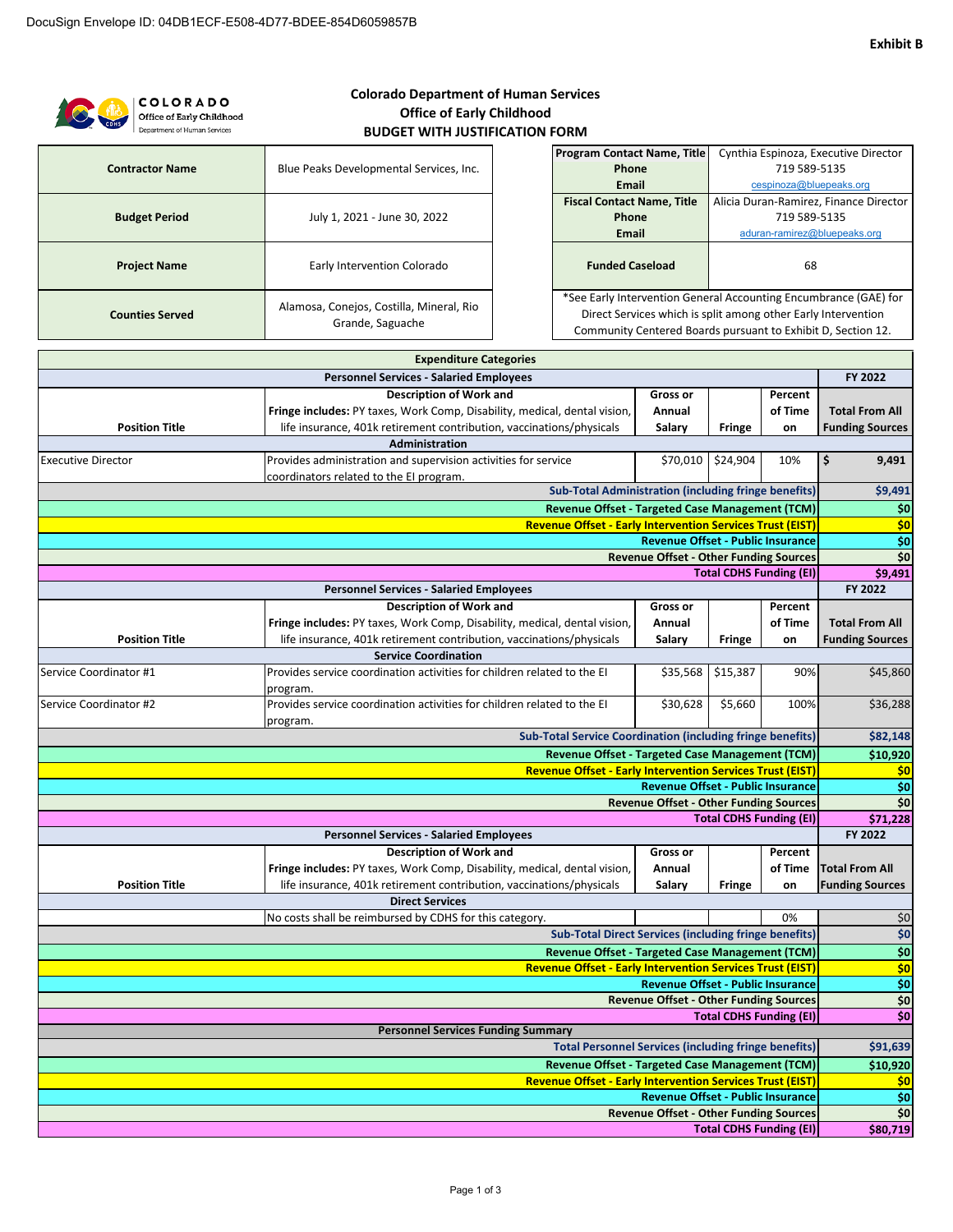DocuSign Envelope ID: 04DB1ECF-E508-4D77-BDEE-854D6059857B

**Exhibit B**

## Colorado Department of Human Services
## Office of Early Childhood
## BUDGET WITH JUSTIFICATION FORM

| | |
|---|---|
| **Contractor Name** | Blue Peaks Developmental Services, Inc. |
| **Budget Period** | July 1, 2021 - June 30, 2022 |
| **Project Name** | Early Intervention Colorado |
| **Counties Served** | Alamosa, Conejos, Costilla, Mineral, Rio Grande, Saguache |

| | |
|---|---|
| **Program Contact Name, Title** | Cynthia Espinoza, Executive Director |
| **Phone** | 719 589-5135 |
| **Email** | cespinoza@bluepeaks.org |
| **Fiscal Contact Name, Title** | Alicia Duran-Ramirez, Finance Director |
| **Phone** | 719 589-5135 |
| **Email** | aduran-ramirez@bluepeaks.org |
| **Funded Caseload** | 68 |

*See Early Intervention General Accounting Encumbrance (GAE) for Direct Services which is split among other Early Intervention Community Centered Boards pursuant to Exhibit D, Section 12.

| **Expenditure Categories** | | | | | |
|---|---|---|---|---|---|
| **Personnel Services - Salaried Employees** | | | | | **FY 2022** |
| **Position Title** | **Description of Work and Fringe includes:** PY taxes, Work Comp, Disability, medical, dental vision, life insurance, 401k retirement contribution, vaccinations/physicals | **Gross or Annual Salary** | **Fringe** | **Percent of Time on** | **Total From All Funding Sources** |
| **Administration** | | | | | |
| Executive Director | Provides administration and supervision activities for service coordinators related to the EI program. | $70,010 | $24,904 | 10% | $ 9,491 |
| | | | | **Sub-Total Administration (including fringe benefits)** | **$9,491** |
| | | | | **Revenue Offset - Targeted Case Management (TCM)** | **$0** |
| | | | | **Revenue Offset - Early Intervention Services Trust (EIST)** | **$0** |
| | | | | **Revenue Offset - Public Insurance** | **$0** |
| | | | | **Revenue Offset - Other Funding Sources** | **$0** |
| | | | | **Total CDHS Funding (EI)** | **$9,491** |
| **Personnel Services - Salaried Employees** | | | | | **FY 2022** |
| **Position Title** | **Description of Work and Fringe includes:** PY taxes, Work Comp, Disability, medical, dental vision, life insurance, 401k retirement contribution, vaccinations/physicals | **Gross or Annual Salary** | **Fringe** | **Percent of Time on** | **Total From All Funding Sources** |
| **Service Coordination** | | | | | |
| Service Coordinator #1 | Provides service coordination activities for children related to the EI program. | $35,568 | $15,387 | 90% | $45,860 |
| Service Coordinator #2 | Provides service coordination activities for children related to the EI program. | $30,628 | $5,660 | 100% | $36,288 |
| | | | | **Sub-Total Service Coordination (including fringe benefits)** | **$82,148** |
| | | | | **Revenue Offset - Targeted Case Management (TCM)** | **$10,920** |
| | | | | **Revenue Offset - Early Intervention Services Trust (EIST)** | **$0** |
| | | | | **Revenue Offset - Public Insurance** | **$0** |
| | | | | **Revenue Offset - Other Funding Sources** | **$0** |
| | | | | **Total CDHS Funding (EI)** | **$71,228** |
| **Personnel Services - Salaried Employees** | | | | | **FY 2022** |
| **Position Title** | **Description of Work and Fringe includes:** PY taxes, Work Comp, Disability, medical, dental vision, life insurance, 401k retirement contribution, vaccinations/physicals | **Gross or Annual Salary** | **Fringe** | **Percent of Time on** | **Total From All Funding Sources** |
| **Direct Services** | | | | | |
| | No costs shall be reimbursed by CDHS for this category. | | | 0% | $0 |
| | | | | **Sub-Total Direct Services (including fringe benefits)** | **$0** |
| | | | | **Revenue Offset - Targeted Case Management (TCM)** | **$0** |
| | | | | **Revenue Offset - Early Intervention Services Trust (EIST)** | **$0** |
| | | | | **Revenue Offset - Public Insurance** | **$0** |
| | | | | **Revenue Offset - Other Funding Sources** | **$0** |
| | | | | **Total CDHS Funding (EI)** | **$0** |
| **Personnel Services Funding Summary** | | | | | |
| | | | | **Total Personnel Services (including fringe benefits)** | **$91,639** |
| | | | | **Revenue Offset - Targeted Case Management (TCM)** | **$10,920** |
| | | | | **Revenue Offset - Early Intervention Services Trust (EIST)** | **$0** |
| | | | | **Revenue Offset - Public Insurance** | **$0** |
| | | | | **Revenue Offset - Other Funding Sources** | **$0** |
| | | | | **Total CDHS Funding (EI)** | **$80,719** |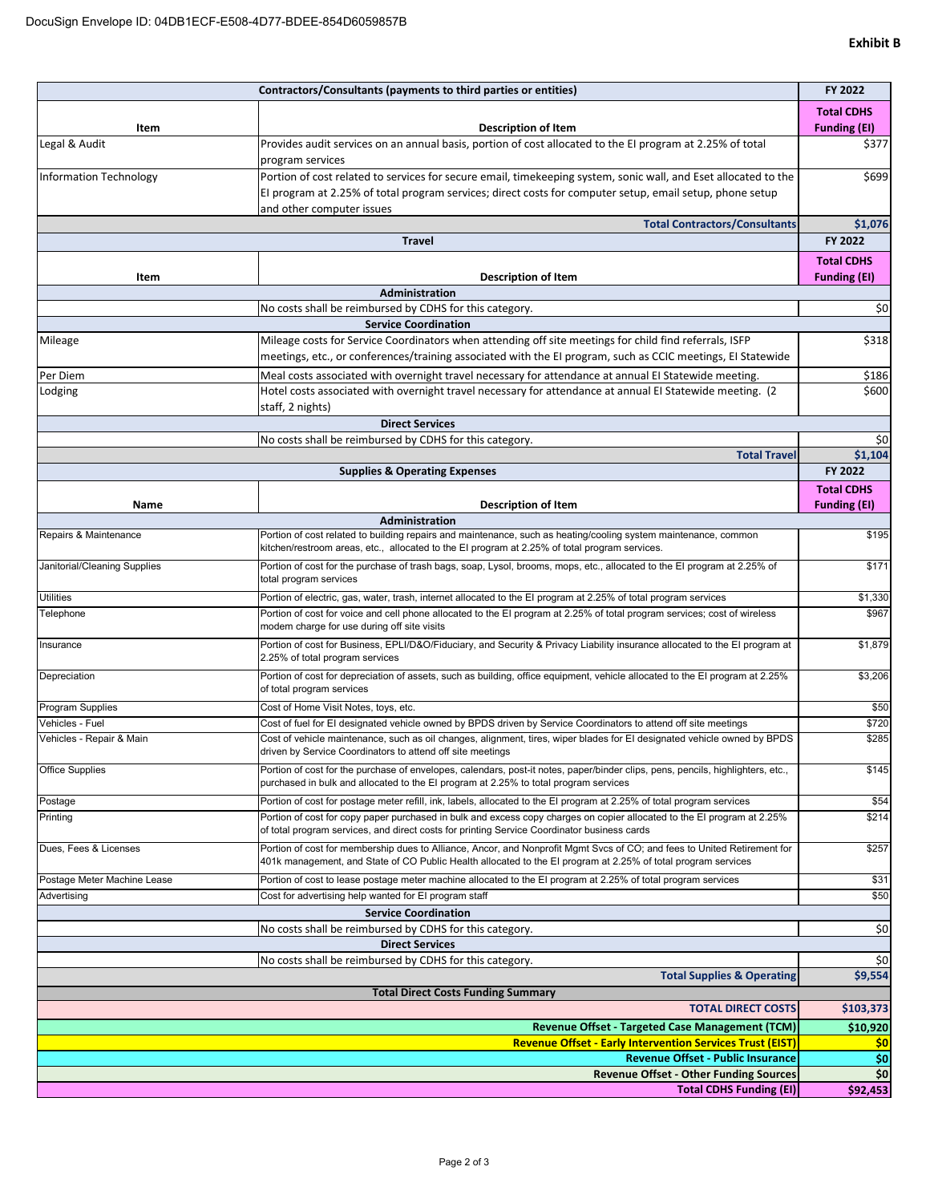DocuSign Envelope ID: 04DB1ECF-E508-4D77-BDEE-854D6059857B

**Exhibit B**

| Contractors/Consultants (payments to third parties or entities) | | FY 2022 |
|---|---|---|
| **Item** | **Description of Item** | **Total CDHS Funding (EI)** |
| Legal & Audit | Provides audit services on an annual basis, portion of cost allocated to the EI program at 2.25% of total program services | $377 |
| Information Technology | Portion of cost related to services for secure email, timekeeping system, sonic wall, and Eset allocated to the EI program at 2.25% of total program services; direct costs for computer setup, email setup, phone setup and other computer issues | $699 |
| | **Total Contractors/Consultants** | **$1,076** |

| Travel | | FY 2022 |
|---|---|---|
| **Item** | **Description of Item** | **Total CDHS Funding (EI)** |
| | **Administration** | |
| | No costs shall be reimbursed by CDHS for this category. | $0 |
| | **Service Coordination** | |
| Mileage | Mileage costs for Service Coordinators when attending off site meetings for child find referrals, ISFP meetings, etc., or conferences/training associated with the EI program, such as CCIC meetings, EI Statewide | $318 |
| Per Diem | Meal costs associated with overnight travel necessary for attendance at annual EI Statewide meeting. | $186 |
| Lodging | Hotel costs associated with overnight travel necessary for attendance at annual EI Statewide meeting. (2 staff, 2 nights) | $600 |
| | **Direct Services** | |
| | No costs shall be reimbursed by CDHS for this category. | $0 |
| | **Total Travel** | **$1,104** |

| Supplies & Operating Expenses | | FY 2022 |
|---|---|---|
| **Name** | **Description of Item** | **Total CDHS Funding (EI)** |
| | **Administration** | |
| Repairs & Maintenance | Portion of cost related to building repairs and maintenance, such as heating/cooling system maintenance, common kitchen/restroom areas, etc., allocated to the EI program at 2.25% of total program services. | $195 |
| Janitorial/Cleaning Supplies | Portion of cost for the purchase of trash bags, soap, Lysol, brooms, mops, etc., allocated to the EI program at 2.25% of total program services | $171 |
| Utilities | Portion of electric, gas, water, trash, internet allocated to the EI program at 2.25% of total program services | $1,330 |
| Telephone | Portion of cost for voice and cell phone allocated to the EI program at 2.25% of total program services; cost of wireless modem charge for use during off site visits | $967 |
| Insurance | Portion of cost for Business, EPLI/D&O/Fiduciary, and Security & Privacy Liability insurance allocated to the EI program at 2.25% of total program services | $1,879 |
| Depreciation | Portion of cost for depreciation of assets, such as building, office equipment, vehicle allocated to the EI program at 2.25% of total program services | $3,206 |
| Program Supplies | Cost of Home Visit Notes, toys, etc. | $50 |
| Vehicles - Fuel | Cost of fuel for EI designated vehicle owned by BPDS driven by Service Coordinators to attend off site meetings | $720 |
| Vehicles - Repair & Main | Cost of vehicle maintenance, such as oil changes, alignment, tires, wiper blades for EI designated vehicle owned by BPDS driven by Service Coordinators to attend off site meetings | $285 |
| Office Supplies | Portion of cost for the purchase of envelopes, calendars, post-it notes, paper/binder clips, pens, pencils, highlighters, etc., purchased in bulk and allocated to the EI program at 2.25% to total program services | $145 |
| Postage | Portion of cost for postage meter refill, ink, labels, allocated to the EI program at 2.25% of total program services | $54 |
| Printing | Portion of cost for copy paper purchased in bulk and excess copy charges on copier allocated to the EI program at 2.25% of total program services, and direct costs for printing Service Coordinator business cards | $214 |
| Dues, Fees & Licenses | Portion of cost for membership dues to Alliance, Ancor, and Nonprofit Mgmt Svcs of CO; and fees to United Retirement for 401k management, and State of CO Public Health allocated to the EI program at 2.25% of total program services | $257 |
| Postage Meter Machine Lease | Portion of cost to lease postage meter machine allocated to the EI program at 2.25% of total program services | $31 |
| Advertising | Cost for advertising help wanted for EI program staff | $50 |
| | **Service Coordination** | |
| | No costs shall be reimbursed by CDHS for this category. | $0 |
| | **Direct Services** | |
| | No costs shall be reimbursed by CDHS for this category. | $0 |
| | **Total Supplies & Operating** | **$9,554** |

| Total Direct Costs Funding Summary | |
|---|---|
| **TOTAL DIRECT COSTS** | **$103,373** |
| **Revenue Offset - Targeted Case Management (TCM)** | **$10,920** |
| **Revenue Offset - Early Intervention Services Trust (EIST)** | **$0** |
| **Revenue Offset - Public Insurance** | **$0** |
| **Revenue Offset - Other Funding Sources** | **$0** |
| **Total CDHS Funding (EI)** | **$92,453** |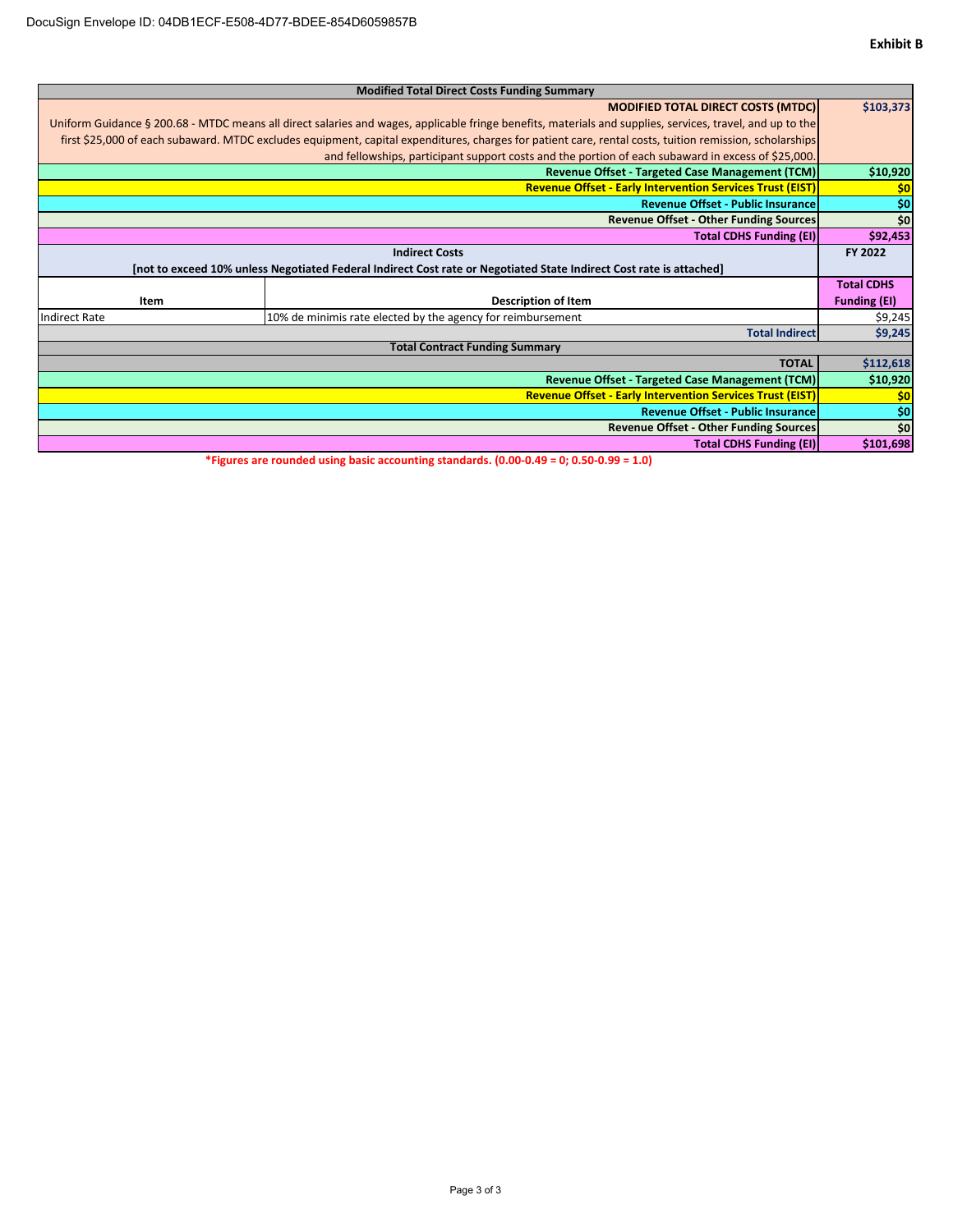**Exhibit B**

| Modified Total Direct Costs Funding Summary | | |
|---|---|---|
| | **MODIFIED TOTAL DIRECT COSTS (MTDC)** | **$103,373** |
| Uniform Guidance § 200.68 - MTDC means all direct salaries and wages, applicable fringe benefits, materials and supplies, services, travel, and up to the first $25,000 of each subaward. MTDC excludes equipment, capital expenditures, charges for patient care, rental costs, tuition remission, scholarships and fellowships, participant support costs and the portion of each subaward in excess of $25,000. | | |
| | **Revenue Offset - Targeted Case Management (TCM)** | **$10,920** |
| | **Revenue Offset - Early Intervention Services Trust (EIST)** | **$0** |
| | **Revenue Offset - Public Insurance** | **$0** |
| | **Revenue Offset - Other Funding Sources** | **$0** |
| | **Total CDHS Funding (EI)** | **$92,453** |
| **Indirect Costs** [not to exceed 10% unless Negotiated Federal Indirect Cost rate or Negotiated State Indirect Cost rate is attached] | | **FY 2022** |
| **Item** | **Description of Item** | **Total CDHS Funding (EI)** |
| Indirect Rate | 10% de minimis rate elected by the agency for reimbursement | $9,245 |
| | **Total Indirect** | **$9,245** |
| **Total Contract Funding Summary** | | |
| | **TOTAL** | **$112,618** |
| | **Revenue Offset - Targeted Case Management (TCM)** | **$10,920** |
| | **Revenue Offset - Early Intervention Services Trust (EIST)** | **$0** |
| | **Revenue Offset - Public Insurance** | **$0** |
| | **Revenue Offset - Other Funding Sources** | **$0** |
| | **Total CDHS Funding (EI)** | **$101,698** |

***Figures are rounded using basic accounting standards. (0.00-0.49 = 0; 0.50-0.99 = 1.0)**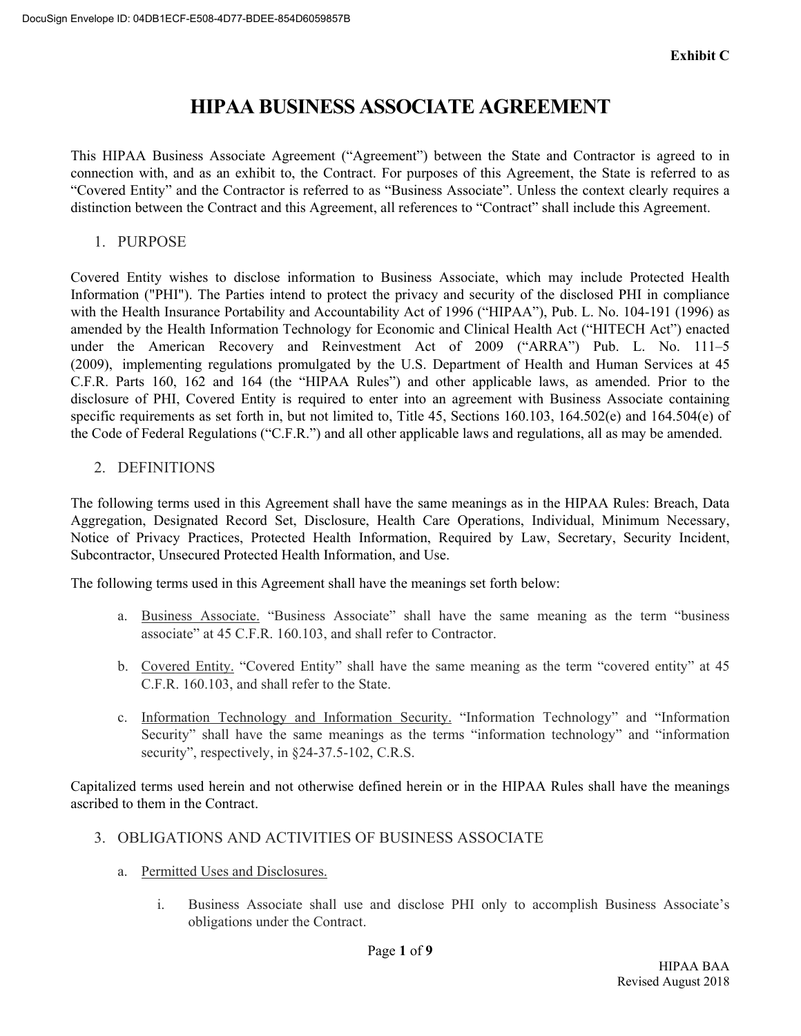**Exhibit C**

# HIPAA BUSINESS ASSOCIATE AGREEMENT

This HIPAA Business Associate Agreement ("Agreement") between the State and Contractor is agreed to in connection with, and as an exhibit to, the Contract. For purposes of this Agreement, the State is referred to as "Covered Entity" and the Contractor is referred to as "Business Associate". Unless the context clearly requires a distinction between the Contract and this Agreement, all references to "Contract" shall include this Agreement.

## 1. PURPOSE

Covered Entity wishes to disclose information to Business Associate, which may include Protected Health Information ("PHI"). The Parties intend to protect the privacy and security of the disclosed PHI in compliance with the Health Insurance Portability and Accountability Act of 1996 ("HIPAA"), Pub. L. No. 104-191 (1996) as amended by the Health Information Technology for Economic and Clinical Health Act ("HITECH Act") enacted under the American Recovery and Reinvestment Act of 2009 ("ARRA") Pub. L. No. 111–5 (2009), implementing regulations promulgated by the U.S. Department of Health and Human Services at 45 C.F.R. Parts 160, 162 and 164 (the "HIPAA Rules") and other applicable laws, as amended. Prior to the disclosure of PHI, Covered Entity is required to enter into an agreement with Business Associate containing specific requirements as set forth in, but not limited to, Title 45, Sections 160.103, 164.502(e) and 164.504(e) of the Code of Federal Regulations ("C.F.R.") and all other applicable laws and regulations, all as may be amended.

## 2. DEFINITIONS

The following terms used in this Agreement shall have the same meanings as in the HIPAA Rules: Breach, Data Aggregation, Designated Record Set, Disclosure, Health Care Operations, Individual, Minimum Necessary, Notice of Privacy Practices, Protected Health Information, Required by Law, Secretary, Security Incident, Subcontractor, Unsecured Protected Health Information, and Use.

The following terms used in this Agreement shall have the meanings set forth below:

a. Business Associate. "Business Associate" shall have the same meaning as the term "business associate" at 45 C.F.R. 160.103, and shall refer to Contractor.

b. Covered Entity. "Covered Entity" shall have the same meaning as the term "covered entity" at 45 C.F.R. 160.103, and shall refer to the State.

c. Information Technology and Information Security. "Information Technology" and "Information Security" shall have the same meanings as the terms "information technology" and "information security", respectively, in §24-37.5-102, C.R.S.

Capitalized terms used herein and not otherwise defined herein or in the HIPAA Rules shall have the meanings ascribed to them in the Contract.

## 3. OBLIGATIONS AND ACTIVITIES OF BUSINESS ASSOCIATE

a. Permitted Uses and Disclosures.

i. Business Associate shall use and disclose PHI only to accomplish Business Associate's obligations under the Contract.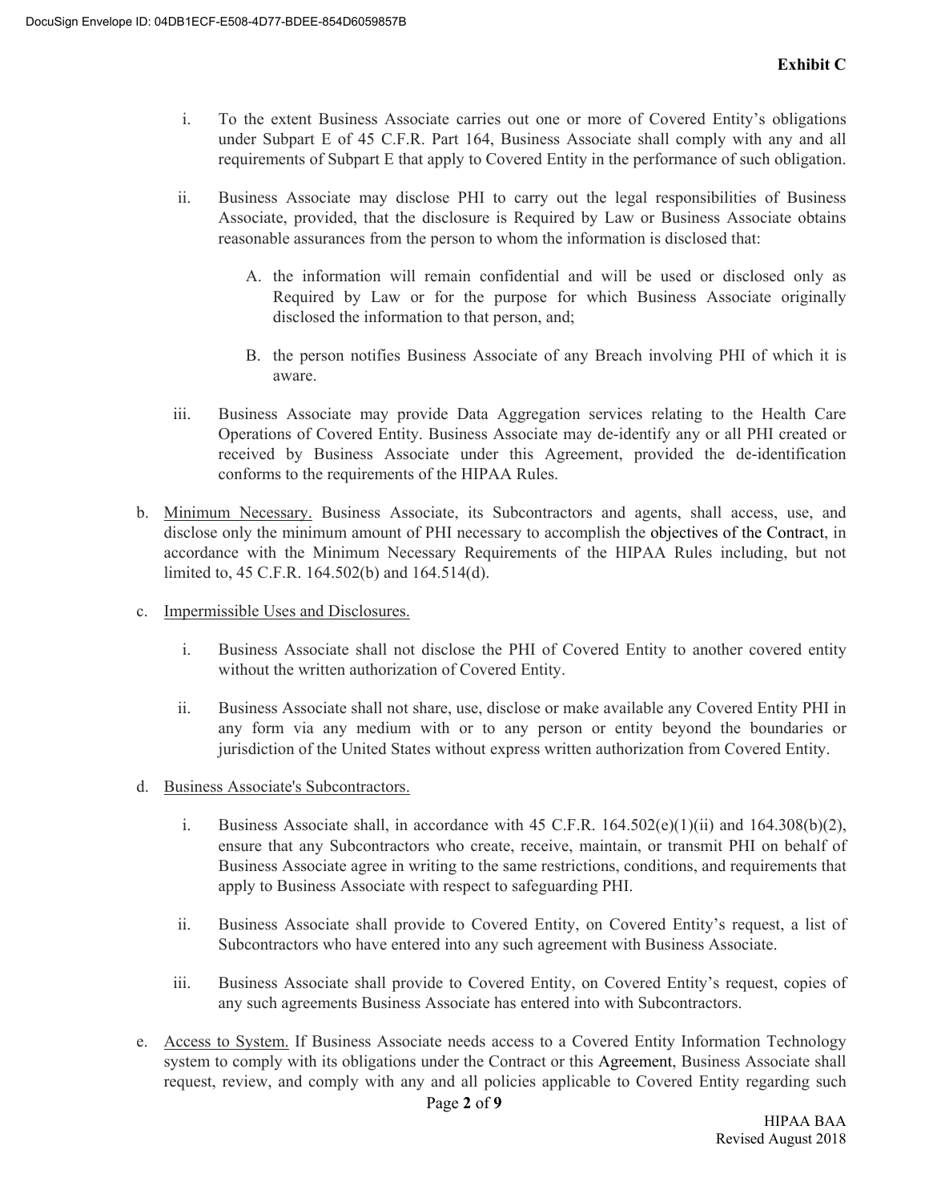**Exhibit C**

i. To the extent Business Associate carries out one or more of Covered Entity's obligations under Subpart E of 45 C.F.R. Part 164, Business Associate shall comply with any and all requirements of Subpart E that apply to Covered Entity in the performance of such obligation.

ii. Business Associate may disclose PHI to carry out the legal responsibilities of Business Associate, provided, that the disclosure is Required by Law or Business Associate obtains reasonable assurances from the person to whom the information is disclosed that:

A. the information will remain confidential and will be used or disclosed only as Required by Law or for the purpose for which Business Associate originally disclosed the information to that person, and;

B. the person notifies Business Associate of any Breach involving PHI of which it is aware.

iii. Business Associate may provide Data Aggregation services relating to the Health Care Operations of Covered Entity. Business Associate may de-identify any or all PHI created or received by Business Associate under this Agreement, provided the de-identification conforms to the requirements of the HIPAA Rules.

b. Minimum Necessary. Business Associate, its Subcontractors and agents, shall access, use, and disclose only the minimum amount of PHI necessary to accomplish the objectives of the Contract, in accordance with the Minimum Necessary Requirements of the HIPAA Rules including, but not limited to, 45 C.F.R. 164.502(b) and 164.514(d).

c. Impermissible Uses and Disclosures.

i. Business Associate shall not disclose the PHI of Covered Entity to another covered entity without the written authorization of Covered Entity.

ii. Business Associate shall not share, use, disclose or make available any Covered Entity PHI in any form via any medium with or to any person or entity beyond the boundaries or jurisdiction of the United States without express written authorization from Covered Entity.

d. Business Associate's Subcontractors.

i. Business Associate shall, in accordance with 45 C.F.R. 164.502(e)(1)(ii) and 164.308(b)(2), ensure that any Subcontractors who create, receive, maintain, or transmit PHI on behalf of Business Associate agree in writing to the same restrictions, conditions, and requirements that apply to Business Associate with respect to safeguarding PHI.

ii. Business Associate shall provide to Covered Entity, on Covered Entity's request, a list of Subcontractors who have entered into any such agreement with Business Associate.

iii. Business Associate shall provide to Covered Entity, on Covered Entity's request, copies of any such agreements Business Associate has entered into with Subcontractors.

e. Access to System. If Business Associate needs access to a Covered Entity Information Technology system to comply with its obligations under the Contract or this Agreement, Business Associate shall request, review, and comply with any and all policies applicable to Covered Entity regarding such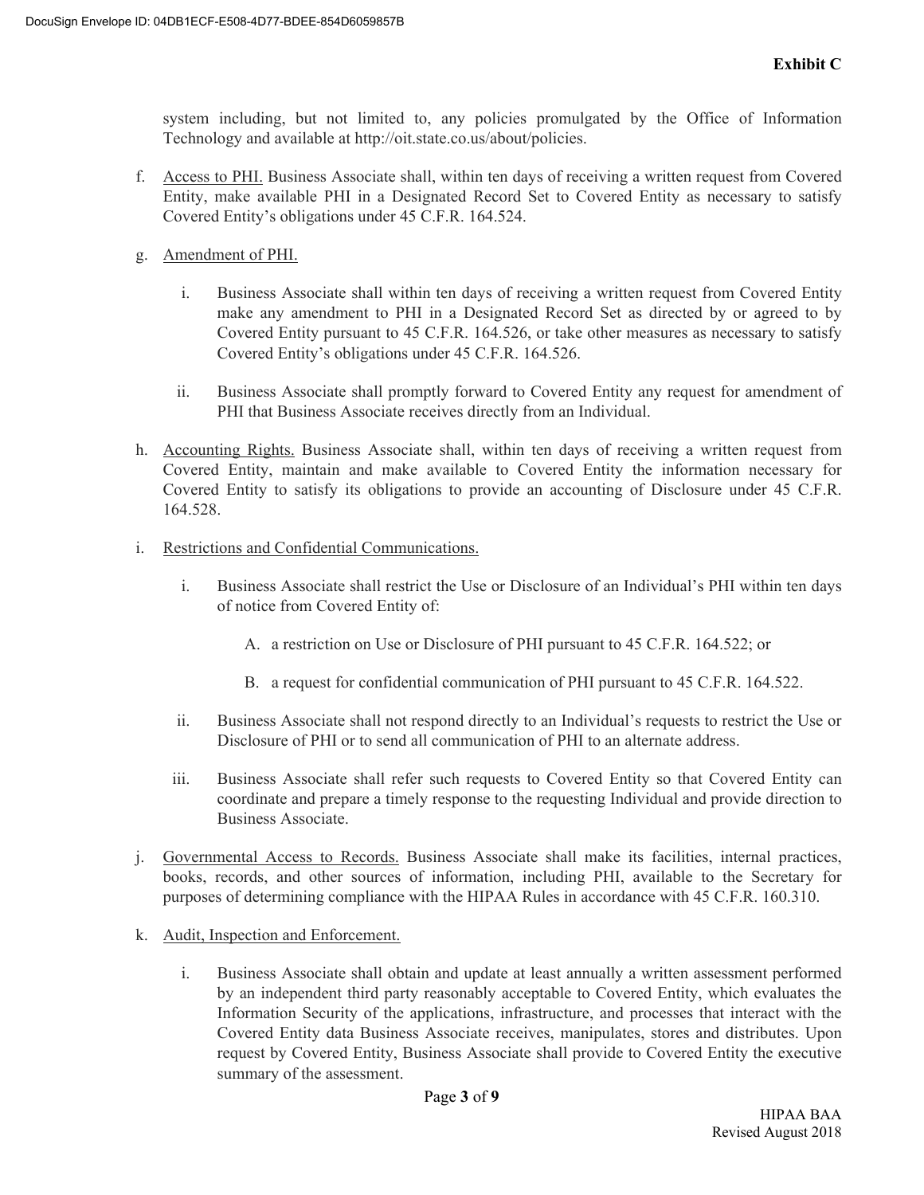**Exhibit C**

system including, but not limited to, any policies promulgated by the Office of Information Technology and available at http://oit.state.co.us/about/policies.

f. Access to PHI. Business Associate shall, within ten days of receiving a written request from Covered Entity, make available PHI in a Designated Record Set to Covered Entity as necessary to satisfy Covered Entity's obligations under 45 C.F.R. 164.524.

g. Amendment of PHI.

  i. Business Associate shall within ten days of receiving a written request from Covered Entity make any amendment to PHI in a Designated Record Set as directed by or agreed to by Covered Entity pursuant to 45 C.F.R. 164.526, or take other measures as necessary to satisfy Covered Entity's obligations under 45 C.F.R. 164.526.

  ii. Business Associate shall promptly forward to Covered Entity any request for amendment of PHI that Business Associate receives directly from an Individual.

h. Accounting Rights. Business Associate shall, within ten days of receiving a written request from Covered Entity, maintain and make available to Covered Entity the information necessary for Covered Entity to satisfy its obligations to provide an accounting of Disclosure under 45 C.F.R. 164.528.

i. Restrictions and Confidential Communications.

  i. Business Associate shall restrict the Use or Disclosure of an Individual's PHI within ten days of notice from Covered Entity of:

    A. a restriction on Use or Disclosure of PHI pursuant to 45 C.F.R. 164.522; or

    B. a request for confidential communication of PHI pursuant to 45 C.F.R. 164.522.

  ii. Business Associate shall not respond directly to an Individual's requests to restrict the Use or Disclosure of PHI or to send all communication of PHI to an alternate address.

  iii. Business Associate shall refer such requests to Covered Entity so that Covered Entity can coordinate and prepare a timely response to the requesting Individual and provide direction to Business Associate.

j. Governmental Access to Records. Business Associate shall make its facilities, internal practices, books, records, and other sources of information, including PHI, available to the Secretary for purposes of determining compliance with the HIPAA Rules in accordance with 45 C.F.R. 160.310.

k. Audit, Inspection and Enforcement.

  i. Business Associate shall obtain and update at least annually a written assessment performed by an independent third party reasonably acceptable to Covered Entity, which evaluates the Information Security of the applications, infrastructure, and processes that interact with the Covered Entity data Business Associate receives, manipulates, stores and distributes. Upon request by Covered Entity, Business Associate shall provide to Covered Entity the executive summary of the assessment.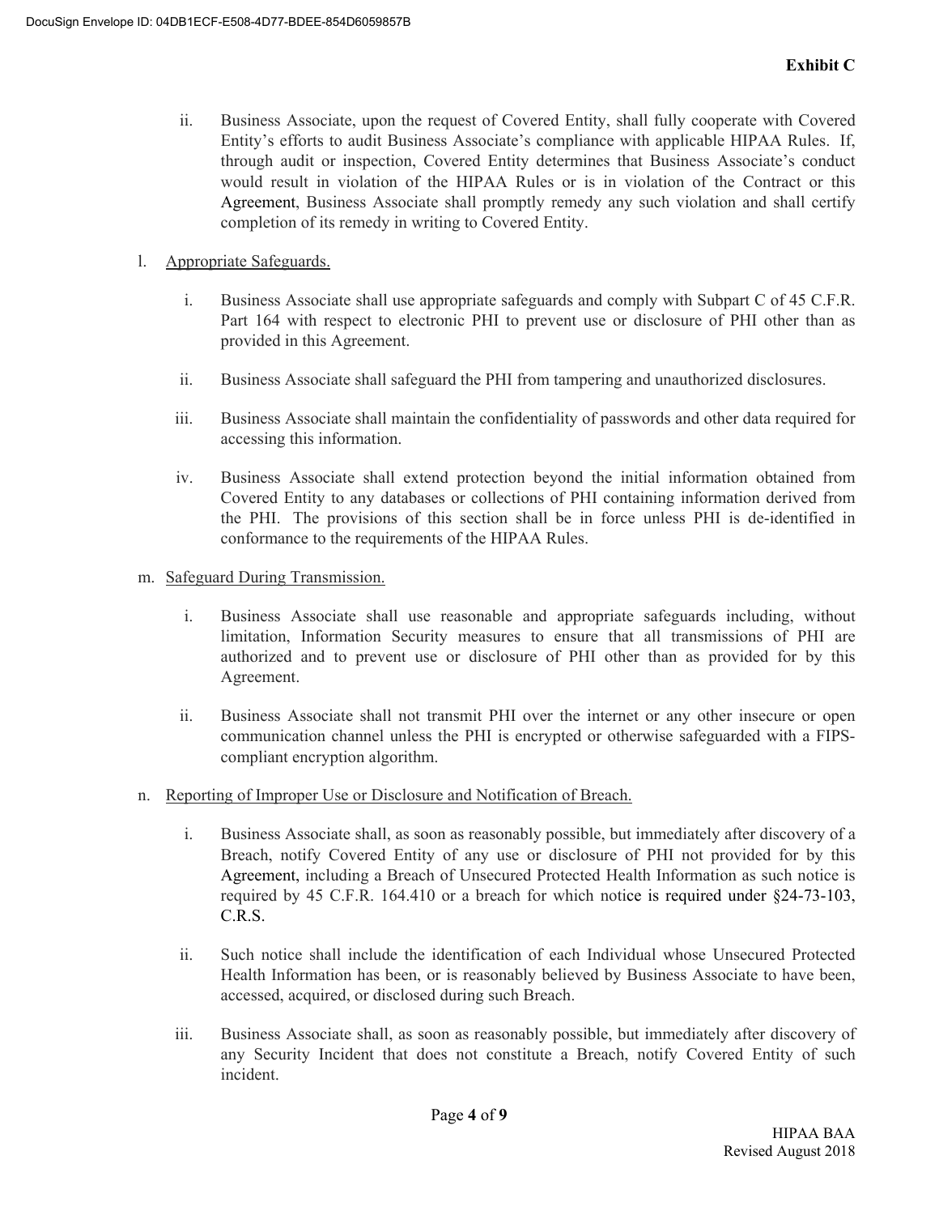ii. Business Associate, upon the request of Covered Entity, shall fully cooperate with Covered Entity's efforts to audit Business Associate's compliance with applicable HIPAA Rules. If, through audit or inspection, Covered Entity determines that Business Associate's conduct would result in violation of the HIPAA Rules or is in violation of the Contract or this Agreement, Business Associate shall promptly remedy any such violation and shall certify completion of its remedy in writing to Covered Entity.

l. Appropriate Safeguards.

i. Business Associate shall use appropriate safeguards and comply with Subpart C of 45 C.F.R. Part 164 with respect to electronic PHI to prevent use or disclosure of PHI other than as provided in this Agreement.

ii. Business Associate shall safeguard the PHI from tampering and unauthorized disclosures.

iii. Business Associate shall maintain the confidentiality of passwords and other data required for accessing this information.

iv. Business Associate shall extend protection beyond the initial information obtained from Covered Entity to any databases or collections of PHI containing information derived from the PHI. The provisions of this section shall be in force unless PHI is de-identified in conformance to the requirements of the HIPAA Rules.

m. Safeguard During Transmission.

i. Business Associate shall use reasonable and appropriate safeguards including, without limitation, Information Security measures to ensure that all transmissions of PHI are authorized and to prevent use or disclosure of PHI other than as provided for by this Agreement.

ii. Business Associate shall not transmit PHI over the internet or any other insecure or open communication channel unless the PHI is encrypted or otherwise safeguarded with a FIPS-compliant encryption algorithm.

n. Reporting of Improper Use or Disclosure and Notification of Breach.

i. Business Associate shall, as soon as reasonably possible, but immediately after discovery of a Breach, notify Covered Entity of any use or disclosure of PHI not provided for by this Agreement, including a Breach of Unsecured Protected Health Information as such notice is required by 45 C.F.R. 164.410 or a breach for which notice is required under §24-73-103, C.R.S.

ii. Such notice shall include the identification of each Individual whose Unsecured Protected Health Information has been, or is reasonably believed by Business Associate to have been, accessed, acquired, or disclosed during such Breach.

iii. Business Associate shall, as soon as reasonably possible, but immediately after discovery of any Security Incident that does not constitute a Breach, notify Covered Entity of such incident.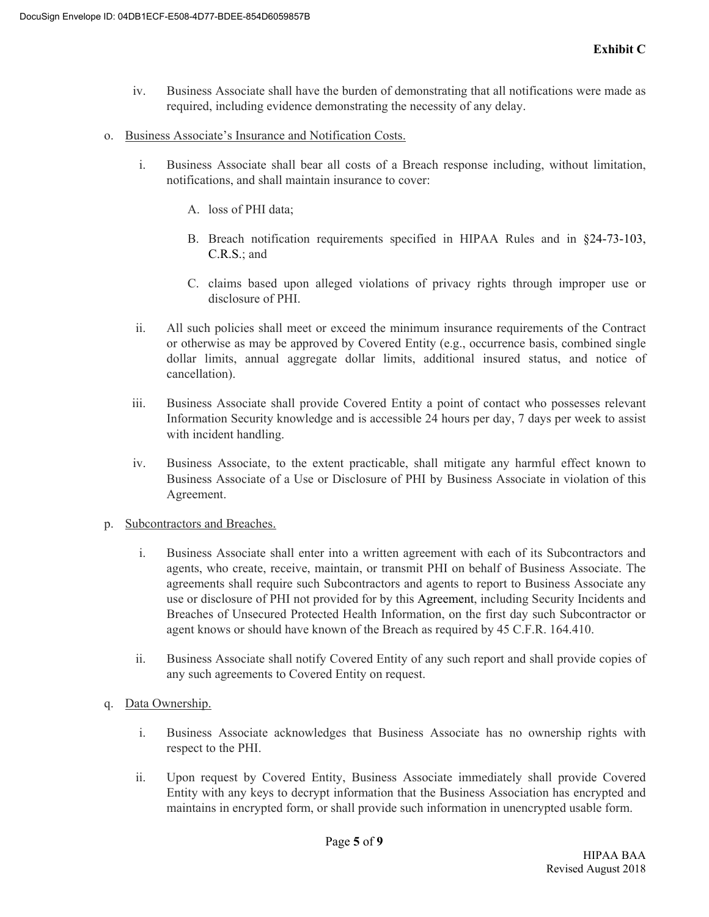**Exhibit C**

iv. Business Associate shall have the burden of demonstrating that all notifications were made as required, including evidence demonstrating the necessity of any delay.

o. <u>Business Associate's Insurance and Notification Costs.</u>

i. Business Associate shall bear all costs of a Breach response including, without limitation, notifications, and shall maintain insurance to cover:

A. loss of PHI data;

B. Breach notification requirements specified in HIPAA Rules and in §24-73-103, C.R.S.; and

C. claims based upon alleged violations of privacy rights through improper use or disclosure of PHI.

ii. All such policies shall meet or exceed the minimum insurance requirements of the Contract or otherwise as may be approved by Covered Entity (e.g., occurrence basis, combined single dollar limits, annual aggregate dollar limits, additional insured status, and notice of cancellation).

iii. Business Associate shall provide Covered Entity a point of contact who possesses relevant Information Security knowledge and is accessible 24 hours per day, 7 days per week to assist with incident handling.

iv. Business Associate, to the extent practicable, shall mitigate any harmful effect known to Business Associate of a Use or Disclosure of PHI by Business Associate in violation of this Agreement.

p. <u>Subcontractors and Breaches.</u>

i. Business Associate shall enter into a written agreement with each of its Subcontractors and agents, who create, receive, maintain, or transmit PHI on behalf of Business Associate. The agreements shall require such Subcontractors and agents to report to Business Associate any use or disclosure of PHI not provided for by this Agreement, including Security Incidents and Breaches of Unsecured Protected Health Information, on the first day such Subcontractor or agent knows or should have known of the Breach as required by 45 C.F.R. 164.410.

ii. Business Associate shall notify Covered Entity of any such report and shall provide copies of any such agreements to Covered Entity on request.

q. <u>Data Ownership.</u>

i. Business Associate acknowledges that Business Associate has no ownership rights with respect to the PHI.

ii. Upon request by Covered Entity, Business Associate immediately shall provide Covered Entity with any keys to decrypt information that the Business Association has encrypted and maintains in encrypted form, or shall provide such information in unencrypted usable form.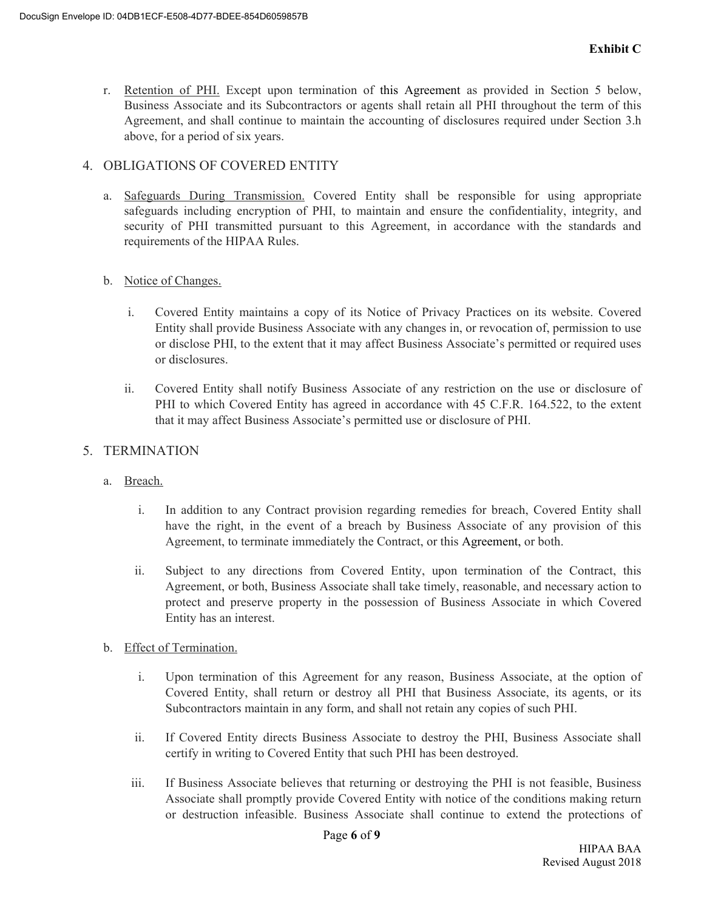r. Retention of PHI. Except upon termination of this Agreement as provided in Section 5 below, Business Associate and its Subcontractors or agents shall retain all PHI throughout the term of this Agreement, and shall continue to maintain the accounting of disclosures required under Section 3.h above, for a period of six years.

## 4. OBLIGATIONS OF COVERED ENTITY

a. Safeguards During Transmission. Covered Entity shall be responsible for using appropriate safeguards including encryption of PHI, to maintain and ensure the confidentiality, integrity, and security of PHI transmitted pursuant to this Agreement, in accordance with the standards and requirements of the HIPAA Rules.

b. Notice of Changes.

i. Covered Entity maintains a copy of its Notice of Privacy Practices on its website. Covered Entity shall provide Business Associate with any changes in, or revocation of, permission to use or disclose PHI, to the extent that it may affect Business Associate's permitted or required uses or disclosures.

ii. Covered Entity shall notify Business Associate of any restriction on the use or disclosure of PHI to which Covered Entity has agreed in accordance with 45 C.F.R. 164.522, to the extent that it may affect Business Associate's permitted use or disclosure of PHI.

## 5. TERMINATION

a. Breach.

i. In addition to any Contract provision regarding remedies for breach, Covered Entity shall have the right, in the event of a breach by Business Associate of any provision of this Agreement, to terminate immediately the Contract, or this Agreement, or both.

ii. Subject to any directions from Covered Entity, upon termination of the Contract, this Agreement, or both, Business Associate shall take timely, reasonable, and necessary action to protect and preserve property in the possession of Business Associate in which Covered Entity has an interest.

b. Effect of Termination.

i. Upon termination of this Agreement for any reason, Business Associate, at the option of Covered Entity, shall return or destroy all PHI that Business Associate, its agents, or its Subcontractors maintain in any form, and shall not retain any copies of such PHI.

ii. If Covered Entity directs Business Associate to destroy the PHI, Business Associate shall certify in writing to Covered Entity that such PHI has been destroyed.

iii. If Business Associate believes that returning or destroying the PHI is not feasible, Business Associate shall promptly provide Covered Entity with notice of the conditions making return or destruction infeasible. Business Associate shall continue to extend the protections of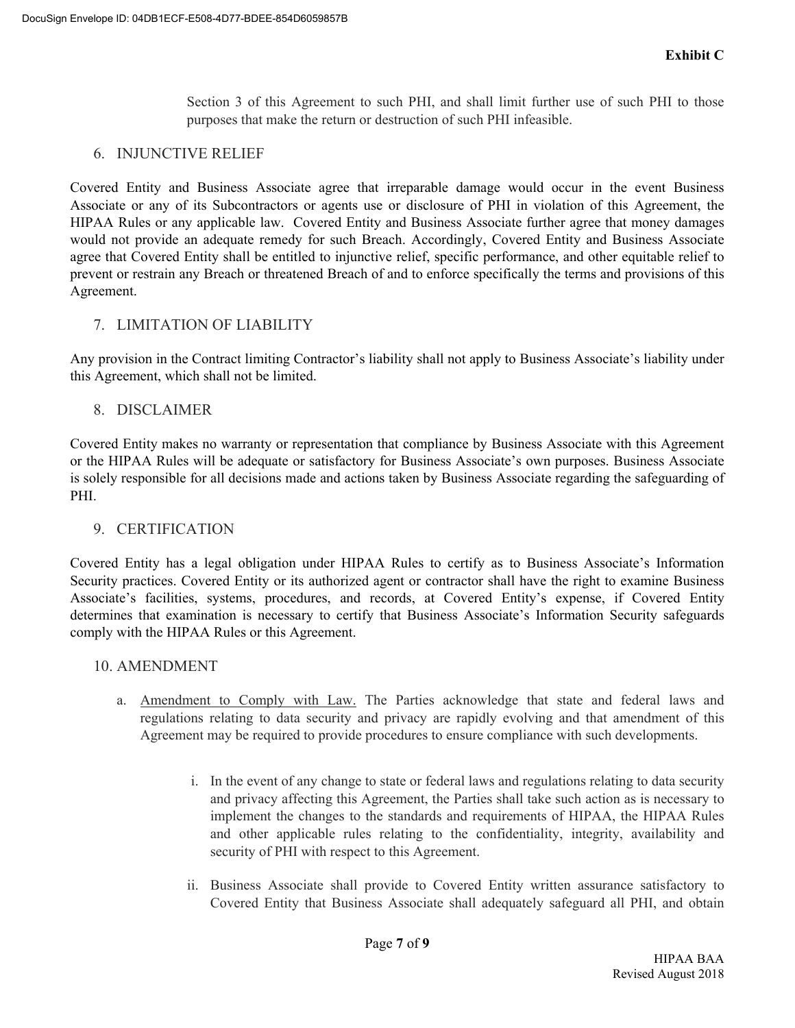Section 3 of this Agreement to such PHI, and shall limit further use of such PHI to those purposes that make the return or destruction of such PHI infeasible.

## 6. INJUNCTIVE RELIEF

Covered Entity and Business Associate agree that irreparable damage would occur in the event Business Associate or any of its Subcontractors or agents use or disclosure of PHI in violation of this Agreement, the HIPAA Rules or any applicable law. Covered Entity and Business Associate further agree that money damages would not provide an adequate remedy for such Breach. Accordingly, Covered Entity and Business Associate agree that Covered Entity shall be entitled to injunctive relief, specific performance, and other equitable relief to prevent or restrain any Breach or threatened Breach of and to enforce specifically the terms and provisions of this Agreement.

## 7. LIMITATION OF LIABILITY

Any provision in the Contract limiting Contractor's liability shall not apply to Business Associate's liability under this Agreement, which shall not be limited.

## 8. DISCLAIMER

Covered Entity makes no warranty or representation that compliance by Business Associate with this Agreement or the HIPAA Rules will be adequate or satisfactory for Business Associate's own purposes. Business Associate is solely responsible for all decisions made and actions taken by Business Associate regarding the safeguarding of PHI.

## 9. CERTIFICATION

Covered Entity has a legal obligation under HIPAA Rules to certify as to Business Associate's Information Security practices. Covered Entity or its authorized agent or contractor shall have the right to examine Business Associate's facilities, systems, procedures, and records, at Covered Entity's expense, if Covered Entity determines that examination is necessary to certify that Business Associate's Information Security safeguards comply with the HIPAA Rules or this Agreement.

## 10. AMENDMENT

a. Amendment to Comply with Law. The Parties acknowledge that state and federal laws and regulations relating to data security and privacy are rapidly evolving and that amendment of this Agreement may be required to provide procedures to ensure compliance with such developments.

   i. In the event of any change to state or federal laws and regulations relating to data security and privacy affecting this Agreement, the Parties shall take such action as is necessary to implement the changes to the standards and requirements of HIPAA, the HIPAA Rules and other applicable rules relating to the confidentiality, integrity, availability and security of PHI with respect to this Agreement.

   ii. Business Associate shall provide to Covered Entity written assurance satisfactory to Covered Entity that Business Associate shall adequately safeguard all PHI, and obtain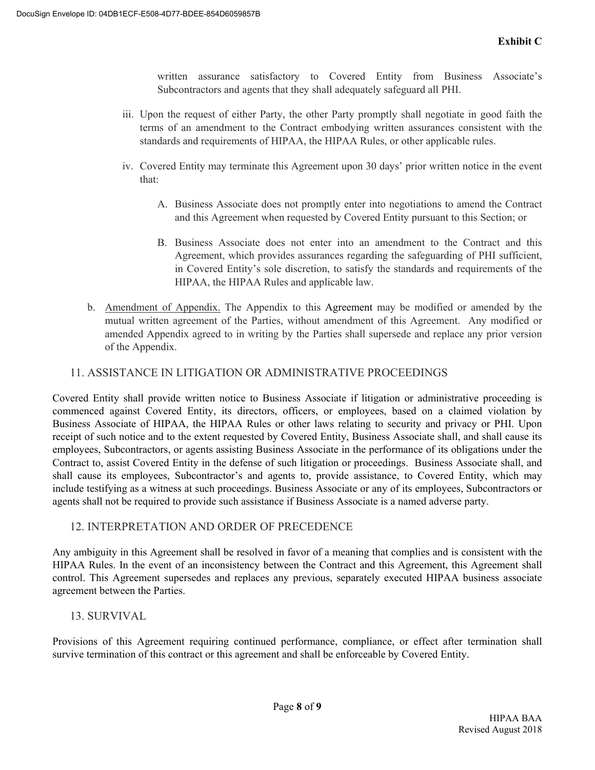written assurance satisfactory to Covered Entity from Business Associate's Subcontractors and agents that they shall adequately safeguard all PHI.

iii. Upon the request of either Party, the other Party promptly shall negotiate in good faith the terms of an amendment to the Contract embodying written assurances consistent with the standards and requirements of HIPAA, the HIPAA Rules, or other applicable rules.

iv. Covered Entity may terminate this Agreement upon 30 days' prior written notice in the event that:

A. Business Associate does not promptly enter into negotiations to amend the Contract and this Agreement when requested by Covered Entity pursuant to this Section; or

B. Business Associate does not enter into an amendment to the Contract and this Agreement, which provides assurances regarding the safeguarding of PHI sufficient, in Covered Entity's sole discretion, to satisfy the standards and requirements of the HIPAA, the HIPAA Rules and applicable law.

b. Amendment of Appendix. The Appendix to this Agreement may be modified or amended by the mutual written agreement of the Parties, without amendment of this Agreement. Any modified or amended Appendix agreed to in writing by the Parties shall supersede and replace any prior version of the Appendix.

## 11. ASSISTANCE IN LITIGATION OR ADMINISTRATIVE PROCEEDINGS

Covered Entity shall provide written notice to Business Associate if litigation or administrative proceeding is commenced against Covered Entity, its directors, officers, or employees, based on a claimed violation by Business Associate of HIPAA, the HIPAA Rules or other laws relating to security and privacy or PHI. Upon receipt of such notice and to the extent requested by Covered Entity, Business Associate shall, and shall cause its employees, Subcontractors, or agents assisting Business Associate in the performance of its obligations under the Contract to, assist Covered Entity in the defense of such litigation or proceedings. Business Associate shall, and shall cause its employees, Subcontractor's and agents to, provide assistance, to Covered Entity, which may include testifying as a witness at such proceedings. Business Associate or any of its employees, Subcontractors or agents shall not be required to provide such assistance if Business Associate is a named adverse party.

## 12. INTERPRETATION AND ORDER OF PRECEDENCE

Any ambiguity in this Agreement shall be resolved in favor of a meaning that complies and is consistent with the HIPAA Rules. In the event of an inconsistency between the Contract and this Agreement, this Agreement shall control. This Agreement supersedes and replaces any previous, separately executed HIPAA business associate agreement between the Parties.

## 13. SURVIVAL

Provisions of this Agreement requiring continued performance, compliance, or effect after termination shall survive termination of this contract or this agreement and shall be enforceable by Covered Entity.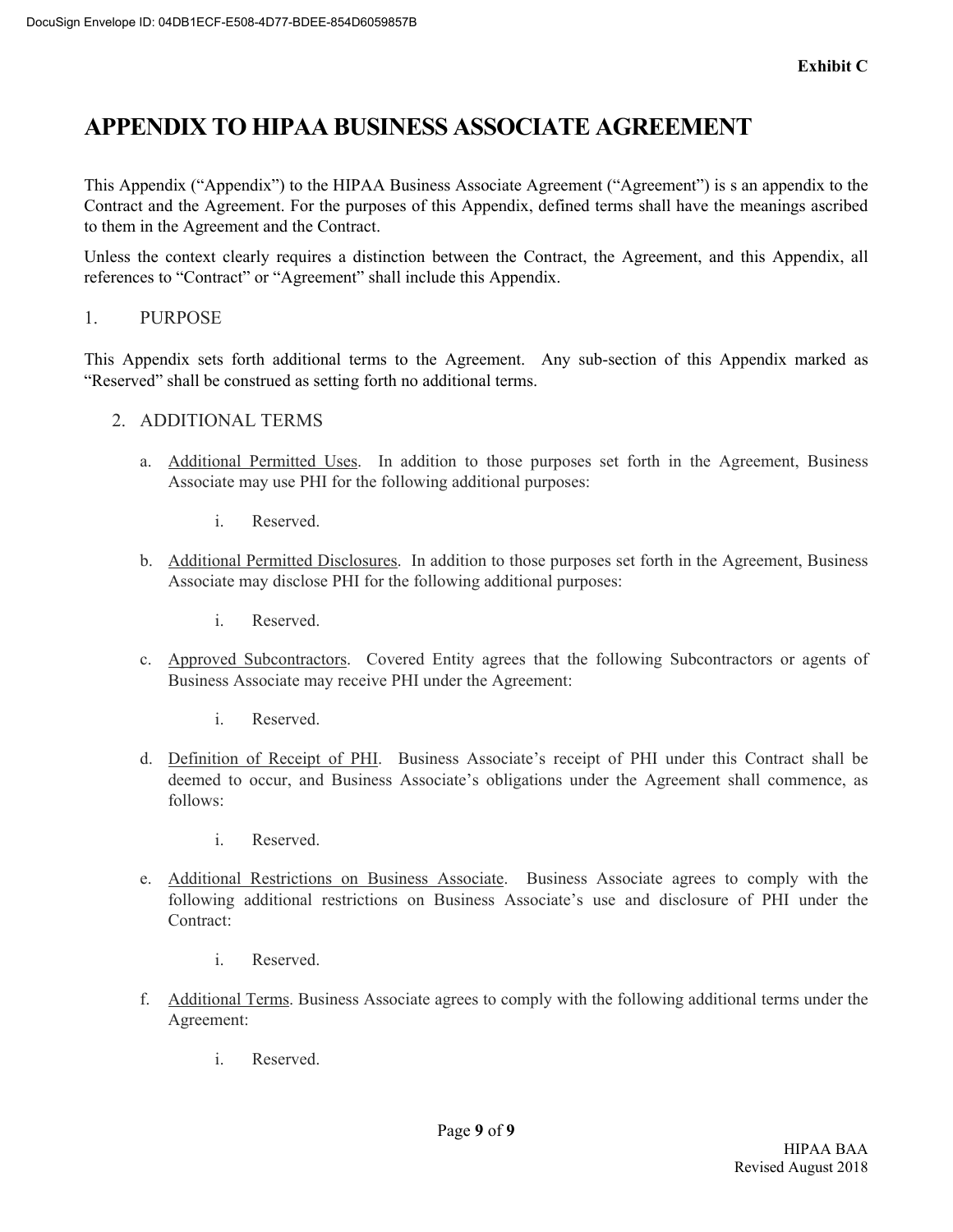**Exhibit C**

# APPENDIX TO HIPAA BUSINESS ASSOCIATE AGREEMENT

This Appendix ("Appendix") to the HIPAA Business Associate Agreement ("Agreement") is s an appendix to the Contract and the Agreement. For the purposes of this Appendix, defined terms shall have the meanings ascribed to them in the Agreement and the Contract.

Unless the context clearly requires a distinction between the Contract, the Agreement, and this Appendix, all references to "Contract" or "Agreement" shall include this Appendix.

1. PURPOSE

This Appendix sets forth additional terms to the Agreement. Any sub-section of this Appendix marked as "Reserved" shall be construed as setting forth no additional terms.

2. ADDITIONAL TERMS

   a. Additional Permitted Uses. In addition to those purposes set forth in the Agreement, Business Associate may use PHI for the following additional purposes:

      i. Reserved.

   b. Additional Permitted Disclosures. In addition to those purposes set forth in the Agreement, Business Associate may disclose PHI for the following additional purposes:

      i. Reserved.

   c. Approved Subcontractors. Covered Entity agrees that the following Subcontractors or agents of Business Associate may receive PHI under the Agreement:

      i. Reserved.

   d. Definition of Receipt of PHI. Business Associate's receipt of PHI under this Contract shall be deemed to occur, and Business Associate's obligations under the Agreement shall commence, as follows:

      i. Reserved.

   e. Additional Restrictions on Business Associate. Business Associate agrees to comply with the following additional restrictions on Business Associate's use and disclosure of PHI under the Contract:

      i. Reserved.

   f. Additional Terms. Business Associate agrees to comply with the following additional terms under the Agreement:

      i. Reserved.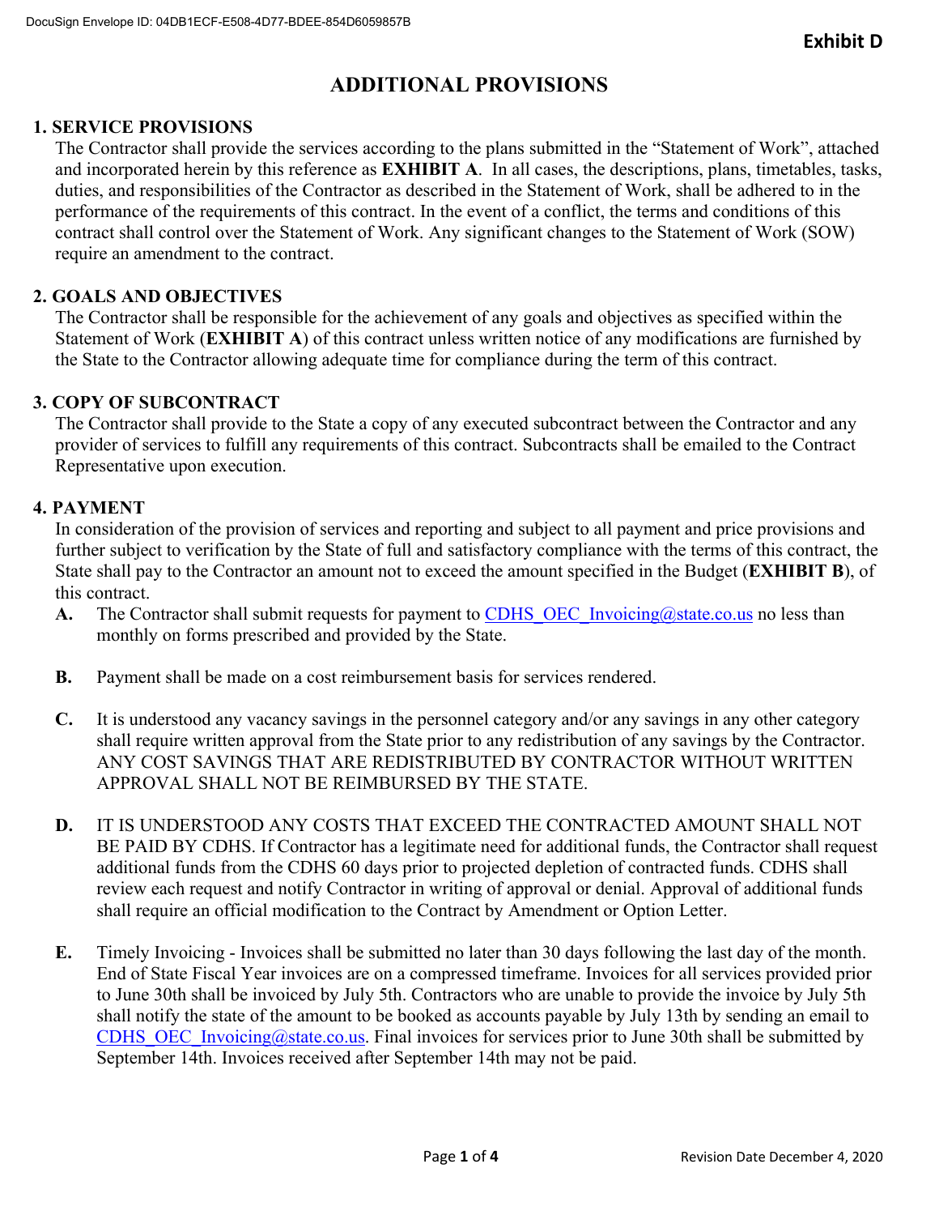Exhibit D

# ADDITIONAL PROVISIONS

## 1. SERVICE PROVISIONS

The Contractor shall provide the services according to the plans submitted in the "Statement of Work", attached and incorporated herein by this reference as **EXHIBIT A**. In all cases, the descriptions, plans, timetables, tasks, duties, and responsibilities of the Contractor as described in the Statement of Work, shall be adhered to in the performance of the requirements of this contract. In the event of a conflict, the terms and conditions of this contract shall control over the Statement of Work. Any significant changes to the Statement of Work (SOW) require an amendment to the contract.

## 2. GOALS AND OBJECTIVES

The Contractor shall be responsible for the achievement of any goals and objectives as specified within the Statement of Work (**EXHIBIT A**) of this contract unless written notice of any modifications are furnished by the State to the Contractor allowing adequate time for compliance during the term of this contract.

## 3. COPY OF SUBCONTRACT

The Contractor shall provide to the State a copy of any executed subcontract between the Contractor and any provider of services to fulfill any requirements of this contract. Subcontracts shall be emailed to the Contract Representative upon execution.

## 4. PAYMENT

In consideration of the provision of services and reporting and subject to all payment and price provisions and further subject to verification by the State of full and satisfactory compliance with the terms of this contract, the State shall pay to the Contractor an amount not to exceed the amount specified in the Budget (**EXHIBIT B**), of this contract.

**A.** The Contractor shall submit requests for payment to CDHS_OEC_Invoicing@state.co.us no less than monthly on forms prescribed and provided by the State.

**B.** Payment shall be made on a cost reimbursement basis for services rendered.

**C.** It is understood any vacancy savings in the personnel category and/or any savings in any other category shall require written approval from the State prior to any redistribution of any savings by the Contractor. ANY COST SAVINGS THAT ARE REDISTRIBUTED BY CONTRACTOR WITHOUT WRITTEN APPROVAL SHALL NOT BE REIMBURSED BY THE STATE.

**D.** IT IS UNDERSTOOD ANY COSTS THAT EXCEED THE CONTRACTED AMOUNT SHALL NOT BE PAID BY CDHS. If Contractor has a legitimate need for additional funds, the Contractor shall request additional funds from the CDHS 60 days prior to projected depletion of contracted funds. CDHS shall review each request and notify Contractor in writing of approval or denial. Approval of additional funds shall require an official modification to the Contract by Amendment or Option Letter.

**E.** Timely Invoicing - Invoices shall be submitted no later than 30 days following the last day of the month. End of State Fiscal Year invoices are on a compressed timeframe. Invoices for all services provided prior to June 30th shall be invoiced by July 5th. Contractors who are unable to provide the invoice by July 5th shall notify the state of the amount to be booked as accounts payable by July 13th by sending an email to CDHS_OEC_Invoicing@state.co.us. Final invoices for services prior to June 30th shall be submitted by September 14th. Invoices received after September 14th may not be paid.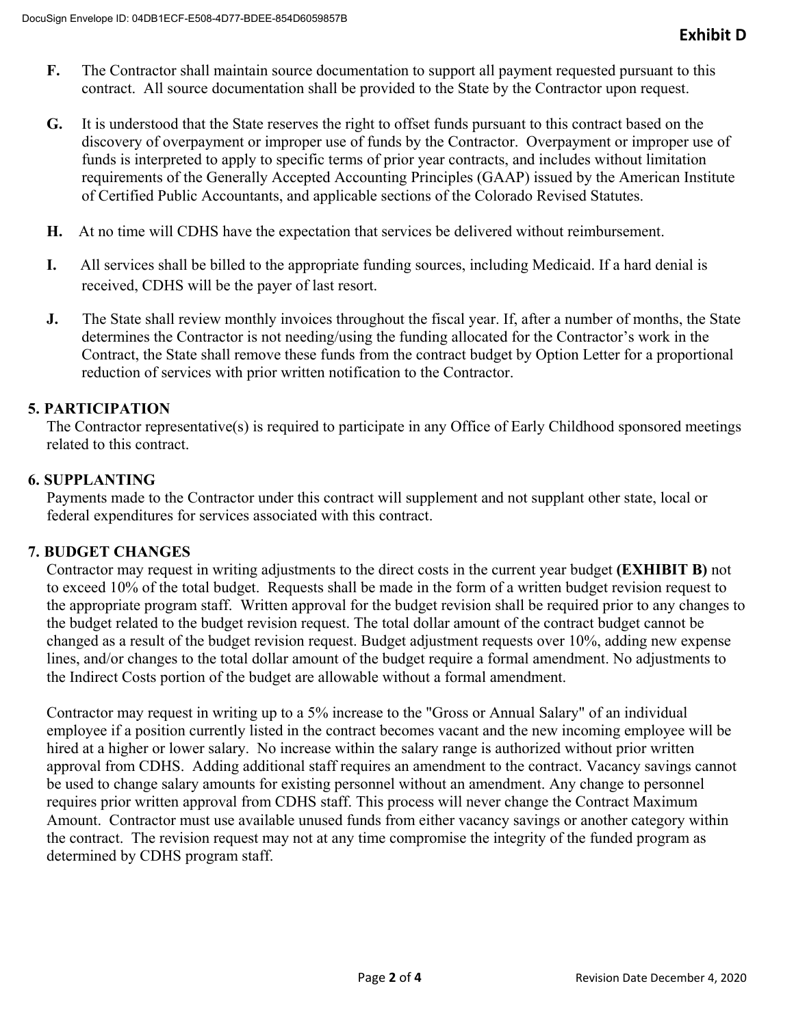**F.** The Contractor shall maintain source documentation to support all payment requested pursuant to this contract. All source documentation shall be provided to the State by the Contractor upon request.

**G.** It is understood that the State reserves the right to offset funds pursuant to this contract based on the discovery of overpayment or improper use of funds by the Contractor. Overpayment or improper use of funds is interpreted to apply to specific terms of prior year contracts, and includes without limitation requirements of the Generally Accepted Accounting Principles (GAAP) issued by the American Institute of Certified Public Accountants, and applicable sections of the Colorado Revised Statutes.

**H.** At no time will CDHS have the expectation that services be delivered without reimbursement.

**I.** All services shall be billed to the appropriate funding sources, including Medicaid. If a hard denial is received, CDHS will be the payer of last resort.

**J.** The State shall review monthly invoices throughout the fiscal year. If, after a number of months, the State determines the Contractor is not needing/using the funding allocated for the Contractor's work in the Contract, the State shall remove these funds from the contract budget by Option Letter for a proportional reduction of services with prior written notification to the Contractor.

## 5. PARTICIPATION

The Contractor representative(s) is required to participate in any Office of Early Childhood sponsored meetings related to this contract.

## 6. SUPPLANTING

Payments made to the Contractor under this contract will supplement and not supplant other state, local or federal expenditures for services associated with this contract.

## 7. BUDGET CHANGES

Contractor may request in writing adjustments to the direct costs in the current year budget **(EXHIBIT B)** not to exceed 10% of the total budget. Requests shall be made in the form of a written budget revision request to the appropriate program staff. Written approval for the budget revision shall be required prior to any changes to the budget related to the budget revision request. The total dollar amount of the contract budget cannot be changed as a result of the budget revision request. Budget adjustment requests over 10%, adding new expense lines, and/or changes to the total dollar amount of the budget require a formal amendment. No adjustments to the Indirect Costs portion of the budget are allowable without a formal amendment.

Contractor may request in writing up to a 5% increase to the "Gross or Annual Salary" of an individual employee if a position currently listed in the contract becomes vacant and the new incoming employee will be hired at a higher or lower salary. No increase within the salary range is authorized without prior written approval from CDHS. Adding additional staff requires an amendment to the contract. Vacancy savings cannot be used to change salary amounts for existing personnel without an amendment. Any change to personnel requires prior written approval from CDHS staff. This process will never change the Contract Maximum Amount. Contractor must use available unused funds from either vacancy savings or another category within the contract. The revision request may not at any time compromise the integrity of the funded program as determined by CDHS program staff.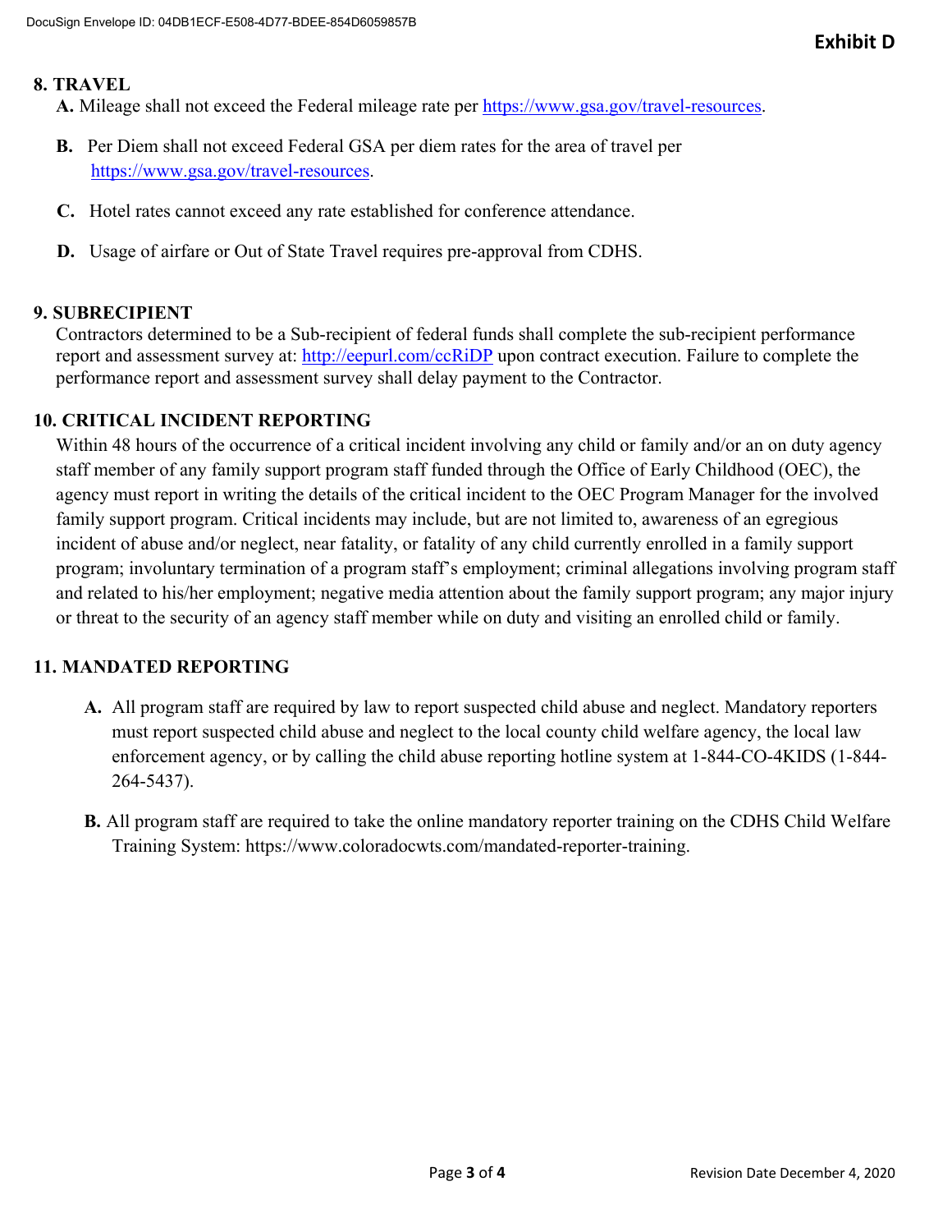**8. TRAVEL**

**A.** Mileage shall not exceed the Federal mileage rate per https://www.gsa.gov/travel-resources.

**B.** Per Diem shall not exceed Federal GSA per diem rates for the area of travel per https://www.gsa.gov/travel-resources.

**C.** Hotel rates cannot exceed any rate established for conference attendance.

**D.** Usage of airfare or Out of State Travel requires pre-approval from CDHS.

**9. SUBRECIPIENT**

Contractors determined to be a Sub-recipient of federal funds shall complete the sub-recipient performance report and assessment survey at: http://eepurl.com/ccRiDP upon contract execution. Failure to complete the performance report and assessment survey shall delay payment to the Contractor.

**10. CRITICAL INCIDENT REPORTING**

Within 48 hours of the occurrence of a critical incident involving any child or family and/or an on duty agency staff member of any family support program staff funded through the Office of Early Childhood (OEC), the agency must report in writing the details of the critical incident to the OEC Program Manager for the involved family support program. Critical incidents may include, but are not limited to, awareness of an egregious incident of abuse and/or neglect, near fatality, or fatality of any child currently enrolled in a family support program; involuntary termination of a program staff's employment; criminal allegations involving program staff and related to his/her employment; negative media attention about the family support program; any major injury or threat to the security of an agency staff member while on duty and visiting an enrolled child or family.

**11. MANDATED REPORTING**

**A.** All program staff are required by law to report suspected child abuse and neglect. Mandatory reporters must report suspected child abuse and neglect to the local county child welfare agency, the local law enforcement agency, or by calling the child abuse reporting hotline system at 1-844-CO-4KIDS (1-844-264-5437).

**B.** All program staff are required to take the online mandatory reporter training on the CDHS Child Welfare Training System: https://www.coloradocwts.com/mandated-reporter-training.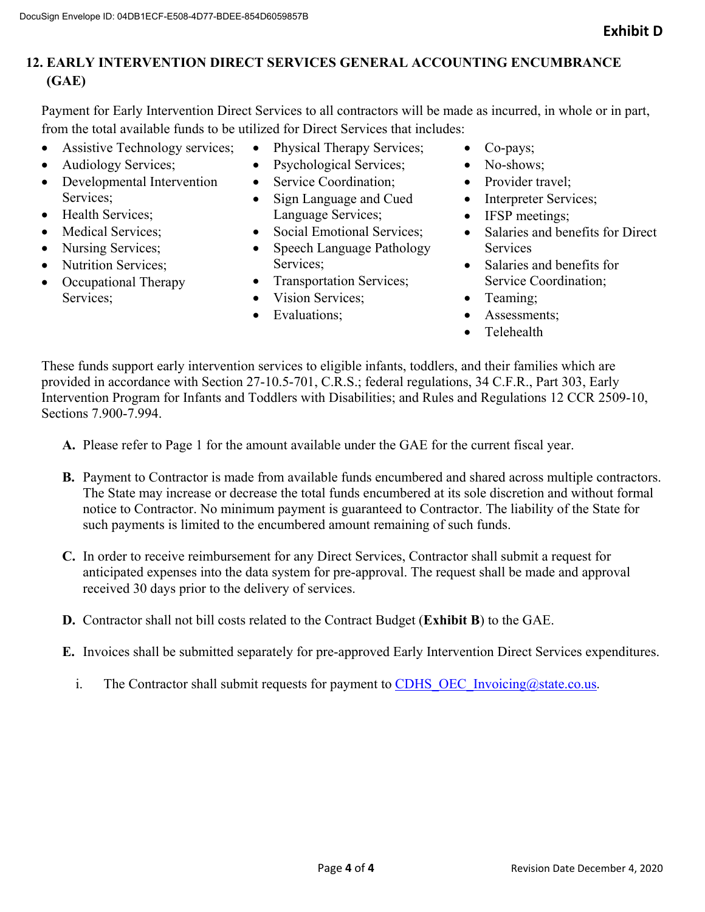## 12. EARLY INTERVENTION DIRECT SERVICES GENERAL ACCOUNTING ENCUMBRANCE (GAE)

Payment for Early Intervention Direct Services to all contractors will be made as incurred, in whole or in part, from the total available funds to be utilized for Direct Services that includes:

- Assistive Technology services;
- Audiology Services;
- Developmental Intervention Services;
- Health Services;
- Medical Services;
- Nursing Services;
- Nutrition Services;
- Occupational Therapy Services;
- Physical Therapy Services;
- Psychological Services;
- Service Coordination;
- Sign Language and Cued Language Services;
- Social Emotional Services;
- Speech Language Pathology Services;
- Transportation Services;
- Vision Services;
- Evaluations;
- Co-pays;
- No-shows;
- Provider travel;
- Interpreter Services;
- IFSP meetings;
- Salaries and benefits for Direct Services
- Salaries and benefits for Service Coordination;
- Teaming;
- Assessments;
- Telehealth

These funds support early intervention services to eligible infants, toddlers, and their families which are provided in accordance with Section 27-10.5-701, C.R.S.; federal regulations, 34 C.F.R., Part 303, Early Intervention Program for Infants and Toddlers with Disabilities; and Rules and Regulations 12 CCR 2509-10, Sections 7.900-7.994.

**A.** Please refer to Page 1 for the amount available under the GAE for the current fiscal year.

**B.** Payment to Contractor is made from available funds encumbered and shared across multiple contractors. The State may increase or decrease the total funds encumbered at its sole discretion and without formal notice to Contractor. No minimum payment is guaranteed to Contractor. The liability of the State for such payments is limited to the encumbered amount remaining of such funds.

**C.** In order to receive reimbursement for any Direct Services, Contractor shall submit a request for anticipated expenses into the data system for pre-approval. The request shall be made and approval received 30 days prior to the delivery of services.

**D.** Contractor shall not bill costs related to the Contract Budget (**Exhibit B**) to the GAE.

**E.** Invoices shall be submitted separately for pre-approved Early Intervention Direct Services expenditures.

i. The Contractor shall submit requests for payment to CDHS_OEC_Invoicing@state.co.us.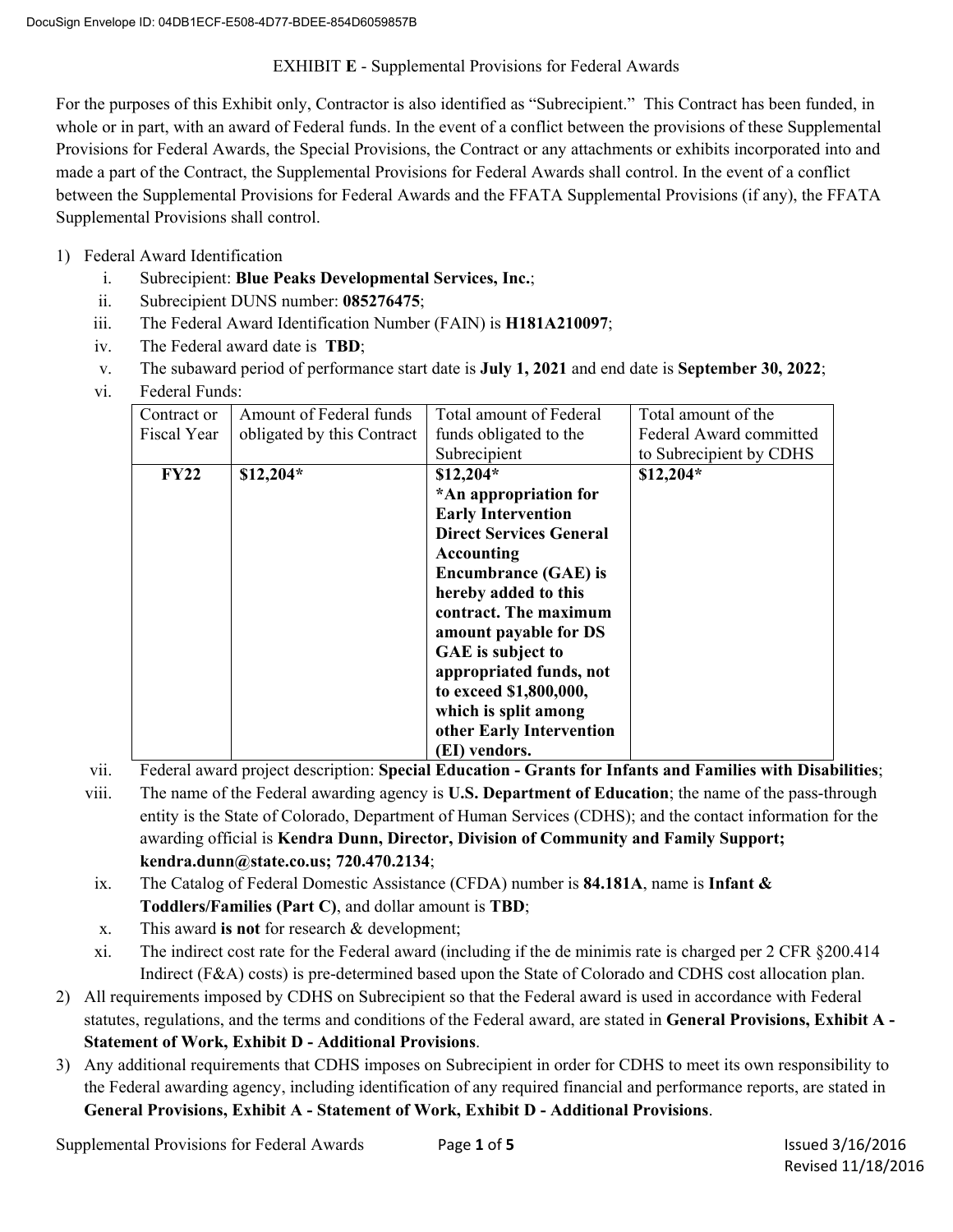EXHIBIT **E** - Supplemental Provisions for Federal Awards

For the purposes of this Exhibit only, Contractor is also identified as "Subrecipient." This Contract has been funded, in whole or in part, with an award of Federal funds. In the event of a conflict between the provisions of these Supplemental Provisions for Federal Awards, the Special Provisions, the Contract or any attachments or exhibits incorporated into and made a part of the Contract, the Supplemental Provisions for Federal Awards shall control. In the event of a conflict between the Supplemental Provisions for Federal Awards and the FFATA Supplemental Provisions (if any), the FFATA Supplemental Provisions shall control.

1) Federal Award Identification
   i. Subrecipient: **Blue Peaks Developmental Services, Inc.**;
   ii. Subrecipient DUNS number: **085276475**;
   iii. The Federal Award Identification Number (FAIN) is **H181A210097**;
   iv. The Federal award date is **TBD**;
   v. The subaward period of performance start date is **July 1, 2021** and end date is **September 30, 2022**;
   vi. Federal Funds:

| Contract or Fiscal Year | Amount of Federal funds obligated by this Contract | Total amount of Federal funds obligated to the Subrecipient | Total amount of the Federal Award committed to Subrecipient by CDHS |
|---|---|---|---|
| **FY22** | **$12,204*** | **$12,204*** **\*An appropriation for Early Intervention Direct Services General Accounting Encumbrance (GAE) is hereby added to this contract. The maximum amount payable for DS GAE is subject to appropriated funds, not to exceed $1,800,000, which is split among other Early Intervention (EI) vendors.** | **$12,204*** |

   vii. Federal award project description: **Special Education - Grants for Infants and Families with Disabilities**;
   viii. The name of the Federal awarding agency is **U.S. Department of Education**; the name of the pass-through entity is the State of Colorado, Department of Human Services (CDHS); and the contact information for the awarding official is **Kendra Dunn, Director, Division of Community and Family Support; kendra.dunn@state.co.us; 720.470.2134**;
   ix. The Catalog of Federal Domestic Assistance (CFDA) number is **84.181A**, name is **Infant & Toddlers/Families (Part C)**, and dollar amount is **TBD**;
   x. This award **is not** for research & development;
   xi. The indirect cost rate for the Federal award (including if the de minimis rate is charged per 2 CFR §200.414 Indirect (F&A) costs) is pre-determined based upon the State of Colorado and CDHS cost allocation plan.
2) All requirements imposed by CDHS on Subrecipient so that the Federal award is used in accordance with Federal statutes, regulations, and the terms and conditions of the Federal award, are stated in **General Provisions, Exhibit A - Statement of Work, Exhibit D - Additional Provisions**.
3) Any additional requirements that CDHS imposes on Subrecipient in order for CDHS to meet its own responsibility to the Federal awarding agency, including identification of any required financial and performance reports, are stated in **General Provisions, Exhibit A - Statement of Work, Exhibit D - Additional Provisions**.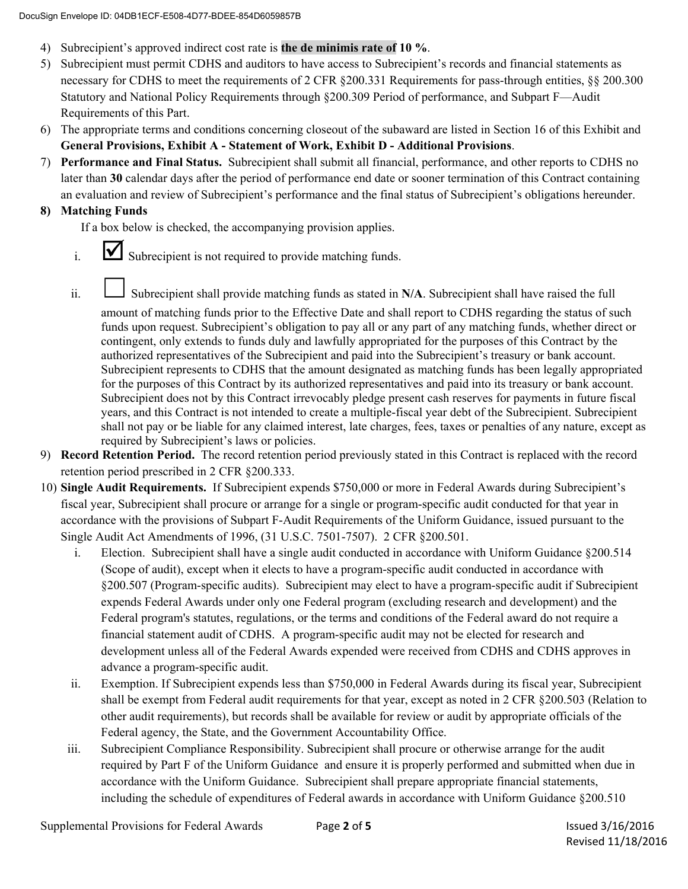4) Subrecipient's approved indirect cost rate is **the de minimis rate of 10 %**.
5) Subrecipient must permit CDHS and auditors to have access to Subrecipient's records and financial statements as necessary for CDHS to meet the requirements of 2 CFR §200.331 Requirements for pass-through entities, §§ 200.300 Statutory and National Policy Requirements through §200.309 Period of performance, and Subpart F—Audit Requirements of this Part.
6) The appropriate terms and conditions concerning closeout of the subaward are listed in Section 16 of this Exhibit and **General Provisions, Exhibit A - Statement of Work, Exhibit D - Additional Provisions**.
7) **Performance and Final Status.** Subrecipient shall submit all financial, performance, and other reports to CDHS no later than **30** calendar days after the period of performance end date or sooner termination of this Contract containing an evaluation and review of Subrecipient's performance and the final status of Subrecipient's obligations hereunder.
8) **Matching Funds**

   If a box below is checked, the accompanying provision applies.

   i. ☑ Subrecipient is not required to provide matching funds.

   ii. ☐ Subrecipient shall provide matching funds as stated in **N/A**. Subrecipient shall have raised the full amount of matching funds prior to the Effective Date and shall report to CDHS regarding the status of such funds upon request. Subrecipient's obligation to pay all or any part of any matching funds, whether direct or contingent, only extends to funds duly and lawfully appropriated for the purposes of this Contract by the authorized representatives of the Subrecipient and paid into the Subrecipient's treasury or bank account. Subrecipient represents to CDHS that the amount designated as matching funds has been legally appropriated for the purposes of this Contract by its authorized representatives and paid into its treasury or bank account. Subrecipient does not by this Contract irrevocably pledge present cash reserves for payments in future fiscal years, and this Contract is not intended to create a multiple-fiscal year debt of the Subrecipient. Subrecipient shall not pay or be liable for any claimed interest, late charges, fees, taxes or penalties of any nature, except as required by Subrecipient's laws or policies.
9) **Record Retention Period.** The record retention period previously stated in this Contract is replaced with the record retention period prescribed in 2 CFR §200.333.
10) **Single Audit Requirements.** If Subrecipient expends $750,000 or more in Federal Awards during Subrecipient's fiscal year, Subrecipient shall procure or arrange for a single or program-specific audit conducted for that year in accordance with the provisions of Subpart F-Audit Requirements of the Uniform Guidance, issued pursuant to the Single Audit Act Amendments of 1996, (31 U.S.C. 7501-7507). 2 CFR §200.501.

    i. Election. Subrecipient shall have a single audit conducted in accordance with Uniform Guidance §200.514 (Scope of audit), except when it elects to have a program-specific audit conducted in accordance with §200.507 (Program-specific audits). Subrecipient may elect to have a program-specific audit if Subrecipient expends Federal Awards under only one Federal program (excluding research and development) and the Federal program's statutes, regulations, or the terms and conditions of the Federal award do not require a financial statement audit of CDHS. A program-specific audit may not be elected for research and development unless all of the Federal Awards expended were received from CDHS and CDHS approves in advance a program-specific audit.

    ii. Exemption. If Subrecipient expends less than $750,000 in Federal Awards during its fiscal year, Subrecipient shall be exempt from Federal audit requirements for that year, except as noted in 2 CFR §200.503 (Relation to other audit requirements), but records shall be available for review or audit by appropriate officials of the Federal agency, the State, and the Government Accountability Office.

    iii. Subrecipient Compliance Responsibility. Subrecipient shall procure or otherwise arrange for the audit required by Part F of the Uniform Guidance and ensure it is properly performed and submitted when due in accordance with the Uniform Guidance. Subrecipient shall prepare appropriate financial statements, including the schedule of expenditures of Federal awards in accordance with Uniform Guidance §200.510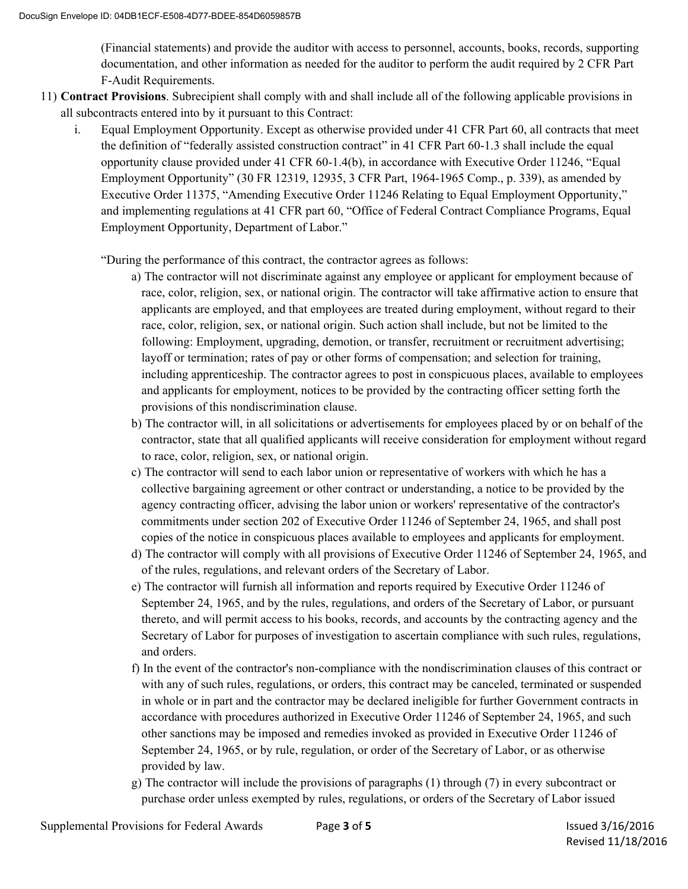(Financial statements) and provide the auditor with access to personnel, accounts, books, records, supporting documentation, and other information as needed for the auditor to perform the audit required by 2 CFR Part F-Audit Requirements.

11) **Contract Provisions**. Subrecipient shall comply with and shall include all of the following applicable provisions in all subcontracts entered into by it pursuant to this Contract:

   i. Equal Employment Opportunity. Except as otherwise provided under 41 CFR Part 60, all contracts that meet the definition of "federally assisted construction contract" in 41 CFR Part 60-1.3 shall include the equal opportunity clause provided under 41 CFR 60-1.4(b), in accordance with Executive Order 11246, "Equal Employment Opportunity" (30 FR 12319, 12935, 3 CFR Part, 1964-1965 Comp., p. 339), as amended by Executive Order 11375, "Amending Executive Order 11246 Relating to Equal Employment Opportunity," and implementing regulations at 41 CFR part 60, "Office of Federal Contract Compliance Programs, Equal Employment Opportunity, Department of Labor."

   "During the performance of this contract, the contractor agrees as follows:

      a) The contractor will not discriminate against any employee or applicant for employment because of race, color, religion, sex, or national origin. The contractor will take affirmative action to ensure that applicants are employed, and that employees are treated during employment, without regard to their race, color, religion, sex, or national origin. Such action shall include, but not be limited to the following: Employment, upgrading, demotion, or transfer, recruitment or recruitment advertising; layoff or termination; rates of pay or other forms of compensation; and selection for training, including apprenticeship. The contractor agrees to post in conspicuous places, available to employees and applicants for employment, notices to be provided by the contracting officer setting forth the provisions of this nondiscrimination clause.
      b) The contractor will, in all solicitations or advertisements for employees placed by or on behalf of the contractor, state that all qualified applicants will receive consideration for employment without regard to race, color, religion, sex, or national origin.
      c) The contractor will send to each labor union or representative of workers with which he has a collective bargaining agreement or other contract or understanding, a notice to be provided by the agency contracting officer, advising the labor union or workers' representative of the contractor's commitments under section 202 of Executive Order 11246 of September 24, 1965, and shall post copies of the notice in conspicuous places available to employees and applicants for employment.
      d) The contractor will comply with all provisions of Executive Order 11246 of September 24, 1965, and of the rules, regulations, and relevant orders of the Secretary of Labor.
      e) The contractor will furnish all information and reports required by Executive Order 11246 of September 24, 1965, and by the rules, regulations, and orders of the Secretary of Labor, or pursuant thereto, and will permit access to his books, records, and accounts by the contracting agency and the Secretary of Labor for purposes of investigation to ascertain compliance with such rules, regulations, and orders.
      f) In the event of the contractor's non-compliance with the nondiscrimination clauses of this contract or with any of such rules, regulations, or orders, this contract may be canceled, terminated or suspended in whole or in part and the contractor may be declared ineligible for further Government contracts in accordance with procedures authorized in Executive Order 11246 of September 24, 1965, and such other sanctions may be imposed and remedies invoked as provided in Executive Order 11246 of September 24, 1965, or by rule, regulation, or order of the Secretary of Labor, or as otherwise provided by law.
      g) The contractor will include the provisions of paragraphs (1) through (7) in every subcontract or purchase order unless exempted by rules, regulations, or orders of the Secretary of Labor issued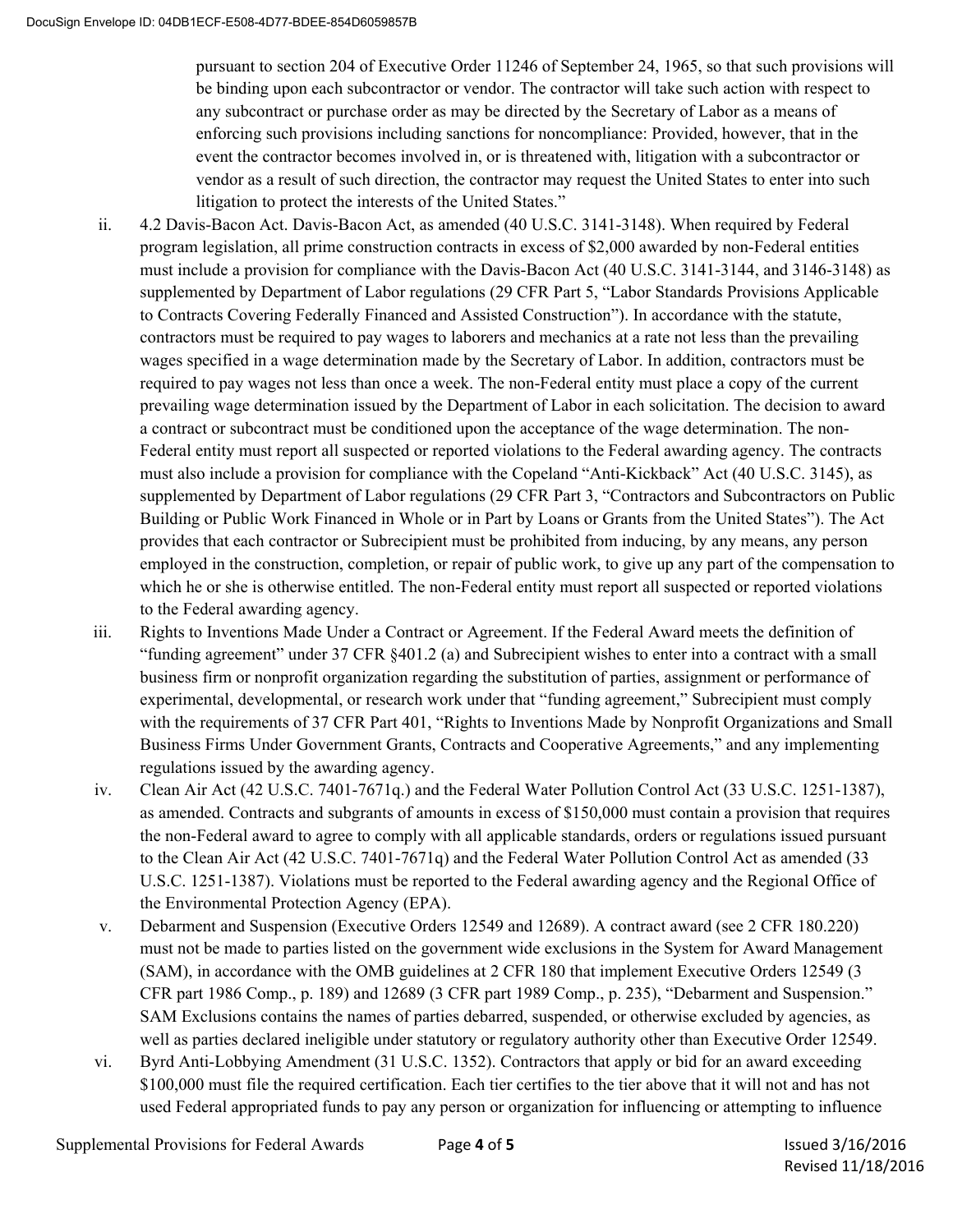pursuant to section 204 of Executive Order 11246 of September 24, 1965, so that such provisions will be binding upon each subcontractor or vendor. The contractor will take such action with respect to any subcontract or purchase order as may be directed by the Secretary of Labor as a means of enforcing such provisions including sanctions for noncompliance: Provided, however, that in the event the contractor becomes involved in, or is threatened with, litigation with a subcontractor or vendor as a result of such direction, the contractor may request the United States to enter into such litigation to protect the interests of the United States."

ii. 4.2 Davis-Bacon Act. Davis-Bacon Act, as amended (40 U.S.C. 3141-3148). When required by Federal program legislation, all prime construction contracts in excess of $2,000 awarded by non-Federal entities must include a provision for compliance with the Davis-Bacon Act (40 U.S.C. 3141-3144, and 3146-3148) as supplemented by Department of Labor regulations (29 CFR Part 5, "Labor Standards Provisions Applicable to Contracts Covering Federally Financed and Assisted Construction"). In accordance with the statute, contractors must be required to pay wages to laborers and mechanics at a rate not less than the prevailing wages specified in a wage determination made by the Secretary of Labor. In addition, contractors must be required to pay wages not less than once a week. The non-Federal entity must place a copy of the current prevailing wage determination issued by the Department of Labor in each solicitation. The decision to award a contract or subcontract must be conditioned upon the acceptance of the wage determination. The non-Federal entity must report all suspected or reported violations to the Federal awarding agency. The contracts must also include a provision for compliance with the Copeland "Anti-Kickback" Act (40 U.S.C. 3145), as supplemented by Department of Labor regulations (29 CFR Part 3, "Contractors and Subcontractors on Public Building or Public Work Financed in Whole or in Part by Loans or Grants from the United States"). The Act provides that each contractor or Subrecipient must be prohibited from inducing, by any means, any person employed in the construction, completion, or repair of public work, to give up any part of the compensation to which he or she is otherwise entitled. The non-Federal entity must report all suspected or reported violations to the Federal awarding agency.

iii. Rights to Inventions Made Under a Contract or Agreement. If the Federal Award meets the definition of "funding agreement" under 37 CFR §401.2 (a) and Subrecipient wishes to enter into a contract with a small business firm or nonprofit organization regarding the substitution of parties, assignment or performance of experimental, developmental, or research work under that "funding agreement," Subrecipient must comply with the requirements of 37 CFR Part 401, "Rights to Inventions Made by Nonprofit Organizations and Small Business Firms Under Government Grants, Contracts and Cooperative Agreements," and any implementing regulations issued by the awarding agency.

iv. Clean Air Act (42 U.S.C. 7401-7671q.) and the Federal Water Pollution Control Act (33 U.S.C. 1251-1387), as amended. Contracts and subgrants of amounts in excess of $150,000 must contain a provision that requires the non-Federal award to agree to comply with all applicable standards, orders or regulations issued pursuant to the Clean Air Act (42 U.S.C. 7401-7671q) and the Federal Water Pollution Control Act as amended (33 U.S.C. 1251-1387). Violations must be reported to the Federal awarding agency and the Regional Office of the Environmental Protection Agency (EPA).

v. Debarment and Suspension (Executive Orders 12549 and 12689). A contract award (see 2 CFR 180.220) must not be made to parties listed on the government wide exclusions in the System for Award Management (SAM), in accordance with the OMB guidelines at 2 CFR 180 that implement Executive Orders 12549 (3 CFR part 1986 Comp., p. 189) and 12689 (3 CFR part 1989 Comp., p. 235), "Debarment and Suspension." SAM Exclusions contains the names of parties debarred, suspended, or otherwise excluded by agencies, as well as parties declared ineligible under statutory or regulatory authority other than Executive Order 12549.

vi. Byrd Anti-Lobbying Amendment (31 U.S.C. 1352). Contractors that apply or bid for an award exceeding $100,000 must file the required certification. Each tier certifies to the tier above that it will not and has not used Federal appropriated funds to pay any person or organization for influencing or attempting to influence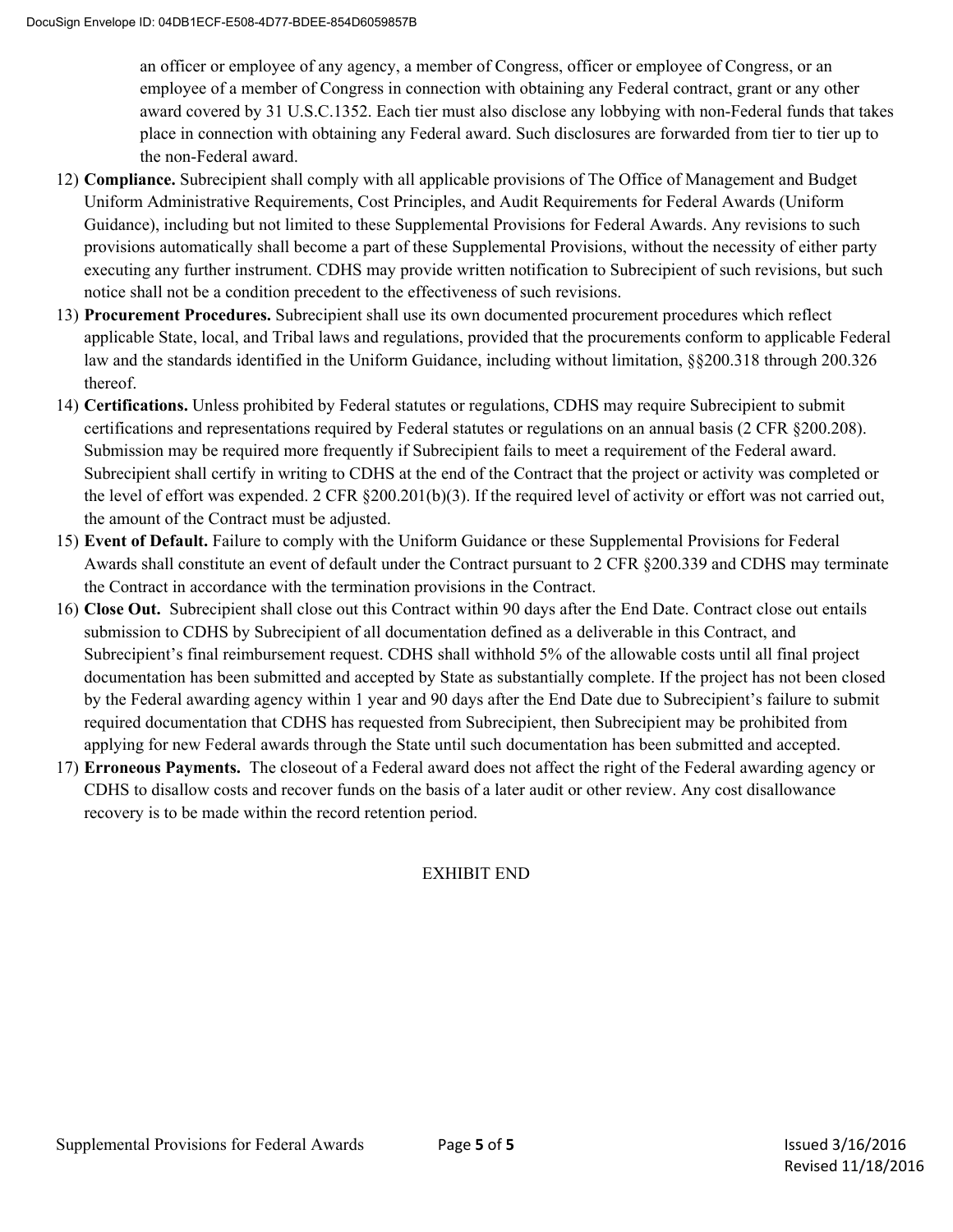an officer or employee of any agency, a member of Congress, officer or employee of Congress, or an employee of a member of Congress in connection with obtaining any Federal contract, grant or any other award covered by 31 U.S.C.1352. Each tier must also disclose any lobbying with non-Federal funds that takes place in connection with obtaining any Federal award. Such disclosures are forwarded from tier to tier up to the non-Federal award.

12) **Compliance.** Subrecipient shall comply with all applicable provisions of The Office of Management and Budget Uniform Administrative Requirements, Cost Principles, and Audit Requirements for Federal Awards (Uniform Guidance), including but not limited to these Supplemental Provisions for Federal Awards. Any revisions to such provisions automatically shall become a part of these Supplemental Provisions, without the necessity of either party executing any further instrument. CDHS may provide written notification to Subrecipient of such revisions, but such notice shall not be a condition precedent to the effectiveness of such revisions.
13) **Procurement Procedures.** Subrecipient shall use its own documented procurement procedures which reflect applicable State, local, and Tribal laws and regulations, provided that the procurements conform to applicable Federal law and the standards identified in the Uniform Guidance, including without limitation, §§200.318 through 200.326 thereof.
14) **Certifications.** Unless prohibited by Federal statutes or regulations, CDHS may require Subrecipient to submit certifications and representations required by Federal statutes or regulations on an annual basis (2 CFR §200.208). Submission may be required more frequently if Subrecipient fails to meet a requirement of the Federal award. Subrecipient shall certify in writing to CDHS at the end of the Contract that the project or activity was completed or the level of effort was expended. 2 CFR §200.201(b)(3). If the required level of activity or effort was not carried out, the amount of the Contract must be adjusted.
15) **Event of Default.** Failure to comply with the Uniform Guidance or these Supplemental Provisions for Federal Awards shall constitute an event of default under the Contract pursuant to 2 CFR §200.339 and CDHS may terminate the Contract in accordance with the termination provisions in the Contract.
16) **Close Out.** Subrecipient shall close out this Contract within 90 days after the End Date. Contract close out entails submission to CDHS by Subrecipient of all documentation defined as a deliverable in this Contract, and Subrecipient's final reimbursement request. CDHS shall withhold 5% of the allowable costs until all final project documentation has been submitted and accepted by State as substantially complete. If the project has not been closed by the Federal awarding agency within 1 year and 90 days after the End Date due to Subrecipient's failure to submit required documentation that CDHS has requested from Subrecipient, then Subrecipient may be prohibited from applying for new Federal awards through the State until such documentation has been submitted and accepted.
17) **Erroneous Payments.** The closeout of a Federal award does not affect the right of the Federal awarding agency or CDHS to disallow costs and recover funds on the basis of a later audit or other review. Any cost disallowance recovery is to be made within the record retention period.

EXHIBIT END